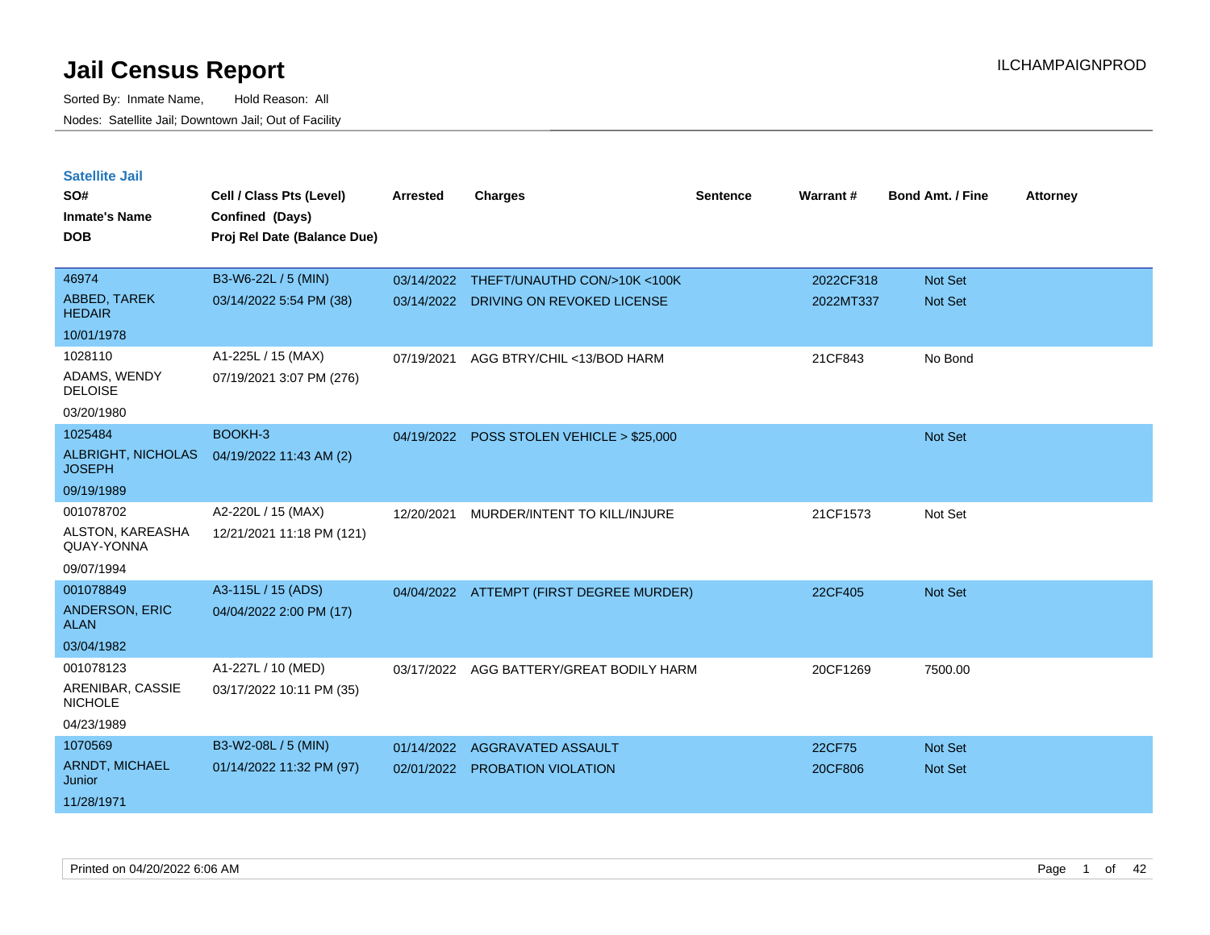# Jail Census Report

ILCHAMPAIGNPROD

Sorted By: Inmate Name, Hold Reason: All

Nodes: Satellite Jail; Downtown Jail; Out of Facility

## Satellite Jail

| SO# / Inmate's Name / DOB | Cell / Class Pts (Level) / Confined (Days) / Proj Rel Date (Balance Due) | Arrested | Charges | Sentence | Warrant # | Bond Amt. / Fine | Attorney |
|---|---|---|---|---|---|---|---|
| 46974<br>ABBED, TAREK HEDAIR<br>10/01/1978 | B3-W6-22L / 5 (MIN)<br>03/14/2022 5:54 PM (38) | 03/14/2022<br>03/14/2022 | THEFT/UNAUTHD CON/>10K <100K<br>DRIVING ON REVOKED LICENSE | | 2022CF318<br>2022MT337 | Not Set<br>Not Set | |
| 1028110<br>ADAMS, WENDY DELOISE<br>03/20/1980 | A1-225L / 15 (MAX)<br>07/19/2021 3:07 PM (276) | 07/19/2021 | AGG BTRY/CHIL <13/BOD HARM | | 21CF843 | No Bond | |
| 1025484<br>ALBRIGHT, NICHOLAS JOSEPH<br>09/19/1989 | BOOKH-3<br>04/19/2022 11:43 AM (2) | 04/19/2022 | POSS STOLEN VEHICLE > $25,000 | | | Not Set | |
| 001078702<br>ALSTON, KAREASHA QUAY-YONNA<br>09/07/1994 | A2-220L / 15 (MAX)<br>12/21/2021 11:18 PM (121) | 12/20/2021 | MURDER/INTENT TO KILL/INJURE | | 21CF1573 | Not Set | |
| 001078849<br>ANDERSON, ERIC ALAN<br>03/04/1982 | A3-115L / 15 (ADS)<br>04/04/2022 2:00 PM (17) | 04/04/2022 | ATTEMPT (FIRST DEGREE MURDER) | | 22CF405 | Not Set | |
| 001078123<br>ARENIBAR, CASSIE NICHOLE<br>04/23/1989 | A1-227L / 10 (MED)<br>03/17/2022 10:11 PM (35) | 03/17/2022 | AGG BATTERY/GREAT BODILY HARM | | 20CF1269 | 7500.00 | |
| 1070569<br>ARNDT, MICHAEL Junior<br>11/28/1971 | B3-W2-08L / 5 (MIN)<br>01/14/2022 11:32 PM (97) | 01/14/2022<br>02/01/2022 | AGGRAVATED ASSAULT<br>PROBATION VIOLATION | | 22CF75<br>20CF806 | Not Set<br>Not Set | |

Printed on 04/20/2022 6:06 AM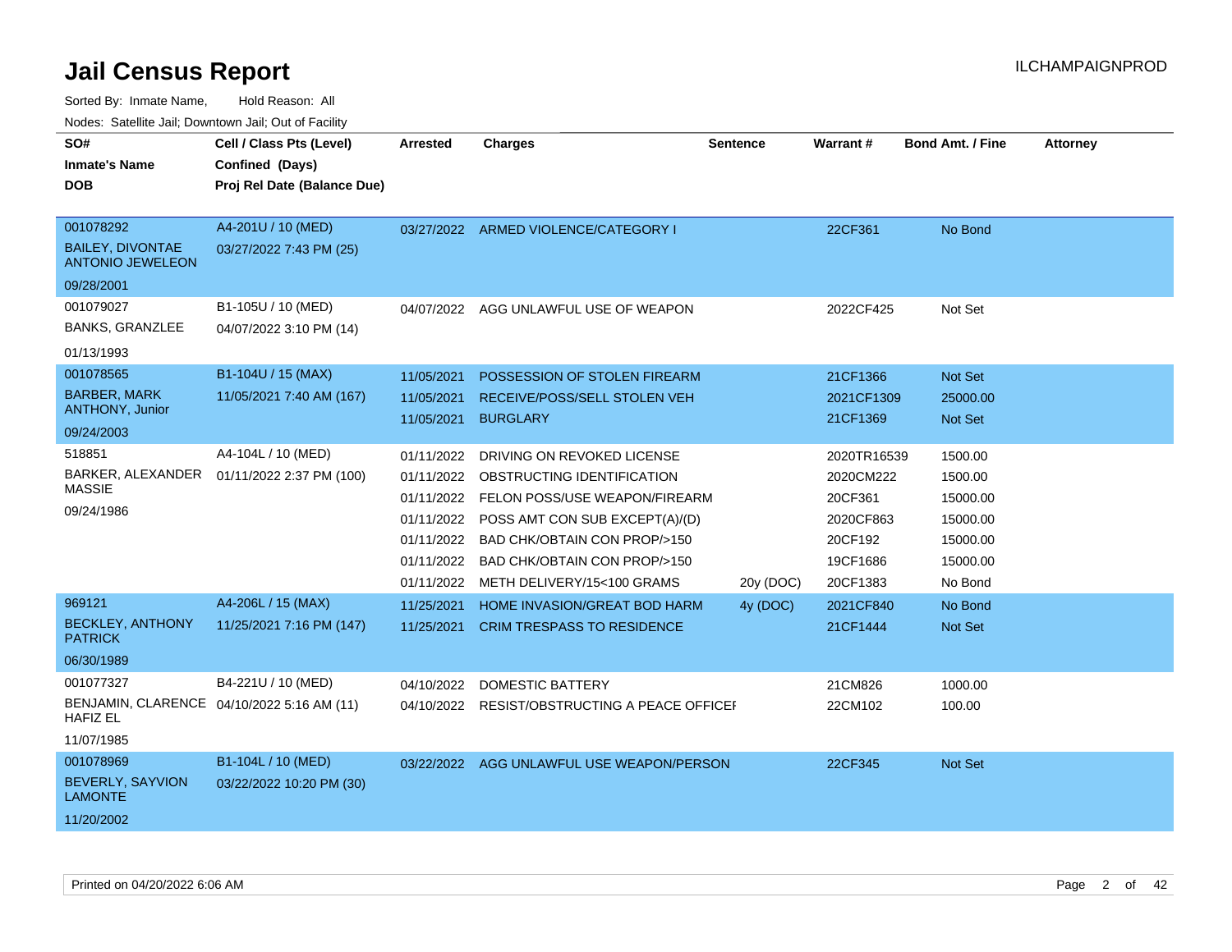# Jail Census Report

ILCHAMPAIGNPROD

Sorted By: Inmate Name, Hold Reason: All

Nodes: Satellite Jail; Downtown Jail; Out of Facility

| SO# / Inmate's Name / DOB | Cell / Class Pts (Level) / Confined (Days) / Proj Rel Date (Balance Due) | Arrested | Charges | Sentence | Warrant # | Bond Amt. / Fine | Attorney |
|---|---|---|---|---|---|---|---|
| 001078292<br>BAILEY, DIVONTAE ANTONIO JEWELEON<br>09/28/2001 | A4-201U / 10 (MED)<br>03/27/2022 7:43 PM (25) | 03/27/2022 | ARMED VIOLENCE/CATEGORY I | | 22CF361 | No Bond | |
| 001079027<br>BANKS, GRANZLEE<br>01/13/1993 | B1-105U / 10 (MED)<br>04/07/2022 3:10 PM (14) | 04/07/2022 | AGG UNLAWFUL USE OF WEAPON | | 2022CF425 | Not Set | |
| 001078565<br>BARBER, MARK ANTHONY, Junior<br>09/24/2003 | B1-104U / 15 (MAX)<br>11/05/2021 7:40 AM (167) | 11/05/2021 | POSSESSION OF STOLEN FIREARM | | 21CF1366 | Not Set | |
| | | 11/05/2021 | RECEIVE/POSS/SELL STOLEN VEH | | 2021CF1309 | 25000.00 | |
| | | 11/05/2021 | BURGLARY | | 21CF1369 | Not Set | |
| 518851<br>BARKER, ALEXANDER MASSIE<br>09/24/1986 | A4-104L / 10 (MED)<br>01/11/2022 2:37 PM (100) | 01/11/2022 | DRIVING ON REVOKED LICENSE | | 2020TR16539 | 1500.00 | |
| | | 01/11/2022 | OBSTRUCTING IDENTIFICATION | | 2020CM222 | 1500.00 | |
| | | 01/11/2022 | FELON POSS/USE WEAPON/FIREARM | | 20CF361 | 15000.00 | |
| | | 01/11/2022 | POSS AMT CON SUB EXCEPT(A)/(D) | | 2020CF863 | 15000.00 | |
| | | 01/11/2022 | BAD CHK/OBTAIN CON PROP/>150 | | 20CF192 | 15000.00 | |
| | | 01/11/2022 | BAD CHK/OBTAIN CON PROP/>150 | | 19CF1686 | 15000.00 | |
| | | 01/11/2022 | METH DELIVERY/15<100 GRAMS | 20y (DOC) | 20CF1383 | No Bond | |
| 969121<br>BECKLEY, ANTHONY PATRICK<br>06/30/1989 | A4-206L / 15 (MAX)<br>11/25/2021 7:16 PM (147) | 11/25/2021 | HOME INVASION/GREAT BOD HARM | 4y (DOC) | 2021CF840 | No Bond | |
| | | 11/25/2021 | CRIM TRESPASS TO RESIDENCE | | 21CF1444 | Not Set | |
| 001077327<br>BENJAMIN, CLARENCE HAFIZ EL<br>11/07/1985 | B4-221U / 10 (MED)<br>04/10/2022 5:16 AM (11) | 04/10/2022 | DOMESTIC BATTERY | | 21CM826 | 1000.00 | |
| | | 04/10/2022 | RESIST/OBSTRUCTING A PEACE OFFICEI | | 22CM102 | 100.00 | |
| 001078969<br>BEVERLY, SAYVION LAMONTE<br>11/20/2002 | B1-104L / 10 (MED)<br>03/22/2022 10:20 PM (30) | 03/22/2022 | AGG UNLAWFUL USE WEAPON/PERSON | | 22CF345 | Not Set | |

Printed on 04/20/2022 6:06 AM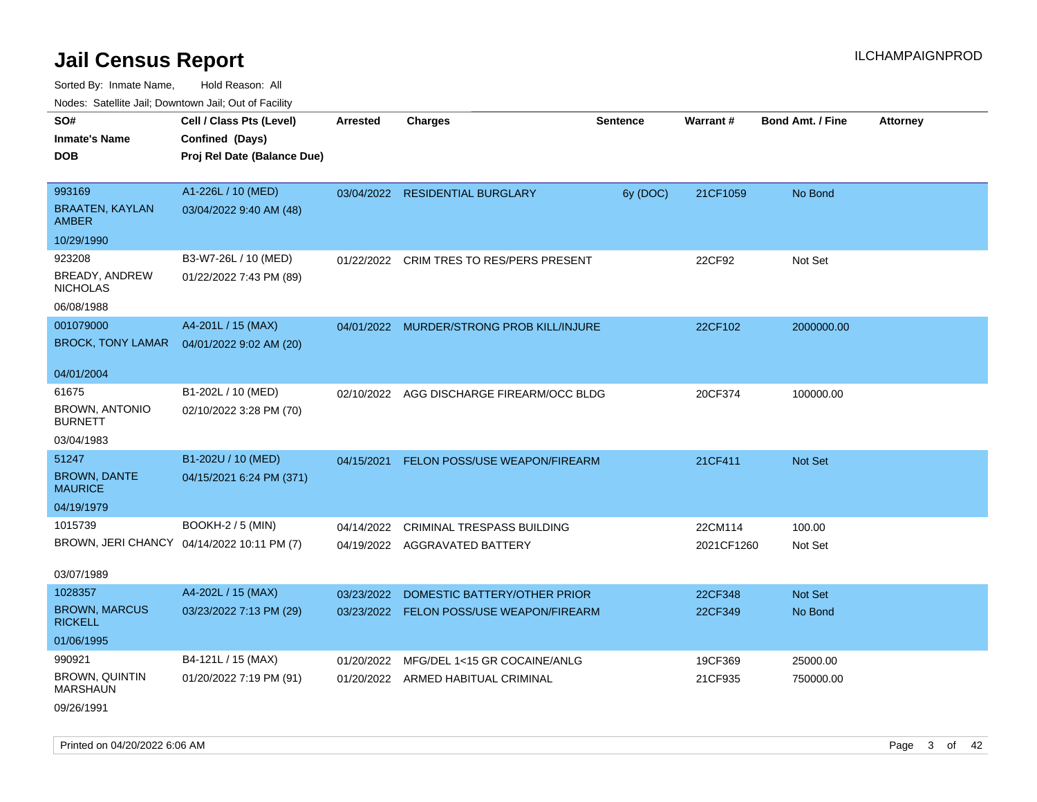# Jail Census Report

ILCHAMPAIGNPROD

Sorted By: Inmate Name, Hold Reason: All

Nodes: Satellite Jail; Downtown Jail; Out of Facility

| SO# / Inmate's Name / DOB | Cell / Class Pts (Level) / Confined (Days) / Proj Rel Date (Balance Due) | Arrested | Charges | Sentence | Warrant # | Bond Amt. / Fine | Attorney |
|---|---|---|---|---|---|---|---|
| 993169<br>BRAATEN, KAYLAN AMBER<br>10/29/1990 | A1-226L / 10 (MED)<br>03/04/2022 9:40 AM (48) | 03/04/2022 | RESIDENTIAL BURGLARY | 6y (DOC) | 21CF1059 | No Bond | |
| 923208<br>BREADY, ANDREW NICHOLAS<br>06/08/1988 | B3-W7-26L / 10 (MED)<br>01/22/2022 7:43 PM (89) | 01/22/2022 | CRIM TRES TO RES/PERS PRESENT | | 22CF92 | Not Set | |
| 001079000<br>BROCK, TONY LAMAR<br>04/01/2004 | A4-201L / 15 (MAX)<br>04/01/2022 9:02 AM (20) | 04/01/2022 | MURDER/STRONG PROB KILL/INJURE | | 22CF102 | 2000000.00 | |
| 61675<br>BROWN, ANTONIO BURNETT<br>03/04/1983 | B1-202L / 10 (MED)<br>02/10/2022 3:28 PM (70) | 02/10/2022 | AGG DISCHARGE FIREARM/OCC BLDG | | 20CF374 | 100000.00 | |
| 51247<br>BROWN, DANTE MAURICE<br>04/19/1979 | B1-202U / 10 (MED)<br>04/15/2021 6:24 PM (371) | 04/15/2021 | FELON POSS/USE WEAPON/FIREARM | | 21CF411 | Not Set | |
| 1015739<br>BROWN, JERI CHANCY<br>03/07/1989 | BOOKH-2 / 5 (MIN)<br>04/14/2022 10:11 PM (7) | 04/14/2022 | CRIMINAL TRESPASS BUILDING | | 22CM114 | 100.00 | |
| | | 04/19/2022 | AGGRAVATED BATTERY | | 2021CF1260 | Not Set | |
| 1028357<br>BROWN, MARCUS RICKELL<br>01/06/1995 | A4-202L / 15 (MAX)<br>03/23/2022 7:13 PM (29) | 03/23/2022 | DOMESTIC BATTERY/OTHER PRIOR | | 22CF348 | Not Set | |
| | | 03/23/2022 | FELON POSS/USE WEAPON/FIREARM | | 22CF349 | No Bond | |
| 990921<br>BROWN, QUINTIN MARSHAUN<br>09/26/1991 | B4-121L / 15 (MAX)<br>01/20/2022 7:19 PM (91) | 01/20/2022 | MFG/DEL 1<15 GR COCAINE/ANLG | | 19CF369 | 25000.00 | |
| | | 01/20/2022 | ARMED HABITUAL CRIMINAL | | 21CF935 | 750000.00 | |

Printed on 04/20/2022 6:06 AM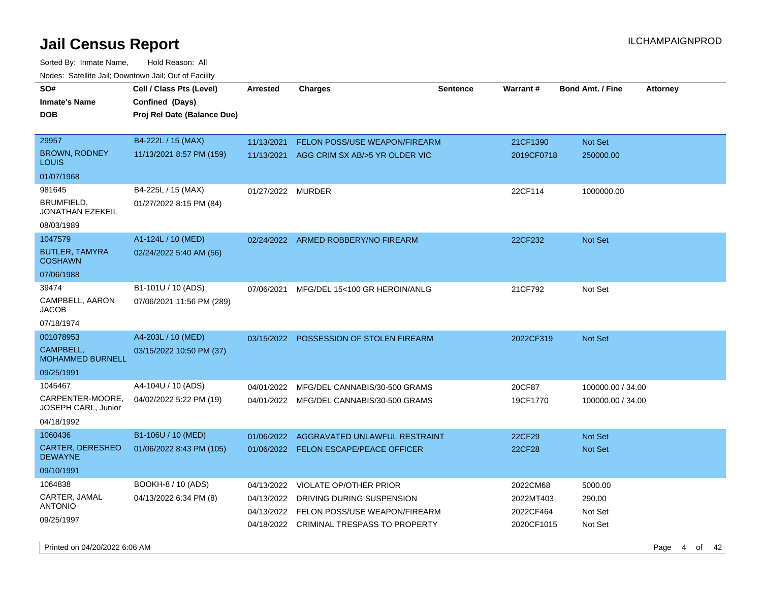# Jail Census Report

ILCHAMPAIGNPROD

Sorted By: Inmate Name, Hold Reason: All

Nodes: Satellite Jail; Downtown Jail; Out of Facility

| SO# / Inmate's Name / DOB | Cell / Class Pts (Level) / Confined (Days) / Proj Rel Date (Balance Due) | Arrested | Charges | Sentence | Warrant # | Bond Amt. / Fine | Attorney |
|---|---|---|---|---|---|---|---|
| 29957<br>BROWN, RODNEY LOUIS<br>01/07/1968 | B4-222L / 15 (MAX)<br>11/13/2021 8:57 PM (159) | 11/13/2021 | FELON POSS/USE WEAPON/FIREARM | | 21CF1390 | Not Set | |
| | | 11/13/2021 | AGG CRIM SX AB/>5 YR OLDER VIC | | 2019CF0718 | 250000.00 | |
| 981645<br>BRUMFIELD, JONATHAN EZEKEIL<br>08/03/1989 | B4-225L / 15 (MAX)<br>01/27/2022 8:15 PM (84) | 01/27/2022 | MURDER | | 22CF114 | 1000000.00 | |
| 1047579<br>BUTLER, TAMYRA COSHAWN<br>07/06/1988 | A1-124L / 10 (MED)<br>02/24/2022 5:40 AM (56) | 02/24/2022 | ARMED ROBBERY/NO FIREARM | | 22CF232 | Not Set | |
| 39474<br>CAMPBELL, AARON JACOB<br>07/18/1974 | B1-101U / 10 (ADS)<br>07/06/2021 11:56 PM (289) | 07/06/2021 | MFG/DEL 15<100 GR HEROIN/ANLG | | 21CF792 | Not Set | |
| 001078953<br>CAMPBELL, MOHAMMED BURNELL<br>09/25/1991 | A4-203L / 10 (MED)<br>03/15/2022 10:50 PM (37) | 03/15/2022 | POSSESSION OF STOLEN FIREARM | | 2022CF319 | Not Set | |
| 1045467<br>CARPENTER-MOORE, JOSEPH CARL, Junior<br>04/18/1992 | A4-104U / 10 (ADS)<br>04/02/2022 5:22 PM (19) | 04/01/2022 | MFG/DEL CANNABIS/30-500 GRAMS | | 20CF87 | 100000.00 / 34.00 | |
| | | 04/01/2022 | MFG/DEL CANNABIS/30-500 GRAMS | | 19CF1770 | 100000.00 / 34.00 | |
| 1060436<br>CARTER, DERESHEO DEWAYNE<br>09/10/1991 | B1-106U / 10 (MED)<br>01/06/2022 8:43 PM (105) | 01/06/2022 | AGGRAVATED UNLAWFUL RESTRAINT | | 22CF29 | Not Set | |
| | | 01/06/2022 | FELON ESCAPE/PEACE OFFICER | | 22CF28 | Not Set | |
| 1064838<br>CARTER, JAMAL ANTONIO<br>09/25/1997 | BOOKH-8 / 10 (ADS)<br>04/13/2022 6:34 PM (8) | 04/13/2022 | VIOLATE OP/OTHER PRIOR | | 2022CM68 | 5000.00 | |
| | | 04/13/2022 | DRIVING DURING SUSPENSION | | 2022MT403 | 290.00 | |
| | | 04/13/2022 | FELON POSS/USE WEAPON/FIREARM | | 2022CF464 | Not Set | |
| | | 04/18/2022 | CRIMINAL TRESPASS TO PROPERTY | | 2020CF1015 | Not Set | |

Printed on 04/20/2022 6:06 AM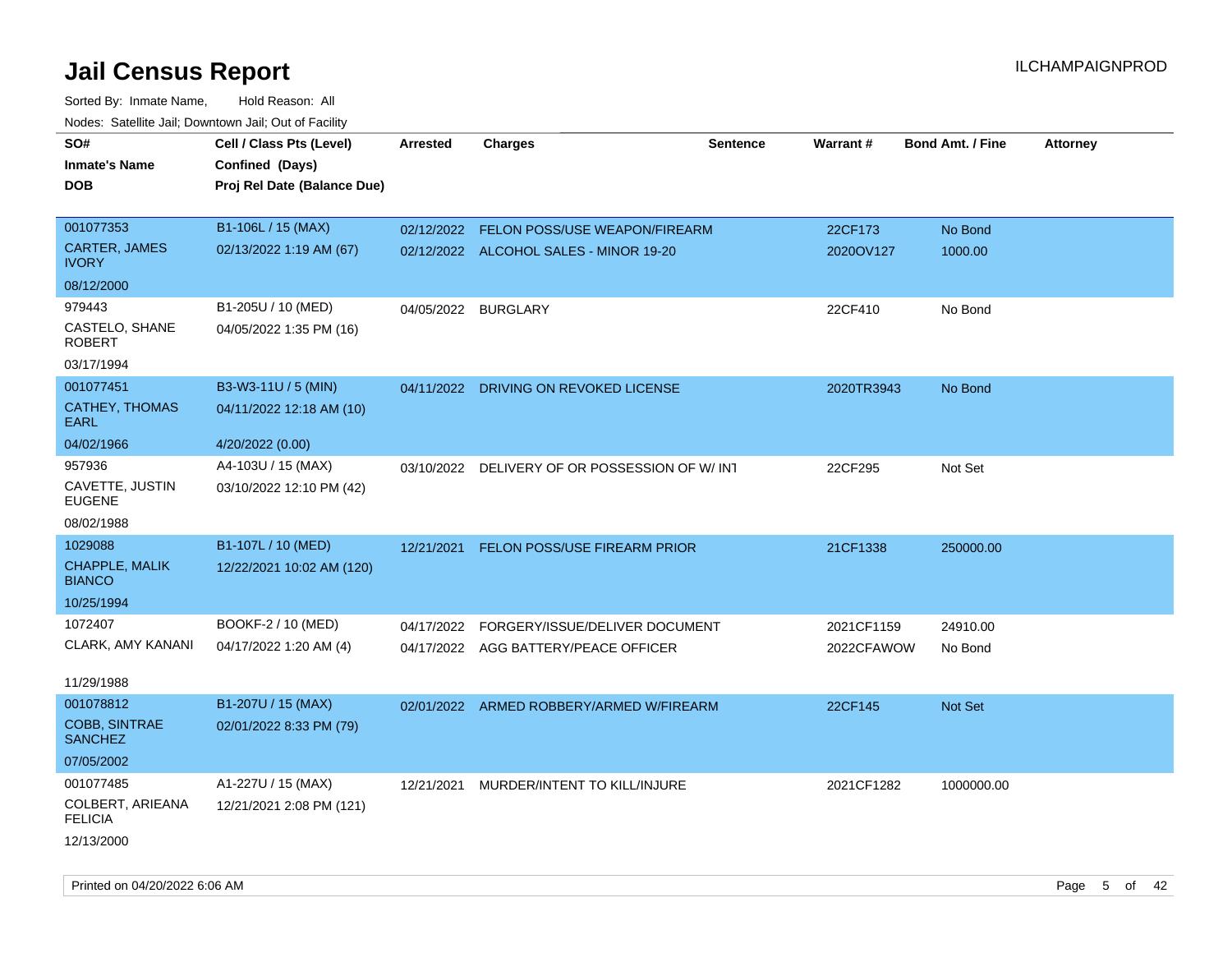# Jail Census Report

ILCHAMPAIGNPROD

Sorted By: Inmate Name, Hold Reason: All

Nodes: Satellite Jail; Downtown Jail; Out of Facility

| SO# / Inmate's Name / DOB | Cell / Class Pts (Level) / Confined (Days) / Proj Rel Date (Balance Due) | Arrested | Charges | Sentence | Warrant # | Bond Amt. / Fine | Attorney |
|---|---|---|---|---|---|---|---|
| 001077353<br>CARTER, JAMES IVORY<br>08/12/2000 | B1-106L / 15 (MAX)<br>02/13/2022 1:19 AM (67) | 02/12/2022 | FELON POSS/USE WEAPON/FIREARM | | 22CF173 | No Bond | |
| | | 02/12/2022 | ALCOHOL SALES - MINOR 19-20 | | 2020OV127 | 1000.00 | |
| 979443<br>CASTELO, SHANE ROBERT<br>03/17/1994 | B1-205U / 10 (MED)<br>04/05/2022 1:35 PM (16) | 04/05/2022 | BURGLARY | | 22CF410 | No Bond | |
| 001077451<br>CATHEY, THOMAS EARL<br>04/02/1966 | B3-W3-11U / 5 (MIN)<br>04/11/2022 12:18 AM (10)<br>4/20/2022 (0.00) | 04/11/2022 | DRIVING ON REVOKED LICENSE | | 2020TR3943 | No Bond | |
| 957936<br>CAVETTE, JUSTIN EUGENE<br>08/02/1988 | A4-103U / 15 (MAX)<br>03/10/2022 12:10 PM (42) | 03/10/2022 | DELIVERY OF OR POSSESSION OF W/ INT | | 22CF295 | Not Set | |
| 1029088<br>CHAPPLE, MALIK BIANCO<br>10/25/1994 | B1-107L / 10 (MED)<br>12/22/2021 10:02 AM (120) | 12/21/2021 | FELON POSS/USE FIREARM PRIOR | | 21CF1338 | 250000.00 | |
| 1072407<br>CLARK, AMY KANANI<br>11/29/1988 | BOOKF-2 / 10 (MED)<br>04/17/2022 1:20 AM (4) | 04/17/2022 | FORGERY/ISSUE/DELIVER DOCUMENT | | 2021CF1159 | 24910.00 | |
| | | 04/17/2022 | AGG BATTERY/PEACE OFFICER | | 2022CFAWOW | No Bond | |
| 001078812<br>COBB, SINTRAE SANCHEZ<br>07/05/2002 | B1-207U / 15 (MAX)<br>02/01/2022 8:33 PM (79) | 02/01/2022 | ARMED ROBBERY/ARMED W/FIREARM | | 22CF145 | Not Set | |
| 001077485<br>COLBERT, ARIEANA FELICIA<br>12/13/2000 | A1-227U / 15 (MAX)<br>12/21/2021 2:08 PM (121) | 12/21/2021 | MURDER/INTENT TO KILL/INJURE | | 2021CF1282 | 1000000.00 | |

Printed on 04/20/2022 6:06 AM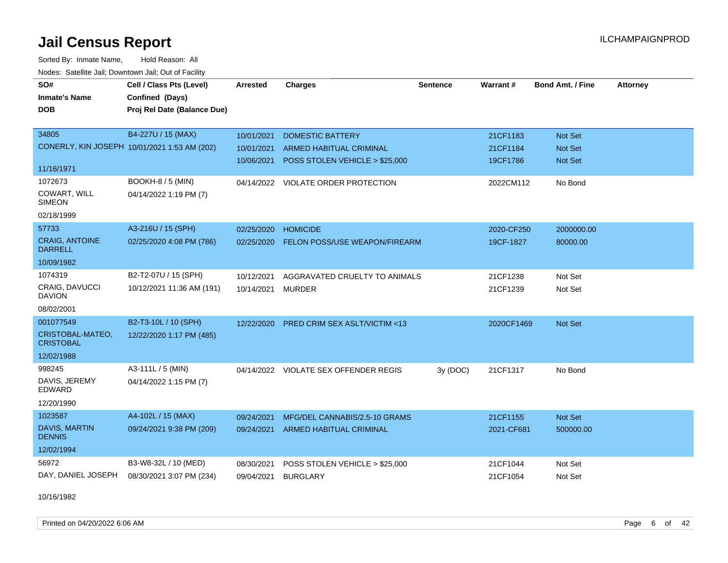# Jail Census Report

ILCHAMPAIGNPROD

Sorted By: Inmate Name, Hold Reason: All

Nodes: Satellite Jail; Downtown Jail; Out of Facility

| SO# / Inmate's Name / DOB | Cell / Class Pts (Level) / Confined (Days) / Proj Rel Date (Balance Due) | Arrested | Charges | Sentence | Warrant # | Bond Amt. / Fine | Attorney |
|---|---|---|---|---|---|---|---|
| 34805<br>CONERLY, KIN JOSEPH<br>11/16/1971 | B4-227U / 15 (MAX)<br>10/01/2021 1:53 AM (202) | 10/01/2021 | DOMESTIC BATTERY | | 21CF1183 | Not Set | |
| | | 10/01/2021 | ARMED HABITUAL CRIMINAL | | 21CF1184 | Not Set | |
| | | 10/06/2021 | POSS STOLEN VEHICLE > $25,000 | | 19CF1786 | Not Set | |
| 1072673<br>COWART, WILL SIMEON<br>02/18/1999 | BOOKH-8 / 5 (MIN)<br>04/14/2022 1:19 PM (7) | 04/14/2022 | VIOLATE ORDER PROTECTION | | 2022CM112 | No Bond | |
| 57733<br>CRAIG, ANTOINE DARRELL<br>10/09/1982 | A3-216U / 15 (SPH)<br>02/25/2020 4:08 PM (786) | 02/25/2020 | HOMICIDE | | 2020-CF250 | 2000000.00 | |
| | | 02/25/2020 | FELON POSS/USE WEAPON/FIREARM | | 19CF-1827 | 80000.00 | |
| 1074319<br>CRAIG, DAVUCCI DAVION<br>08/02/2001 | B2-T2-07U / 15 (SPH)<br>10/12/2021 11:36 AM (191) | 10/12/2021 | AGGRAVATED CRUELTY TO ANIMALS | | 21CF1238 | Not Set | |
| | | 10/14/2021 | MURDER | | 21CF1239 | Not Set | |
| 001077549<br>CRISTOBAL-MATEO, CRISTOBAL<br>12/02/1988 | B2-T3-10L / 10 (SPH)<br>12/22/2020 1:17 PM (485) | 12/22/2020 | PRED CRIM SEX ASLT/VICTIM <13 | | 2020CF1469 | Not Set | |
| 998245<br>DAVIS, JEREMY EDWARD<br>12/20/1990 | A3-111L / 5 (MIN)<br>04/14/2022 1:15 PM (7) | 04/14/2022 | VIOLATE SEX OFFENDER REGIS | 3y (DOC) | 21CF1317 | No Bond | |
| 1023587<br>DAVIS, MARTIN DENNIS<br>12/02/1994 | A4-102L / 15 (MAX)<br>09/24/2021 9:38 PM (209) | 09/24/2021 | MFG/DEL CANNABIS/2.5-10 GRAMS | | 21CF1155 | Not Set | |
| | | 09/24/2021 | ARMED HABITUAL CRIMINAL | | 2021-CF681 | 500000.00 | |
| 56972<br>DAY, DANIEL JOSEPH<br>10/16/1982 | B3-W8-32L / 10 (MED)<br>08/30/2021 3:07 PM (234) | 08/30/2021 | POSS STOLEN VEHICLE > $25,000 | | 21CF1044 | Not Set | |
| | | 09/04/2021 | BURGLARY | | 21CF1054 | Not Set | |

Printed on 04/20/2022 6:06 AM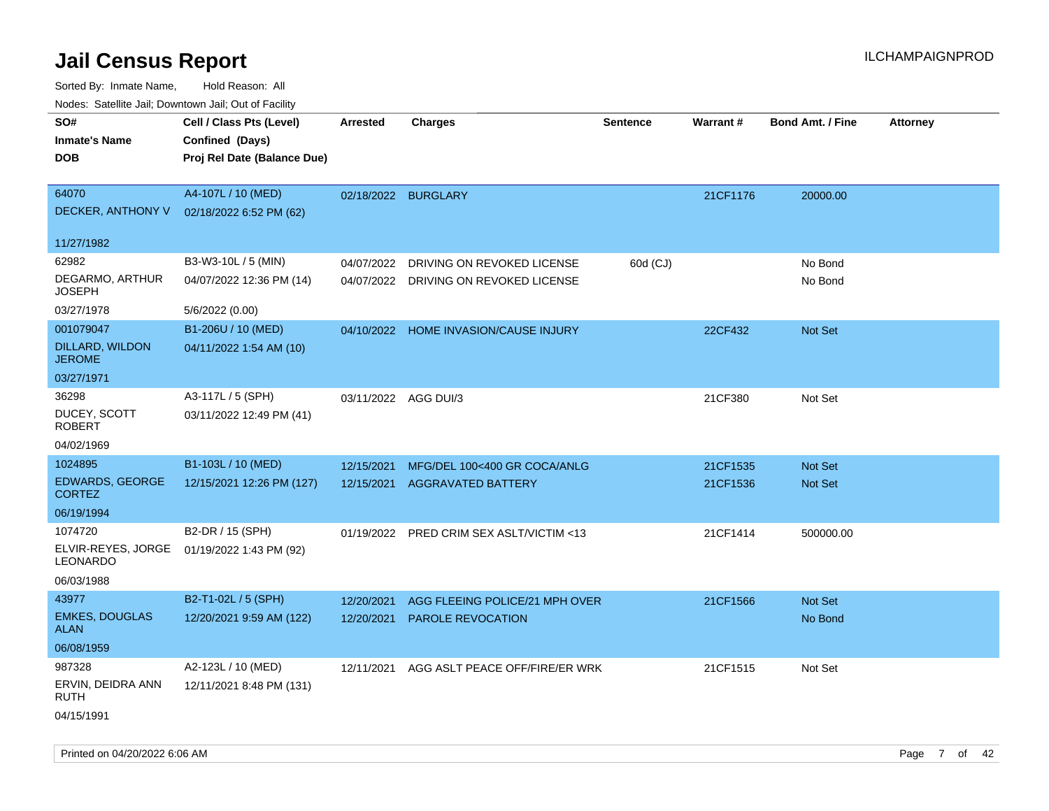# Jail Census Report

ILCHAMPAIGNPROD

Sorted By: Inmate Name, Hold Reason: All

Nodes: Satellite Jail; Downtown Jail; Out of Facility

| SO# / Inmate's Name / DOB | Cell / Class Pts (Level) / Confined (Days) / Proj Rel Date (Balance Due) | Arrested | Charges | Sentence | Warrant # | Bond Amt. / Fine | Attorney |
|---|---|---|---|---|---|---|---|
| 64070<br>DECKER, ANTHONY V<br>11/27/1982 | A4-107L / 10 (MED)<br>02/18/2022 6:52 PM (62) | 02/18/2022 | BURGLARY | | 21CF1176 | 20000.00 | |
| 62982<br>DEGARMO, ARTHUR JOSEPH<br>03/27/1978 | B3-W3-10L / 5 (MIN)<br>04/07/2022 12:36 PM (14)<br>5/6/2022 (0.00) | 04/07/2022<br>04/07/2022 | DRIVING ON REVOKED LICENSE<br>DRIVING ON REVOKED LICENSE | 60d (CJ) | | No Bond<br>No Bond | |
| 001079047<br>DILLARD, WILDON JEROME<br>03/27/1971 | B1-206U / 10 (MED)<br>04/11/2022 1:54 AM (10) | 04/10/2022 | HOME INVASION/CAUSE INJURY | | 22CF432 | Not Set | |
| 36298<br>DUCEY, SCOTT ROBERT<br>04/02/1969 | A3-117L / 5 (SPH)<br>03/11/2022 12:49 PM (41) | 03/11/2022 | AGG DUI/3 | | 21CF380 | Not Set | |
| 1024895<br>EDWARDS, GEORGE CORTEZ<br>06/19/1994 | B1-103L / 10 (MED)<br>12/15/2021 12:26 PM (127) | 12/15/2021<br>12/15/2021 | MFG/DEL 100<400 GR COCA/ANLG<br>AGGRAVATED BATTERY | | 21CF1535<br>21CF1536 | Not Set<br>Not Set | |
| 1074720<br>ELVIR-REYES, JORGE LEONARDO<br>06/03/1988 | B2-DR / 15 (SPH)<br>01/19/2022 1:43 PM (92) | 01/19/2022 | PRED CRIM SEX ASLT/VICTIM <13 | | 21CF1414 | 500000.00 | |
| 43977<br>EMKES, DOUGLAS ALAN<br>06/08/1959 | B2-T1-02L / 5 (SPH)<br>12/20/2021 9:59 AM (122) | 12/20/2021<br>12/20/2021 | AGG FLEEING POLICE/21 MPH OVER<br>PAROLE REVOCATION | | 21CF1566 | Not Set<br>No Bond | |
| 987328<br>ERVIN, DEIDRA ANN RUTH<br>04/15/1991 | A2-123L / 10 (MED)<br>12/11/2021 8:48 PM (131) | 12/11/2021 | AGG ASLT PEACE OFF/FIRE/ER WRK | | 21CF1515 | Not Set | |

Printed on 04/20/2022 6:06 AM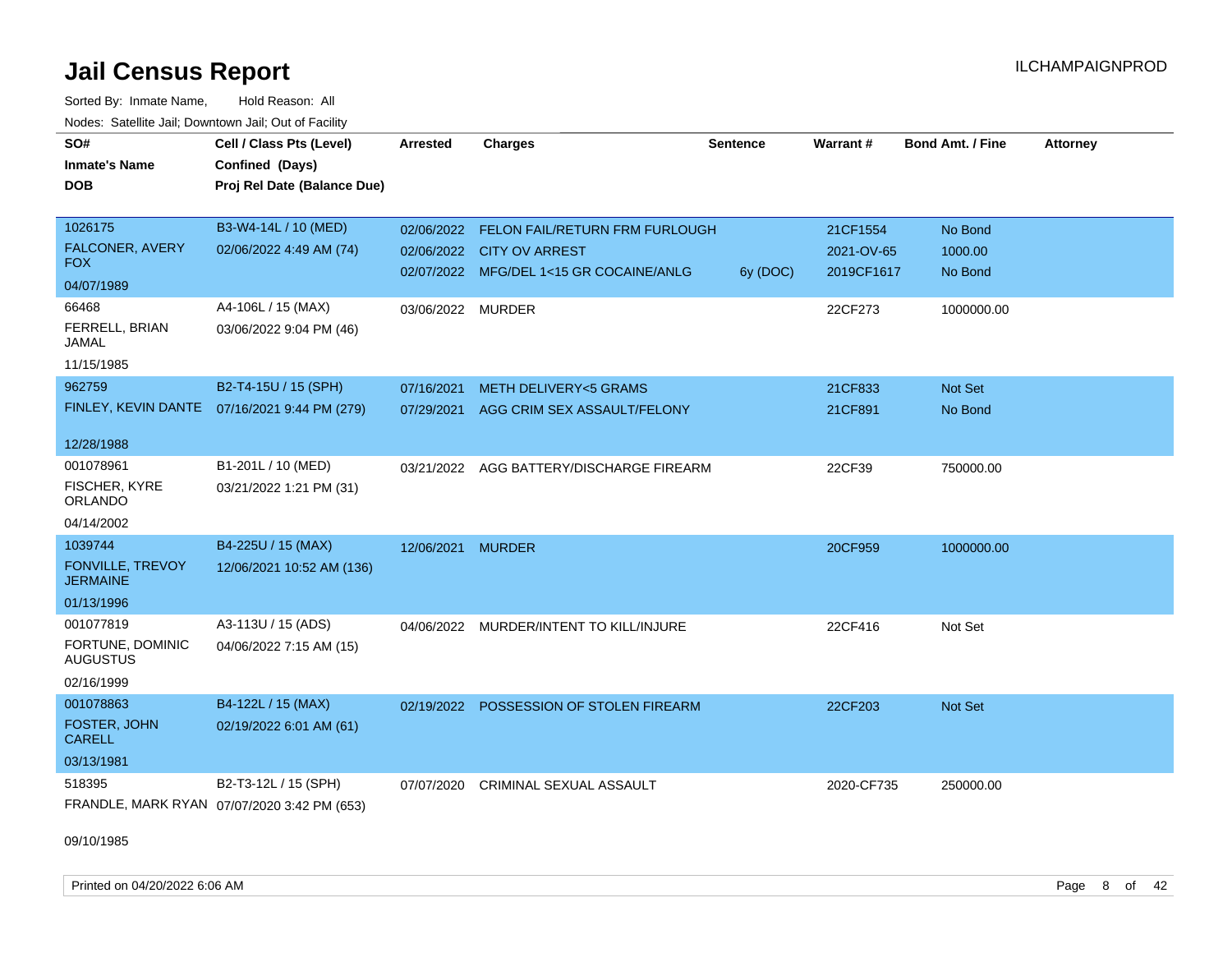# Jail Census Report

ILCHAMPAIGNPROD

Sorted By: Inmate Name, Hold Reason: All

Nodes: Satellite Jail; Downtown Jail; Out of Facility

| SO# / Inmate's Name / DOB | Cell / Class Pts (Level) / Confined (Days) / Proj Rel Date (Balance Due) | Arrested | Charges | Sentence | Warrant # | Bond Amt. / Fine | Attorney |
|---|---|---|---|---|---|---|---|
| 1026175 FALCONER, AVERY FOX 04/07/1989 | B3-W4-14L / 10 (MED) 02/06/2022 4:49 AM (74) | 02/06/2022 | FELON FAIL/RETURN FRM FURLOUGH | | 21CF1554 | No Bond | |
| | | 02/06/2022 | CITY OV ARREST | | 2021-OV-65 | 1000.00 | |
| | | 02/07/2022 | MFG/DEL 1<15 GR COCAINE/ANLG | 6y (DOC) | 2019CF1617 | No Bond | |
| 66468 FERRELL, BRIAN JAMAL 11/15/1985 | A4-106L / 15 (MAX) 03/06/2022 9:04 PM (46) | 03/06/2022 | MURDER | | 22CF273 | 1000000.00 | |
| 962759 FINLEY, KEVIN DANTE 12/28/1988 | B2-T4-15U / 15 (SPH) 07/16/2021 9:44 PM (279) | 07/16/2021 | METH DELIVERY<5 GRAMS | | 21CF833 | Not Set | |
| | | 07/29/2021 | AGG CRIM SEX ASSAULT/FELONY | | 21CF891 | No Bond | |
| 001078961 FISCHER, KYRE ORLANDO 04/14/2002 | B1-201L / 10 (MED) 03/21/2022 1:21 PM (31) | 03/21/2022 | AGG BATTERY/DISCHARGE FIREARM | | 22CF39 | 750000.00 | |
| 1039744 FONVILLE, TREVOY JERMAINE 01/13/1996 | B4-225U / 15 (MAX) 12/06/2021 10:52 AM (136) | 12/06/2021 | MURDER | | 20CF959 | 1000000.00 | |
| 001077819 FORTUNE, DOMINIC AUGUSTUS 02/16/1999 | A3-113U / 15 (ADS) 04/06/2022 7:15 AM (15) | 04/06/2022 | MURDER/INTENT TO KILL/INJURE | | 22CF416 | Not Set | |
| 001078863 FOSTER, JOHN CARELL 03/13/1981 | B4-122L / 15 (MAX) 02/19/2022 6:01 AM (61) | 02/19/2022 | POSSESSION OF STOLEN FIREARM | | 22CF203 | Not Set | |
| 518395 FRANDLE, MARK RYAN 09/10/1985 | B2-T3-12L / 15 (SPH) 07/07/2020 3:42 PM (653) | 07/07/2020 | CRIMINAL SEXUAL ASSAULT | | 2020-CF735 | 250000.00 | |

Printed on 04/20/2022 6:06 AM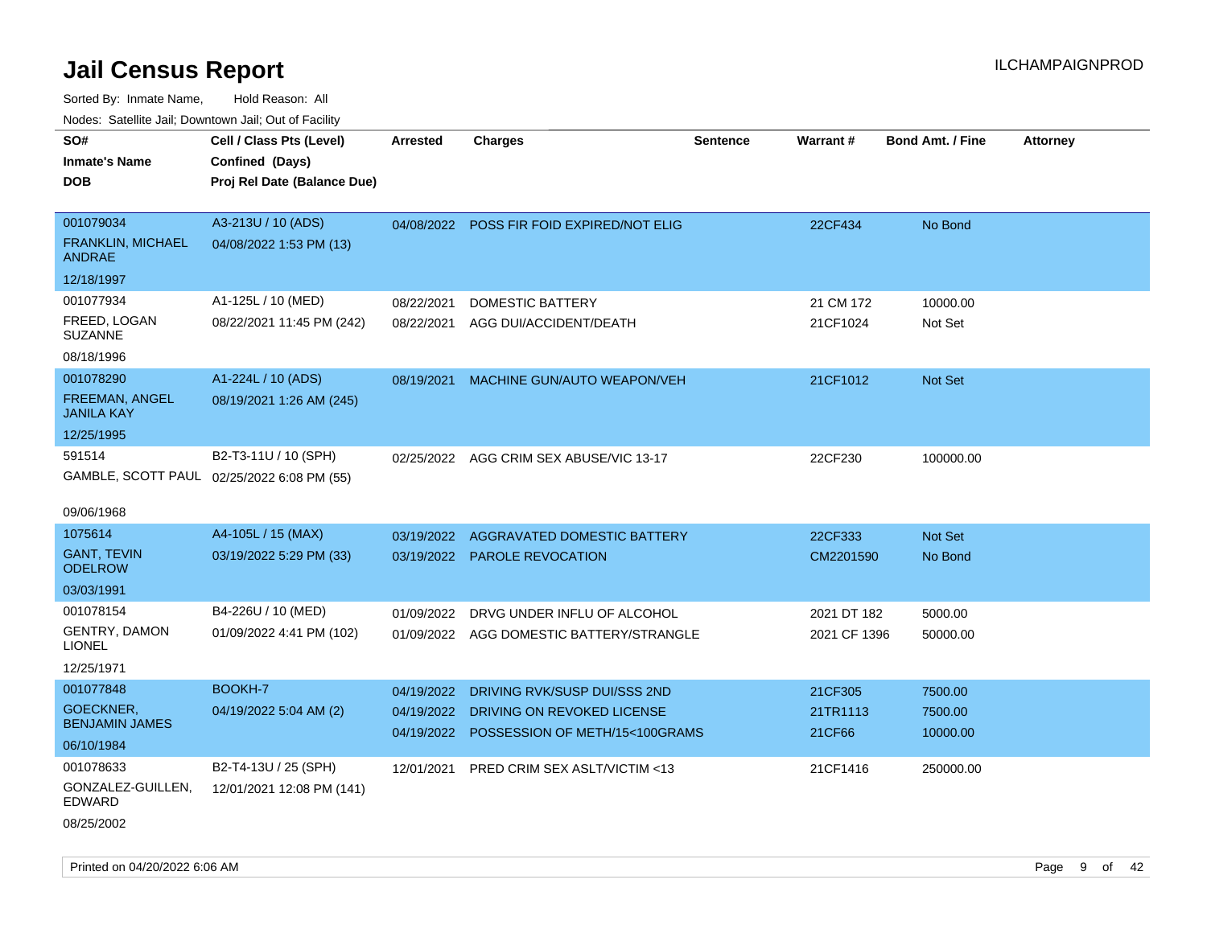# Jail Census Report

ILCHAMPAIGNPROD

Sorted By: Inmate Name, Hold Reason: All

Nodes: Satellite Jail; Downtown Jail; Out of Facility

| SO# / Inmate's Name / DOB | Cell / Class Pts (Level) / Confined (Days) / Proj Rel Date (Balance Due) | Arrested | Charges | Sentence | Warrant # | Bond Amt. / Fine | Attorney |
|---|---|---|---|---|---|---|---|
| 001079034<br>FRANKLIN, MICHAEL ANDRAE<br>12/18/1997 | A3-213U / 10 (ADS)<br>04/08/2022 1:53 PM (13) | 04/08/2022 | POSS FIR FOID EXPIRED/NOT ELIG | | 22CF434 | No Bond | |
| 001077934<br>FREED, LOGAN SUZANNE<br>08/18/1996 | A1-125L / 10 (MED)<br>08/22/2021 11:45 PM (242) | 08/22/2021<br>08/22/2021 | DOMESTIC BATTERY<br>AGG DUI/ACCIDENT/DEATH | | 21 CM 172<br>21CF1024 | 10000.00<br>Not Set | |
| 001078290<br>FREEMAN, ANGEL JANILA KAY<br>12/25/1995 | A1-224L / 10 (ADS)<br>08/19/2021 1:26 AM (245) | 08/19/2021 | MACHINE GUN/AUTO WEAPON/VEH | | 21CF1012 | Not Set | |
| 591514<br>GAMBLE, SCOTT PAUL<br>09/06/1968 | B2-T3-11U / 10 (SPH)<br>02/25/2022 6:08 PM (55) | 02/25/2022 | AGG CRIM SEX ABUSE/VIC 13-17 | | 22CF230 | 100000.00 | |
| 1075614<br>GANT, TEVIN ODELROW<br>03/03/1991 | A4-105L / 15 (MAX)<br>03/19/2022 5:29 PM (33) | 03/19/2022<br>03/19/2022 | AGGRAVATED DOMESTIC BATTERY<br>PAROLE REVOCATION | | 22CF333<br>CM2201590 | Not Set<br>No Bond | |
| 001078154<br>GENTRY, DAMON LIONEL<br>12/25/1971 | B4-226U / 10 (MED)<br>01/09/2022 4:41 PM (102) | 01/09/2022<br>01/09/2022 | DRVG UNDER INFLU OF ALCOHOL<br>AGG DOMESTIC BATTERY/STRANGLE | | 2021 DT 182<br>2021 CF 1396 | 5000.00<br>50000.00 | |
| 001077848<br>GOECKNER, BENJAMIN JAMES<br>06/10/1984 | BOOKH-7<br>04/19/2022 5:04 AM (2) | 04/19/2022<br>04/19/2022<br>04/19/2022 | DRIVING RVK/SUSP DUI/SSS 2ND<br>DRIVING ON REVOKED LICENSE<br>POSSESSION OF METH/15<100GRAMS | | 21CF305<br>21TR1113<br>21CF66 | 7500.00<br>7500.00<br>10000.00 | |
| 001078633<br>GONZALEZ-GUILLEN, EDWARD<br>08/25/2002 | B2-T4-13U / 25 (SPH)<br>12/01/2021 12:08 PM (141) | 12/01/2021 | PRED CRIM SEX ASLT/VICTIM <13 | | 21CF1416 | 250000.00 | |

Printed on 04/20/2022 6:06 AM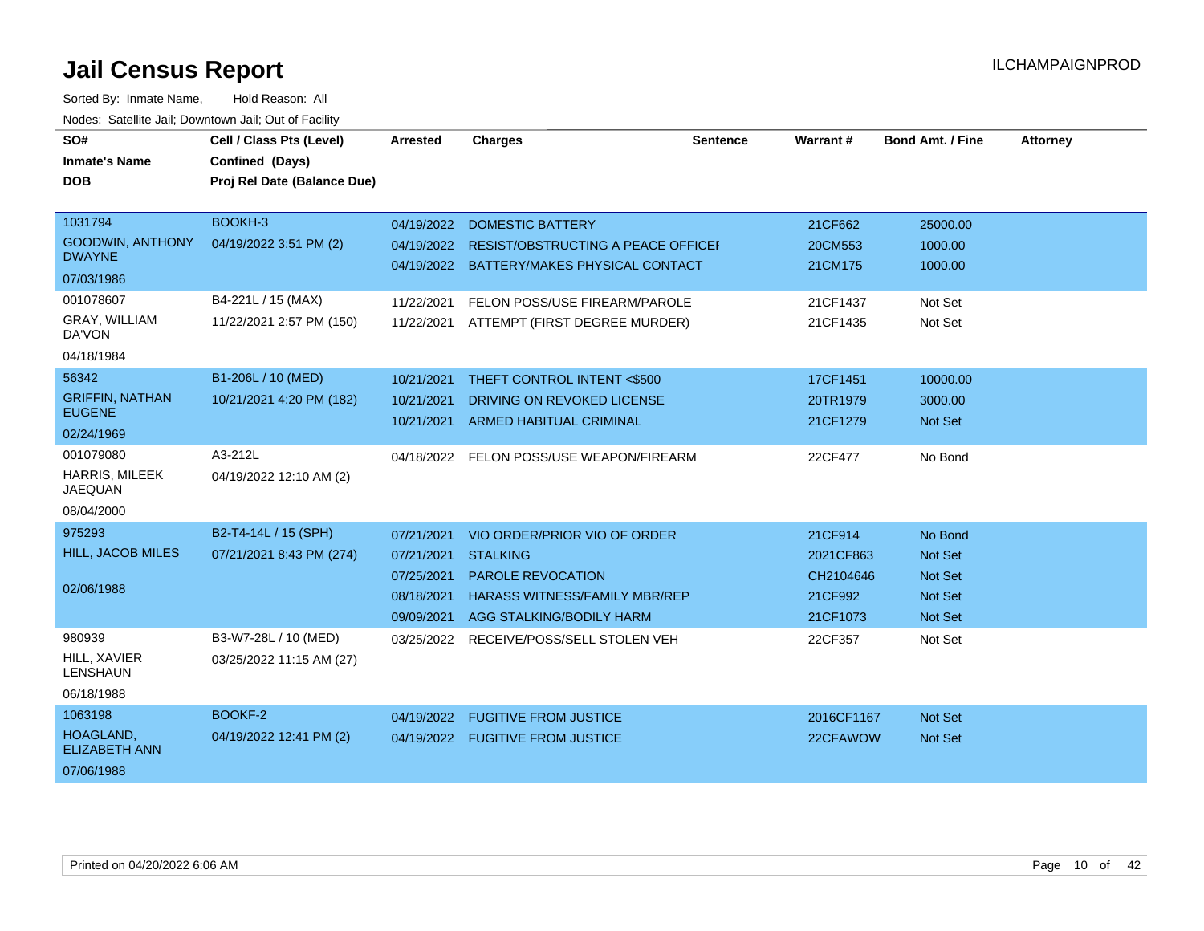# Jail Census Report

ILCHAMPAIGNPROD

Sorted By: Inmate Name, Hold Reason: All

Nodes: Satellite Jail; Downtown Jail; Out of Facility

| SO# / Inmate's Name / DOB | Cell / Class Pts (Level) / Confined (Days) / Proj Rel Date (Balance Due) | Arrested | Charges | Sentence | Warrant # | Bond Amt. / Fine | Attorney |
|---|---|---|---|---|---|---|---|
| 1031794<br>GOODWIN, ANTHONY DWAYNE<br>07/03/1986 | BOOKH-3<br>04/19/2022 3:51 PM (2) | 04/19/2022 | DOMESTIC BATTERY | | 21CF662 | 25000.00 | |
| | | 04/19/2022 | RESIST/OBSTRUCTING A PEACE OFFICEI | | 20CM553 | 1000.00 | |
| | | 04/19/2022 | BATTERY/MAKES PHYSICAL CONTACT | | 21CM175 | 1000.00 | |
| 001078607<br>GRAY, WILLIAM DA'VON<br>04/18/1984 | B4-221L / 15 (MAX)<br>11/22/2021 2:57 PM (150) | 11/22/2021 | FELON POSS/USE FIREARM/PAROLE | | 21CF1437 | Not Set | |
| | | 11/22/2021 | ATTEMPT (FIRST DEGREE MURDER) | | 21CF1435 | Not Set | |
| 56342<br>GRIFFIN, NATHAN EUGENE<br>02/24/1969 | B1-206L / 10 (MED)<br>10/21/2021 4:20 PM (182) | 10/21/2021 | THEFT CONTROL INTENT <$500 | | 17CF1451 | 10000.00 | |
| | | 10/21/2021 | DRIVING ON REVOKED LICENSE | | 20TR1979 | 3000.00 | |
| | | 10/21/2021 | ARMED HABITUAL CRIMINAL | | 21CF1279 | Not Set | |
| 001079080<br>HARRIS, MILEEK JAEQUAN<br>08/04/2000 | A3-212L<br>04/19/2022 12:10 AM (2) | 04/18/2022 | FELON POSS/USE WEAPON/FIREARM | | 22CF477 | No Bond | |
| 975293<br>HILL, JACOB MILES<br>02/06/1988 | B2-T4-14L / 15 (SPH)<br>07/21/2021 8:43 PM (274) | 07/21/2021 | VIO ORDER/PRIOR VIO OF ORDER | | 21CF914 | No Bond | |
| | | 07/21/2021 | STALKING | | 2021CF863 | Not Set | |
| | | 07/25/2021 | PAROLE REVOCATION | | CH2104646 | Not Set | |
| | | 08/18/2021 | HARASS WITNESS/FAMILY MBR/REP | | 21CF992 | Not Set | |
| | | 09/09/2021 | AGG STALKING/BODILY HARM | | 21CF1073 | Not Set | |
| 980939<br>HILL, XAVIER LENSHAUN<br>06/18/1988 | B3-W7-28L / 10 (MED)<br>03/25/2022 11:15 AM (27) | 03/25/2022 | RECEIVE/POSS/SELL STOLEN VEH | | 22CF357 | Not Set | |
| 1063198<br>HOAGLAND, ELIZABETH ANN<br>07/06/1988 | BOOKF-2<br>04/19/2022 12:41 PM (2) | 04/19/2022 | FUGITIVE FROM JUSTICE | | 2016CF1167 | Not Set | |
| | | 04/19/2022 | FUGITIVE FROM JUSTICE | | 22CFAWOW | Not Set | |

Printed on 04/20/2022 6:06 AM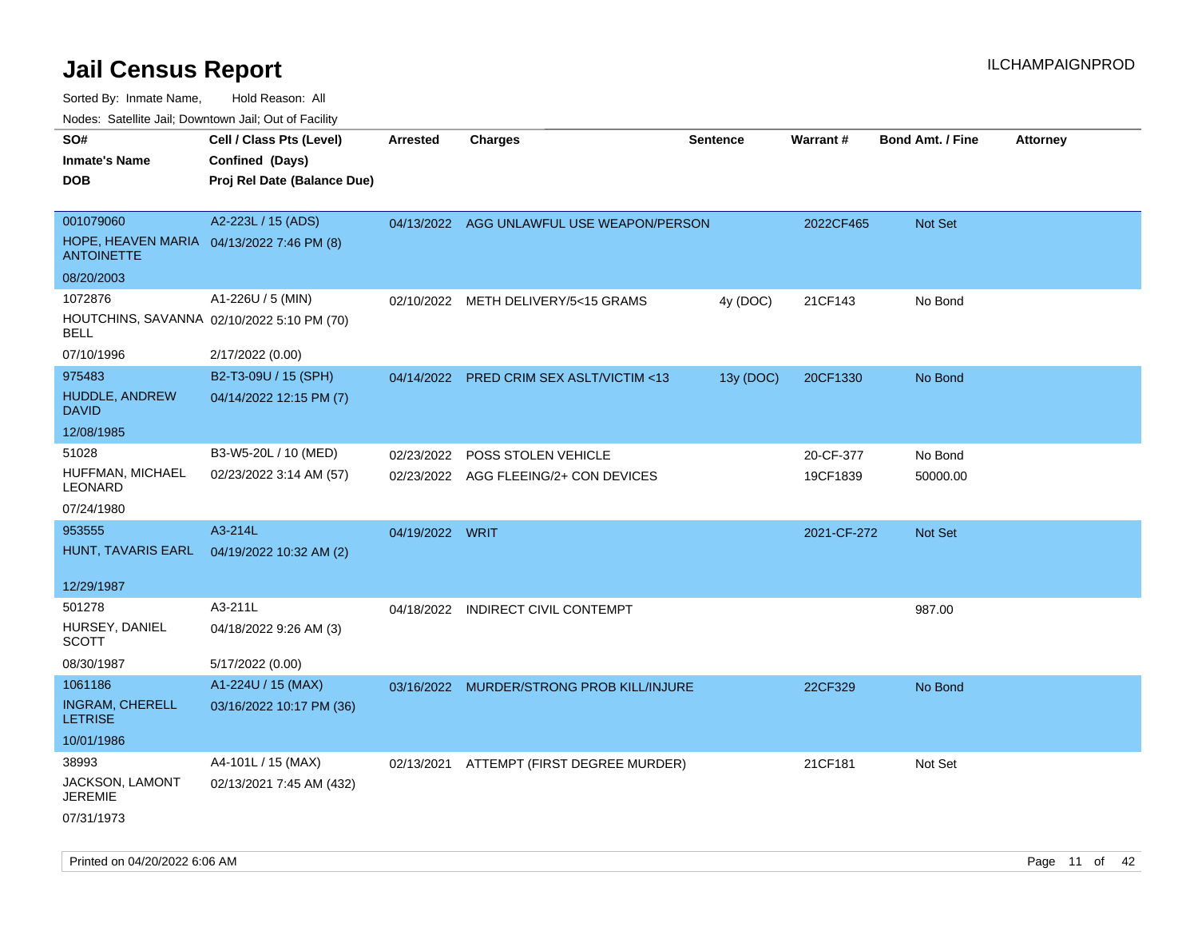# Jail Census Report

ILCHAMPAIGNPROD

Sorted By: Inmate Name, Hold Reason: All

Nodes: Satellite Jail; Downtown Jail; Out of Facility

| SO# / Inmate's Name / DOB | Cell / Class Pts (Level) / Confined (Days) / Proj Rel Date (Balance Due) | Arrested | Charges | Sentence | Warrant # | Bond Amt. / Fine | Attorney |
|---|---|---|---|---|---|---|---|
| 001079060<br>HOPE, HEAVEN MARIA ANTOINETTE<br>08/20/2003 | A2-223L / 15 (ADS)<br>04/13/2022 7:46 PM (8) | 04/13/2022 | AGG UNLAWFUL USE WEAPON/PERSON | | 2022CF465 | Not Set | |
| 1072876<br>HOUTCHINS, SAVANNA BELL<br>07/10/1996 | A1-226U / 5 (MIN)<br>02/10/2022 5:10 PM (70)<br>2/17/2022 (0.00) | 02/10/2022 | METH DELIVERY/5<15 GRAMS | 4y (DOC) | 21CF143 | No Bond | |
| 975483<br>HUDDLE, ANDREW DAVID<br>12/08/1985 | B2-T3-09U / 15 (SPH)<br>04/14/2022 12:15 PM (7) | 04/14/2022 | PRED CRIM SEX ASLT/VICTIM <13 | 13y (DOC) | 20CF1330 | No Bond | |
| 51028<br>HUFFMAN, MICHAEL LEONARD<br>07/24/1980 | B3-W5-20L / 10 (MED)<br>02/23/2022 3:14 AM (57) | 02/23/2022 | POSS STOLEN VEHICLE | | 20-CF-377 | No Bond | |
| | | 02/23/2022 | AGG FLEEING/2+ CON DEVICES | | 19CF1839 | 50000.00 | |
| 953555<br>HUNT, TAVARIS EARL<br>12/29/1987 | A3-214L<br>04/19/2022 10:32 AM (2) | 04/19/2022 | WRIT | | 2021-CF-272 | Not Set | |
| 501278<br>HURSEY, DANIEL SCOTT<br>08/30/1987 | A3-211L<br>04/18/2022 9:26 AM (3)<br>5/17/2022 (0.00) | 04/18/2022 | INDIRECT CIVIL CONTEMPT | | | 987.00 | |
| 1061186<br>INGRAM, CHERELL LETRISE<br>10/01/1986 | A1-224U / 15 (MAX)<br>03/16/2022 10:17 PM (36) | 03/16/2022 | MURDER/STRONG PROB KILL/INJURE | | 22CF329 | No Bond | |
| 38993<br>JACKSON, LAMONT JEREMIE<br>07/31/1973 | A4-101L / 15 (MAX)<br>02/13/2021 7:45 AM (432) | 02/13/2021 | ATTEMPT (FIRST DEGREE MURDER) | | 21CF181 | Not Set | |

Printed on 04/20/2022 6:06 AM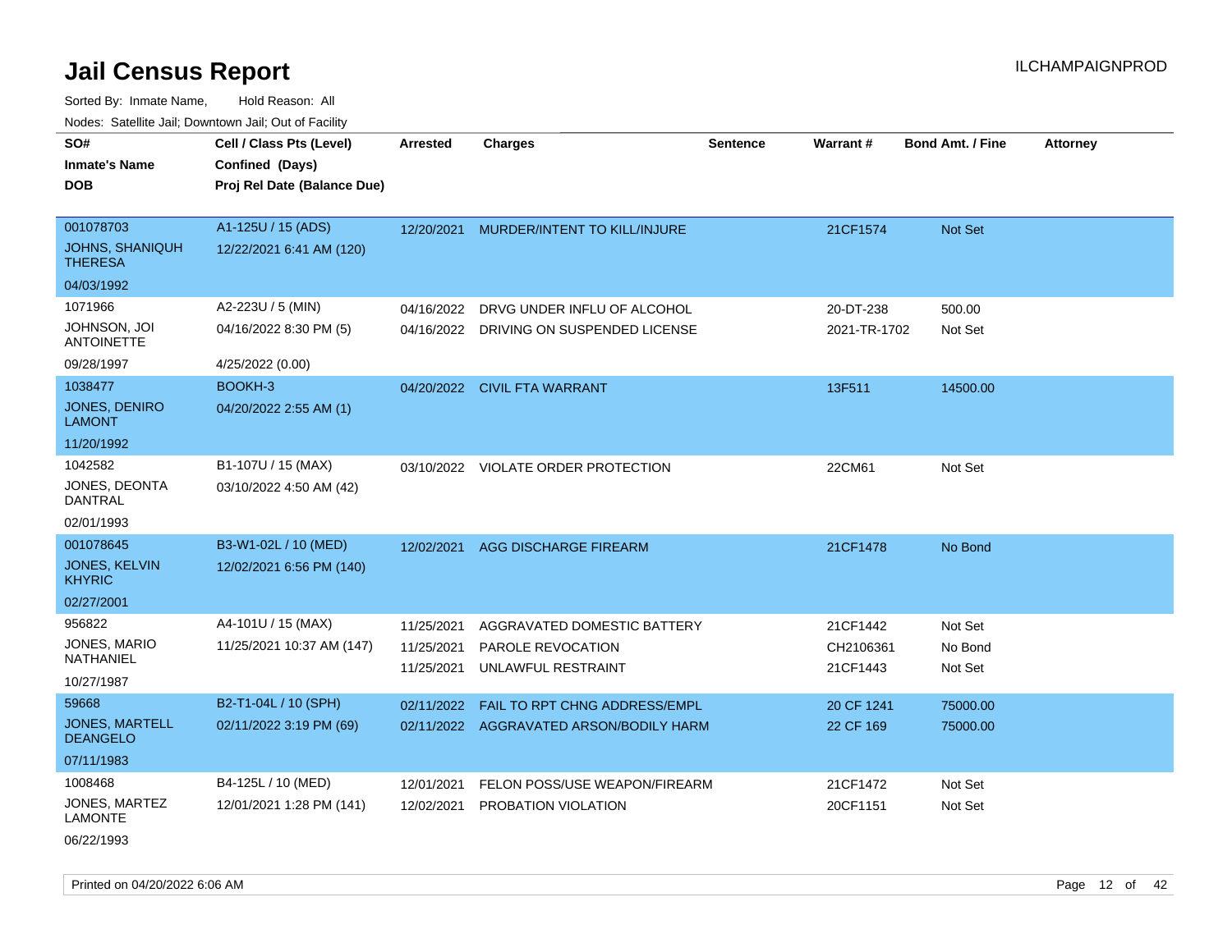# Jail Census Report

ILCHAMPAIGNPROD

Sorted By: Inmate Name, Hold Reason: All

Nodes: Satellite Jail; Downtown Jail; Out of Facility

| SO#<br>Inmate's Name<br>DOB | Cell / Class Pts (Level)<br>Confined (Days)<br>Proj Rel Date (Balance Due) | Arrested | Charges | Sentence | Warrant # | Bond Amt. / Fine | Attorney |
|---|---|---|---|---|---|---|---|
| 001078703<br>JOHNS, SHANIQUH THERESA<br>04/03/1992 | A1-125U / 15 (ADS)<br>12/22/2021 6:41 AM (120) | 12/20/2021 | MURDER/INTENT TO KILL/INJURE | | 21CF1574 | Not Set | |
| 1071966<br>JOHNSON, JOI ANTOINETTE<br>09/28/1997 | A2-223U / 5 (MIN)<br>04/16/2022 8:30 PM (5)<br>4/25/2022 (0.00) | 04/16/2022<br>04/16/2022 | DRVG UNDER INFLU OF ALCOHOL<br>DRIVING ON SUSPENDED LICENSE | | 20-DT-238<br>2021-TR-1702 | 500.00<br>Not Set | |
| 1038477<br>JONES, DENIRO LAMONT<br>11/20/1992 | BOOKH-3<br>04/20/2022 2:55 AM (1) | 04/20/2022 | CIVIL FTA WARRANT | | 13F511 | 14500.00 | |
| 1042582<br>JONES, DEONTA DANTRAL<br>02/01/1993 | B1-107U / 15 (MAX)<br>03/10/2022 4:50 AM (42) | 03/10/2022 | VIOLATE ORDER PROTECTION | | 22CM61 | Not Set | |
| 001078645<br>JONES, KELVIN KHYRIC<br>02/27/2001 | B3-W1-02L / 10 (MED)<br>12/02/2021 6:56 PM (140) | 12/02/2021 | AGG DISCHARGE FIREARM | | 21CF1478 | No Bond | |
| 956822<br>JONES, MARIO NATHANIEL<br>10/27/1987 | A4-101U / 15 (MAX)<br>11/25/2021 10:37 AM (147) | 11/25/2021<br>11/25/2021<br>11/25/2021 | AGGRAVATED DOMESTIC BATTERY<br>PAROLE REVOCATION<br>UNLAWFUL RESTRAINT | | 21CF1442<br>CH2106361<br>21CF1443 | Not Set<br>No Bond<br>Not Set | |
| 59668<br>JONES, MARTELL DEANGELO<br>07/11/1983 | B2-T1-04L / 10 (SPH)<br>02/11/2022 3:19 PM (69) | 02/11/2022<br>02/11/2022 | FAIL TO RPT CHNG ADDRESS/EMPL<br>AGGRAVATED ARSON/BODILY HARM | | 20 CF 1241<br>22 CF 169 | 75000.00<br>75000.00 | |
| 1008468<br>JONES, MARTEZ LAMONTE<br>06/22/1993 | B4-125L / 10 (MED)<br>12/01/2021 1:28 PM (141) | 12/01/2021<br>12/02/2021 | FELON POSS/USE WEAPON/FIREARM<br>PROBATION VIOLATION | | 21CF1472<br>20CF1151 | Not Set<br>Not Set | |

Printed on 04/20/2022 6:06 AM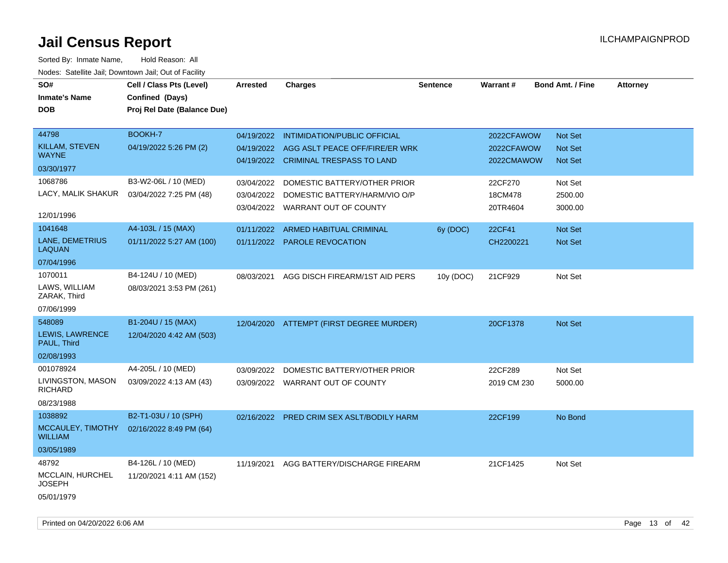# Jail Census Report

Sorted By: Inmate Name, Hold Reason: All

Nodes: Satellite Jail; Downtown Jail; Out of Facility

| SO# / Inmate's Name / DOB | Cell / Class Pts (Level) / Confined (Days) / Proj Rel Date (Balance Due) | Arrested | Charges | Sentence | Warrant # | Bond Amt. / Fine | Attorney |
|---|---|---|---|---|---|---|---|
| 44798 KILLAM, STEVEN WAYNE 03/30/1977 | BOOKH-7 04/19/2022 5:26 PM (2) | 04/19/2022 | INTIMIDATION/PUBLIC OFFICIAL | | 2022CFAWOW | Not Set | |
| | | 04/19/2022 | AGG ASLT PEACE OFF/FIRE/ER WRK | | 2022CFAWOW | Not Set | |
| | | 04/19/2022 | CRIMINAL TRESPASS TO LAND | | 2022CMAWOW | Not Set | |
| 1068786 LACY, MALIK SHAKUR 12/01/1996 | B3-W2-06L / 10 (MED) 03/04/2022 7:25 PM (48) | 03/04/2022 | DOMESTIC BATTERY/OTHER PRIOR | | 22CF270 | Not Set | |
| | | 03/04/2022 | DOMESTIC BATTERY/HARM/VIO O/P | | 18CM478 | 2500.00 | |
| | | 03/04/2022 | WARRANT OUT OF COUNTY | | 20TR4604 | 3000.00 | |
| 1041648 LANE, DEMETRIUS LAQUAN 07/04/1996 | A4-103L / 15 (MAX) 01/11/2022 5:27 AM (100) | 01/11/2022 | ARMED HABITUAL CRIMINAL | 6y (DOC) | 22CF41 | Not Set | |
| | | 01/11/2022 | PAROLE REVOCATION | | CH2200221 | Not Set | |
| 1070011 LAWS, WILLIAM ZARAK, Third 07/06/1999 | B4-124U / 10 (MED) 08/03/2021 3:53 PM (261) | 08/03/2021 | AGG DISCH FIREARM/1ST AID PERS | 10y (DOC) | 21CF929 | Not Set | |
| 548089 LEWIS, LAWRENCE PAUL, Third 02/08/1993 | B1-204U / 15 (MAX) 12/04/2020 4:42 AM (503) | 12/04/2020 | ATTEMPT (FIRST DEGREE MURDER) | | 20CF1378 | Not Set | |
| 001078924 LIVINGSTON, MASON RICHARD 08/23/1988 | A4-205L / 10 (MED) 03/09/2022 4:13 AM (43) | 03/09/2022 | DOMESTIC BATTERY/OTHER PRIOR | | 22CF289 | Not Set | |
| | | 03/09/2022 | WARRANT OUT OF COUNTY | | 2019 CM 230 | 5000.00 | |
| 1038892 MCCAULEY, TIMOTHY WILLIAM 03/05/1989 | B2-T1-03U / 10 (SPH) 02/16/2022 8:49 PM (64) | 02/16/2022 | PRED CRIM SEX ASLT/BODILY HARM | | 22CF199 | No Bond | |
| 48792 MCCLAIN, HURCHEL JOSEPH 05/01/1979 | B4-126L / 10 (MED) 11/20/2021 4:11 AM (152) | 11/19/2021 | AGG BATTERY/DISCHARGE FIREARM | | 21CF1425 | Not Set | |

Printed on 04/20/2022 6:06 AM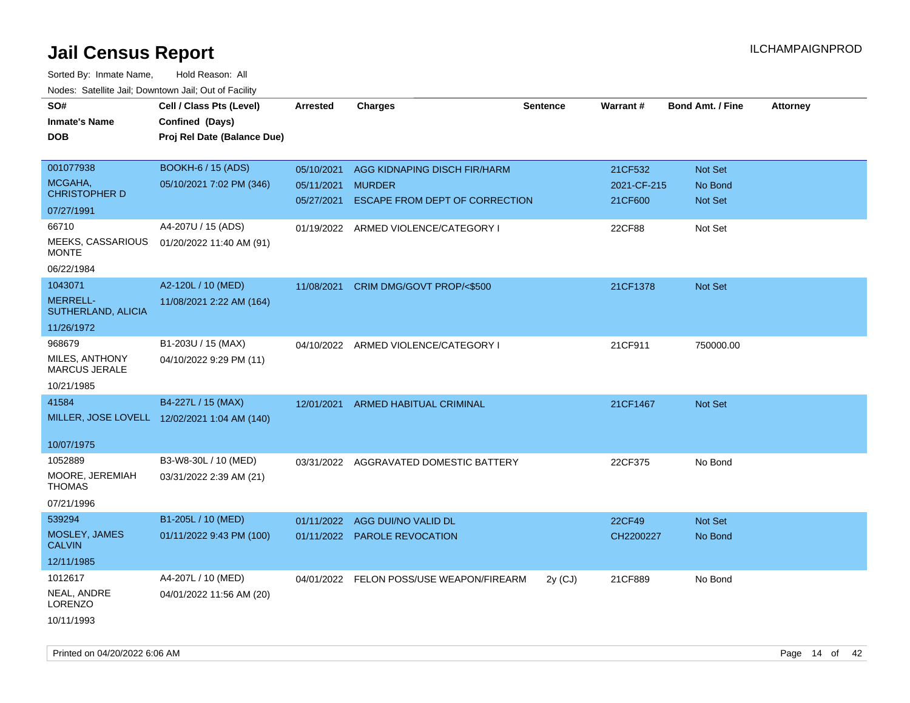# Jail Census Report

ILCHAMPAIGNPROD

Sorted By: Inmate Name, Hold Reason: All

Nodes: Satellite Jail; Downtown Jail; Out of Facility

| SO# / Inmate's Name / DOB | Cell / Class Pts (Level) / Confined (Days) / Proj Rel Date (Balance Due) | Arrested | Charges | Sentence | Warrant # | Bond Amt. / Fine | Attorney |
|---|---|---|---|---|---|---|---|
| 001077938<br>MCGAHA, CHRISTOPHER D<br>07/27/1991 | BOOKH-6 / 15 (ADS)<br>05/10/2021 7:02 PM (346) | 05/10/2021<br>05/11/2021<br>05/27/2021 | AGG KIDNAPING DISCH FIR/HARM<br>MURDER<br>ESCAPE FROM DEPT OF CORRECTION | | 21CF532<br>2021-CF-215<br>21CF600 | Not Set<br>No Bond<br>Not Set | |
| 66710<br>MEEKS, CASSARIOUS MONTE<br>06/22/1984 | A4-207U / 15 (ADS)<br>01/20/2022 11:40 AM (91) | 01/19/2022 | ARMED VIOLENCE/CATEGORY I | | 22CF88 | Not Set | |
| 1043071<br>MERRELL-SUTHERLAND, ALICIA<br>11/26/1972 | A2-120L / 10 (MED)<br>11/08/2021 2:22 AM (164) | 11/08/2021 | CRIM DMG/GOVT PROP/<$500 | | 21CF1378 | Not Set | |
| 968679<br>MILES, ANTHONY MARCUS JERALE<br>10/21/1985 | B1-203U / 15 (MAX)<br>04/10/2022 9:29 PM (11) | 04/10/2022 | ARMED VIOLENCE/CATEGORY I | | 21CF911 | 750000.00 | |
| 41584<br>MILLER, JOSE LOVELL<br>10/07/1975 | B4-227L / 15 (MAX)<br>12/02/2021 1:04 AM (140) | 12/01/2021 | ARMED HABITUAL CRIMINAL | | 21CF1467 | Not Set | |
| 1052889<br>MOORE, JEREMIAH THOMAS<br>07/21/1996 | B3-W8-30L / 10 (MED)<br>03/31/2022 2:39 AM (21) | 03/31/2022 | AGGRAVATED DOMESTIC BATTERY | | 22CF375 | No Bond | |
| 539294<br>MOSLEY, JAMES CALVIN<br>12/11/1985 | B1-205L / 10 (MED)<br>01/11/2022 9:43 PM (100) | 01/11/2022<br>01/11/2022 | AGG DUI/NO VALID DL<br>PAROLE REVOCATION | | 22CF49<br>CH2200227 | Not Set<br>No Bond | |
| 1012617<br>NEAL, ANDRE LORENZO<br>10/11/1993 | A4-207L / 10 (MED)<br>04/01/2022 11:56 AM (20) | 04/01/2022 | FELON POSS/USE WEAPON/FIREARM | 2y (CJ) | 21CF889 | No Bond | |

Printed on 04/20/2022 6:06 AM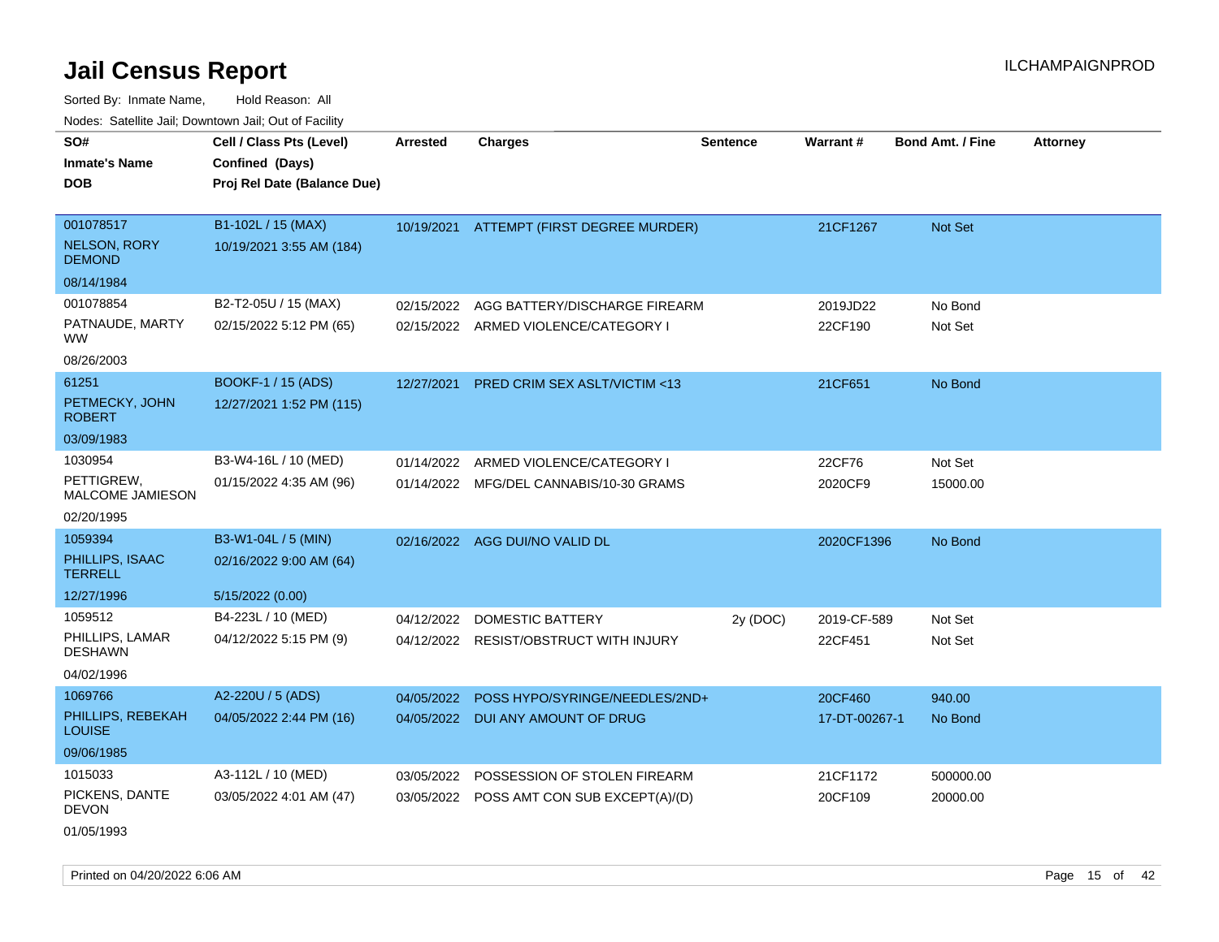# Jail Census Report

ILCHAMPAIGNPROD

Sorted By: Inmate Name, Hold Reason: All

Nodes: Satellite Jail; Downtown Jail; Out of Facility

| SO# / Inmate's Name / DOB | Cell / Class Pts (Level) / Confined (Days) / Proj Rel Date (Balance Due) | Arrested | Charges | Sentence | Warrant # | Bond Amt. / Fine | Attorney |
|---|---|---|---|---|---|---|---|
| 001078517 NELSON, RORY DEMOND 08/14/1984 | B1-102L / 15 (MAX) 10/19/2021 3:55 AM (184) | 10/19/2021 | ATTEMPT (FIRST DEGREE MURDER) | | 21CF1267 | Not Set | |
| 001078854 PATNAUDE, MARTY WW 08/26/2003 | B2-T2-05U / 15 (MAX) 02/15/2022 5:12 PM (65) | 02/15/2022 | AGG BATTERY/DISCHARGE FIREARM | | 2019JD22 | No Bond | |
| | | 02/15/2022 | ARMED VIOLENCE/CATEGORY I | | 22CF190 | Not Set | |
| 61251 PETMECKY, JOHN ROBERT 03/09/1983 | BOOKF-1 / 15 (ADS) 12/27/2021 1:52 PM (115) | 12/27/2021 | PRED CRIM SEX ASLT/VICTIM <13 | | 21CF651 | No Bond | |
| 1030954 PETTIGREW, MALCOME JAMIESON 02/20/1995 | B3-W4-16L / 10 (MED) 01/15/2022 4:35 AM (96) | 01/14/2022 | ARMED VIOLENCE/CATEGORY I | | 22CF76 | Not Set | |
| | | 01/14/2022 | MFG/DEL CANNABIS/10-30 GRAMS | | 2020CF9 | 15000.00 | |
| 1059394 PHILLIPS, ISAAC TERRELL 12/27/1996 | B3-W1-04L / 5 (MIN) 02/16/2022 9:00 AM (64) 5/15/2022 (0.00) | 02/16/2022 | AGG DUI/NO VALID DL | | 2020CF1396 | No Bond | |
| 1059512 PHILLIPS, LAMAR DESHAWN 04/02/1996 | B4-223L / 10 (MED) 04/12/2022 5:15 PM (9) | 04/12/2022 | DOMESTIC BATTERY | 2y (DOC) | 2019-CF-589 | Not Set | |
| | | 04/12/2022 | RESIST/OBSTRUCT WITH INJURY | | 22CF451 | Not Set | |
| 1069766 PHILLIPS, REBEKAH LOUISE 09/06/1985 | A2-220U / 5 (ADS) 04/05/2022 2:44 PM (16) | 04/05/2022 | POSS HYPO/SYRINGE/NEEDLES/2ND+ | | 20CF460 | 940.00 | |
| | | 04/05/2022 | DUI ANY AMOUNT OF DRUG | | 17-DT-00267-1 | No Bond | |
| 1015033 PICKENS, DANTE DEVON 01/05/1993 | A3-112L / 10 (MED) 03/05/2022 4:01 AM (47) | 03/05/2022 | POSSESSION OF STOLEN FIREARM | | 21CF1172 | 500000.00 | |
| | | 03/05/2022 | POSS AMT CON SUB EXCEPT(A)/(D) | | 20CF109 | 20000.00 | |

Printed on 04/20/2022 6:06 AM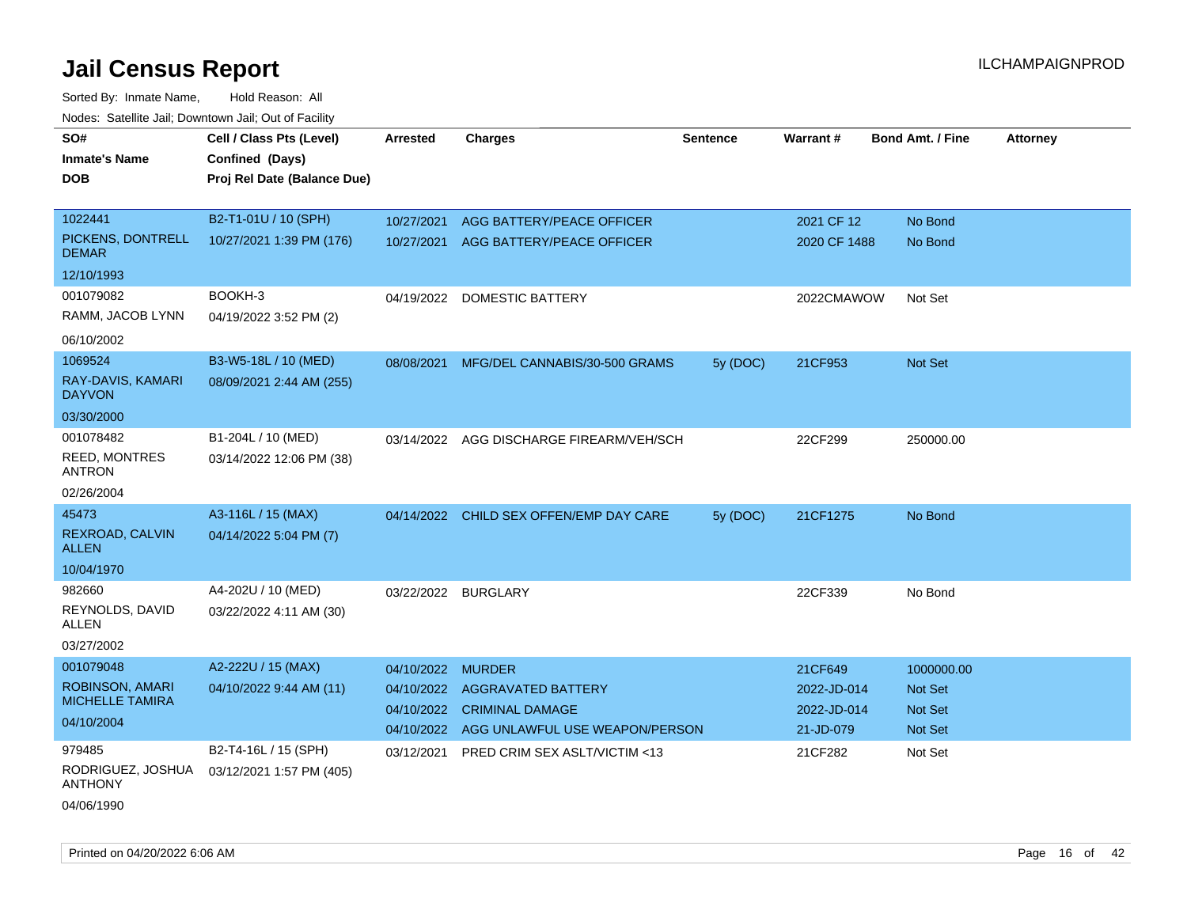# Jail Census Report

ILCHAMPAIGNPROD

Sorted By: Inmate Name, Hold Reason: All

Nodes: Satellite Jail; Downtown Jail; Out of Facility

| SO# / Inmate's Name / DOB | Cell / Class Pts (Level) / Confined (Days) / Proj Rel Date (Balance Due) | Arrested | Charges | Sentence | Warrant # | Bond Amt. / Fine | Attorney |
|---|---|---|---|---|---|---|---|
| 1022441<br>PICKENS, DONTRELL DEMAR<br>12/10/1993 | B2-T1-01U / 10 (SPH)<br>10/27/2021 1:39 PM (176) | 10/27/2021 | AGG BATTERY/PEACE OFFICER | | 2021 CF 12 | No Bond | |
| | | 10/27/2021 | AGG BATTERY/PEACE OFFICER | | 2020 CF 1488 | No Bond | |
| 001079082<br>RAMM, JACOB LYNN<br>06/10/2002 | BOOKH-3<br>04/19/2022 3:52 PM (2) | 04/19/2022 | DOMESTIC BATTERY | | 2022CMAWOW | Not Set | |
| 1069524<br>RAY-DAVIS, KAMARI DAYVON<br>03/30/2000 | B3-W5-18L / 10 (MED)<br>08/09/2021 2:44 AM (255) | 08/08/2021 | MFG/DEL CANNABIS/30-500 GRAMS | 5y (DOC) | 21CF953 | Not Set | |
| 001078482<br>REED, MONTRES ANTRON<br>02/26/2004 | B1-204L / 10 (MED)<br>03/14/2022 12:06 PM (38) | 03/14/2022 | AGG DISCHARGE FIREARM/VEH/SCH | | 22CF299 | 250000.00 | |
| 45473<br>REXROAD, CALVIN ALLEN<br>10/04/1970 | A3-116L / 15 (MAX)<br>04/14/2022 5:04 PM (7) | 04/14/2022 | CHILD SEX OFFEN/EMP DAY CARE | 5y (DOC) | 21CF1275 | No Bond | |
| 982660<br>REYNOLDS, DAVID ALLEN<br>03/27/2002 | A4-202U / 10 (MED)<br>03/22/2022 4:11 AM (30) | 03/22/2022 | BURGLARY | | 22CF339 | No Bond | |
| 001079048<br>ROBINSON, AMARI MICHELLE TAMIRA<br>04/10/2004 | A2-222U / 15 (MAX)<br>04/10/2022 9:44 AM (11) | 04/10/2022 | MURDER | | 21CF649 | 1000000.00 | |
| | | 04/10/2022 | AGGRAVATED BATTERY | | 2022-JD-014 | Not Set | |
| | | 04/10/2022 | CRIMINAL DAMAGE | | 2022-JD-014 | Not Set | |
| | | 04/10/2022 | AGG UNLAWFUL USE WEAPON/PERSON | | 21-JD-079 | Not Set | |
| 979485<br>RODRIGUEZ, JOSHUA ANTHONY<br>04/06/1990 | B2-T4-16L / 15 (SPH)<br>03/12/2021 1:57 PM (405) | 03/12/2021 | PRED CRIM SEX ASLT/VICTIM <13 | | 21CF282 | Not Set | |

Printed on 04/20/2022 6:06 AM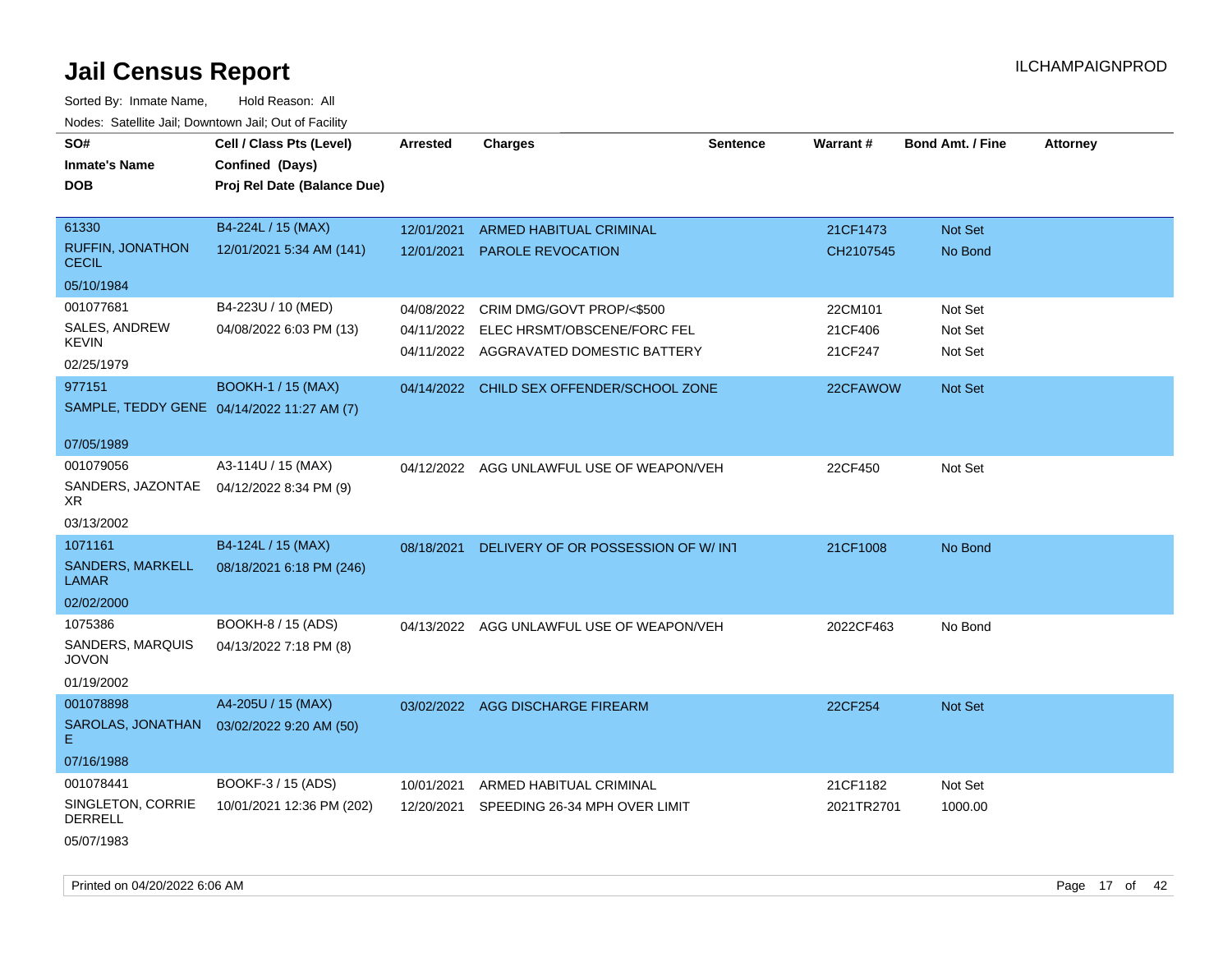# Jail Census Report

ILCHAMPAIGNPROD

Sorted By: Inmate Name, Hold Reason: All

Nodes: Satellite Jail; Downtown Jail; Out of Facility

| SO# / Inmate's Name / DOB | Cell / Class Pts (Level) / Confined (Days) / Proj Rel Date (Balance Due) | Arrested | Charges | Sentence | Warrant # | Bond Amt. / Fine | Attorney |
|---|---|---|---|---|---|---|---|
| 61330<br>RUFFIN, JONATHON CECIL<br>05/10/1984 | B4-224L / 15 (MAX)<br>12/01/2021 5:34 AM (141) | 12/01/2021<br>12/01/2021 | ARMED HABITUAL CRIMINAL<br>PAROLE REVOCATION | | 21CF1473<br>CH2107545 | Not Set<br>No Bond | |
| 001077681<br>SALES, ANDREW KEVIN<br>02/25/1979 | B4-223U / 10 (MED)<br>04/08/2022 6:03 PM (13) | 04/08/2022<br>04/11/2022<br>04/11/2022 | CRIM DMG/GOVT PROP/<$500<br>ELEC HRSMT/OBSCENE/FORC FEL<br>AGGRAVATED DOMESTIC BATTERY | | 22CM101<br>21CF406<br>21CF247 | Not Set<br>Not Set<br>Not Set | |
| 977151<br>SAMPLE, TEDDY GENE<br>07/05/1989 | BOOKH-1 / 15 (MAX)<br>04/14/2022 11:27 AM (7) | 04/14/2022 | CHILD SEX OFFENDER/SCHOOL ZONE | | 22CFAWOW | Not Set | |
| 001079056<br>SANDERS, JAZONTAE XR<br>03/13/2002 | A3-114U / 15 (MAX)<br>04/12/2022 8:34 PM (9) | 04/12/2022 | AGG UNLAWFUL USE OF WEAPON/VEH | | 22CF450 | Not Set | |
| 1071161<br>SANDERS, MARKELL LAMAR<br>02/02/2000 | B4-124L / 15 (MAX)<br>08/18/2021 6:18 PM (246) | 08/18/2021 | DELIVERY OF OR POSSESSION OF W/ INT | | 21CF1008 | No Bond | |
| 1075386<br>SANDERS, MARQUIS JOVON<br>01/19/2002 | BOOKH-8 / 15 (ADS)<br>04/13/2022 7:18 PM (8) | 04/13/2022 | AGG UNLAWFUL USE OF WEAPON/VEH | | 2022CF463 | No Bond | |
| 001078898<br>SAROLAS, JONATHAN E<br>07/16/1988 | A4-205U / 15 (MAX)<br>03/02/2022 9:20 AM (50) | 03/02/2022 | AGG DISCHARGE FIREARM | | 22CF254 | Not Set | |
| 001078441<br>SINGLETON, CORRIE DERRELL<br>05/07/1983 | BOOKF-3 / 15 (ADS)<br>10/01/2021 12:36 PM (202) | 10/01/2021<br>12/20/2021 | ARMED HABITUAL CRIMINAL<br>SPEEDING 26-34 MPH OVER LIMIT | | 21CF1182<br>2021TR2701 | Not Set<br>1000.00 | |

Printed on 04/20/2022 6:06 AM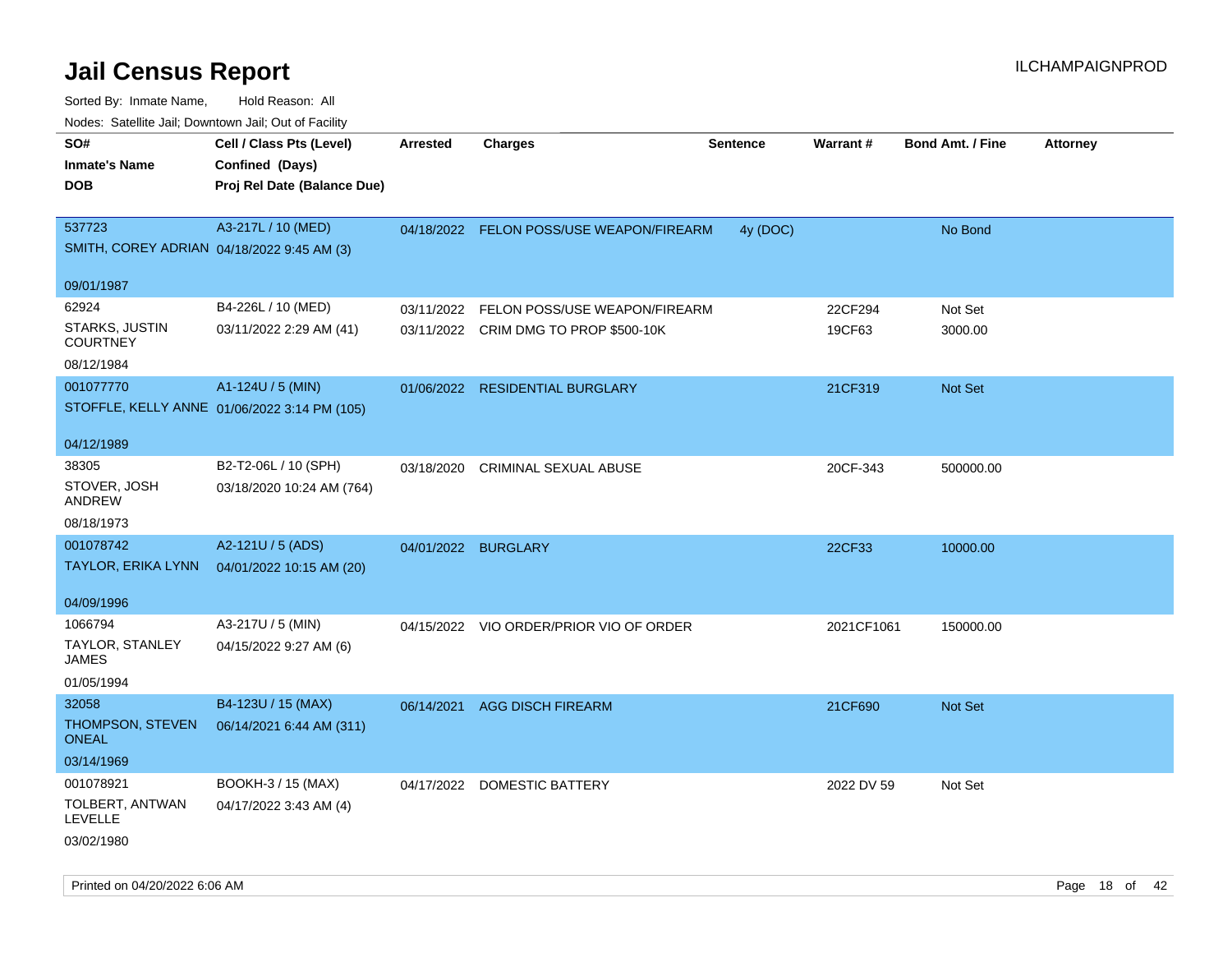# Jail Census Report

ILCHAMPAIGNPROD

Sorted By: Inmate Name, Hold Reason: All

Nodes: Satellite Jail; Downtown Jail; Out of Facility

| SO# / Inmate's Name / DOB | Cell / Class Pts (Level) / Confined (Days) / Proj Rel Date (Balance Due) | Arrested | Charges | Sentence | Warrant # | Bond Amt. / Fine | Attorney |
|---|---|---|---|---|---|---|---|
| 537723<br>SMITH, COREY ADRIAN<br>09/01/1987 | A3-217L / 10 (MED)<br>04/18/2022 9:45 AM (3) | 04/18/2022 | FELON POSS/USE WEAPON/FIREARM | 4y (DOC) | | No Bond | |
| 62924<br>STARKS, JUSTIN COURTNEY<br>08/12/1984 | B4-226L / 10 (MED)<br>03/11/2022 2:29 AM (41) | 03/11/2022 | FELON POSS/USE WEAPON/FIREARM | | 22CF294 | Not Set | |
| | | 03/11/2022 | CRIM DMG TO PROP $500-10K | | 19CF63 | 3000.00 | |
| 001077770<br>STOFFLE, KELLY ANNE<br>04/12/1989 | A1-124U / 5 (MIN)<br>01/06/2022 3:14 PM (105) | 01/06/2022 | RESIDENTIAL BURGLARY | | 21CF319 | Not Set | |
| 38305<br>STOVER, JOSH ANDREW<br>08/18/1973 | B2-T2-06L / 10 (SPH)<br>03/18/2020 10:24 AM (764) | 03/18/2020 | CRIMINAL SEXUAL ABUSE | | 20CF-343 | 500000.00 | |
| 001078742<br>TAYLOR, ERIKA LYNN<br>04/09/1996 | A2-121U / 5 (ADS)<br>04/01/2022 10:15 AM (20) | 04/01/2022 | BURGLARY | | 22CF33 | 10000.00 | |
| 1066794<br>TAYLOR, STANLEY JAMES<br>01/05/1994 | A3-217U / 5 (MIN)<br>04/15/2022 9:27 AM (6) | 04/15/2022 | VIO ORDER/PRIOR VIO OF ORDER | | 2021CF1061 | 150000.00 | |
| 32058<br>THOMPSON, STEVEN ONEAL<br>03/14/1969 | B4-123U / 15 (MAX)<br>06/14/2021 6:44 AM (311) | 06/14/2021 | AGG DISCH FIREARM | | 21CF690 | Not Set | |
| 001078921<br>TOLBERT, ANTWAN LEVELLE<br>03/02/1980 | BOOKH-3 / 15 (MAX)<br>04/17/2022 3:43 AM (4) | 04/17/2022 | DOMESTIC BATTERY | | 2022 DV 59 | Not Set | |

Printed on 04/20/2022 6:06 AM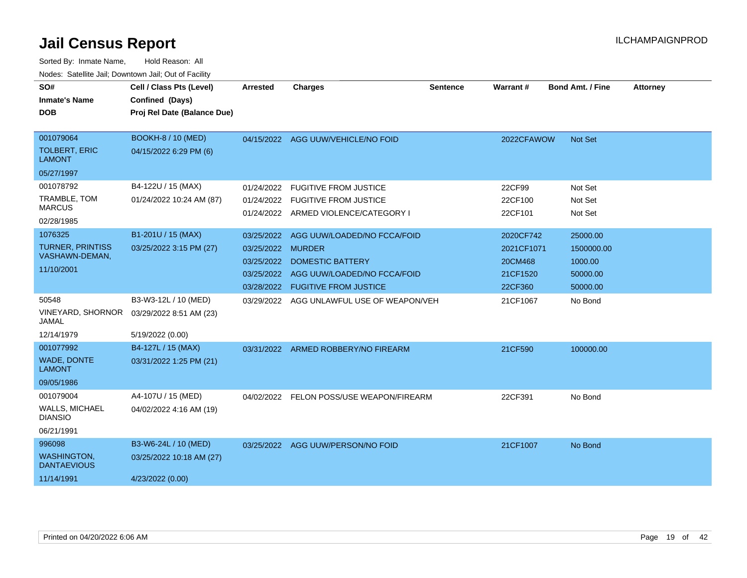# Jail Census Report

ILCHAMPAIGNPROD

Sorted By: Inmate Name, Hold Reason: All

Nodes: Satellite Jail; Downtown Jail; Out of Facility

| SO# / Inmate's Name / DOB | Cell / Class Pts (Level) / Confined (Days) / Proj Rel Date (Balance Due) | Arrested | Charges | Sentence | Warrant # | Bond Amt. / Fine | Attorney |
|---|---|---|---|---|---|---|---|
| 001079064<br>TOLBERT, ERIC LAMONT<br>05/27/1997 | BOOKH-8 / 10 (MED)<br>04/15/2022 6:29 PM (6) | 04/15/2022 | AGG UUW/VEHICLE/NO FOID | | 2022CFAWOW | Not Set | |
| 001078792<br>TRAMBLE, TOM MARCUS<br>02/28/1985 | B4-122U / 15 (MAX)<br>01/24/2022 10:24 AM (87) | 01/24/2022 | FUGITIVE FROM JUSTICE | | 22CF99 | Not Set | |
| | | 01/24/2022 | FUGITIVE FROM JUSTICE | | 22CF100 | Not Set | |
| | | 01/24/2022 | ARMED VIOLENCE/CATEGORY I | | 22CF101 | Not Set | |
| 1076325<br>TURNER, PRINTISS VASHAWN-DEMAN,<br>11/10/2001 | B1-201U / 15 (MAX)<br>03/25/2022 3:15 PM (27) | 03/25/2022 | AGG UUW/LOADED/NO FCCA/FOID | | 2020CF742 | 25000.00 | |
| | | 03/25/2022 | MURDER | | 2021CF1071 | 1500000.00 | |
| | | 03/25/2022 | DOMESTIC BATTERY | | 20CM468 | 1000.00 | |
| | | 03/25/2022 | AGG UUW/LOADED/NO FCCA/FOID | | 21CF1520 | 50000.00 | |
| | | 03/28/2022 | FUGITIVE FROM JUSTICE | | 22CF360 | 50000.00 | |
| 50548<br>VINEYARD, SHORNOR JAMAL<br>12/14/1979 | B3-W3-12L / 10 (MED)<br>03/29/2022 8:51 AM (23)<br>5/19/2022 (0.00) | 03/29/2022 | AGG UNLAWFUL USE OF WEAPON/VEH | | 21CF1067 | No Bond | |
| 001077992<br>WADE, DONTE LAMONT<br>09/05/1986 | B4-127L / 15 (MAX)<br>03/31/2022 1:25 PM (21) | 03/31/2022 | ARMED ROBBERY/NO FIREARM | | 21CF590 | 100000.00 | |
| 001079004<br>WALLS, MICHAEL DIANSIO<br>06/21/1991 | A4-107U / 15 (MED)<br>04/02/2022 4:16 AM (19) | 04/02/2022 | FELON POSS/USE WEAPON/FIREARM | | 22CF391 | No Bond | |
| 996098<br>WASHINGTON, DANTAEVIOUS<br>11/14/1991 | B3-W6-24L / 10 (MED)<br>03/25/2022 10:18 AM (27)<br>4/23/2022 (0.00) | 03/25/2022 | AGG UUW/PERSON/NO FOID | | 21CF1007 | No Bond | |

Printed on 04/20/2022 6:06 AM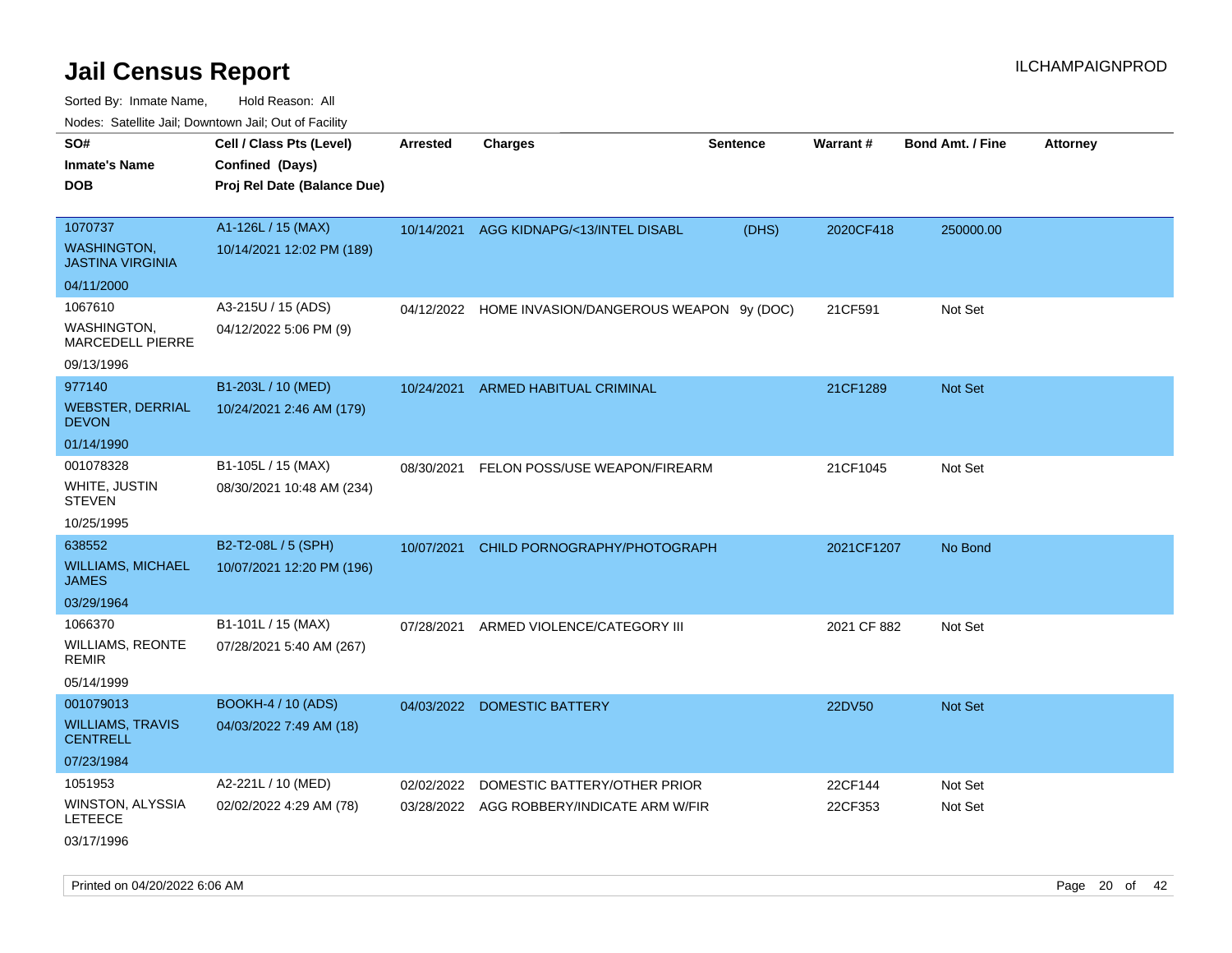# Jail Census Report

ILCHAMPAIGNPROD

Sorted By: Inmate Name, Hold Reason: All

Nodes: Satellite Jail; Downtown Jail; Out of Facility

| SO# / Inmate's Name / DOB | Cell / Class Pts (Level) / Confined (Days) / Proj Rel Date (Balance Due) | Arrested | Charges | Sentence | Warrant # | Bond Amt. / Fine | Attorney |
|---|---|---|---|---|---|---|---|
| 1070737<br>WASHINGTON, JASTINA VIRGINIA<br>04/11/2000 | A1-126L / 15 (MAX)<br>10/14/2021 12:02 PM (189) | 10/14/2021 | AGG KIDNAPG/<13/INTEL DISABL | (DHS) | 2020CF418 | 250000.00 | |
| 1067610<br>WASHINGTON, MARCEDELL PIERRE<br>09/13/1996 | A3-215U / 15 (ADS)<br>04/12/2022 5:06 PM (9) | 04/12/2022 | HOME INVASION/DANGEROUS WEAPON | 9y (DOC) | 21CF591 | Not Set | |
| 977140<br>WEBSTER, DERRIAL DEVON<br>01/14/1990 | B1-203L / 10 (MED)<br>10/24/2021 2:46 AM (179) | 10/24/2021 | ARMED HABITUAL CRIMINAL | | 21CF1289 | Not Set | |
| 001078328<br>WHITE, JUSTIN STEVEN<br>10/25/1995 | B1-105L / 15 (MAX)<br>08/30/2021 10:48 AM (234) | 08/30/2021 | FELON POSS/USE WEAPON/FIREARM | | 21CF1045 | Not Set | |
| 638552<br>WILLIAMS, MICHAEL JAMES<br>03/29/1964 | B2-T2-08L / 5 (SPH)<br>10/07/2021 12:20 PM (196) | 10/07/2021 | CHILD PORNOGRAPHY/PHOTOGRAPH | | 2021CF1207 | No Bond | |
| 1066370<br>WILLIAMS, REONTE REMIR<br>05/14/1999 | B1-101L / 15 (MAX)<br>07/28/2021 5:40 AM (267) | 07/28/2021 | ARMED VIOLENCE/CATEGORY III | | 2021 CF 882 | Not Set | |
| 001079013<br>WILLIAMS, TRAVIS CENTRELL<br>07/23/1984 | BOOKH-4 / 10 (ADS)<br>04/03/2022 7:49 AM (18) | 04/03/2022 | DOMESTIC BATTERY | | 22DV50 | Not Set | |
| 1051953<br>WINSTON, ALYSSIA LETEECE<br>03/17/1996 | A2-221L / 10 (MED)<br>02/02/2022 4:29 AM (78) | 02/02/2022<br>03/28/2022 | DOMESTIC BATTERY/OTHER PRIOR<br>AGG ROBBERY/INDICATE ARM W/FIR | | 22CF144<br>22CF353 | Not Set<br>Not Set | |

Printed on 04/20/2022 6:06 AM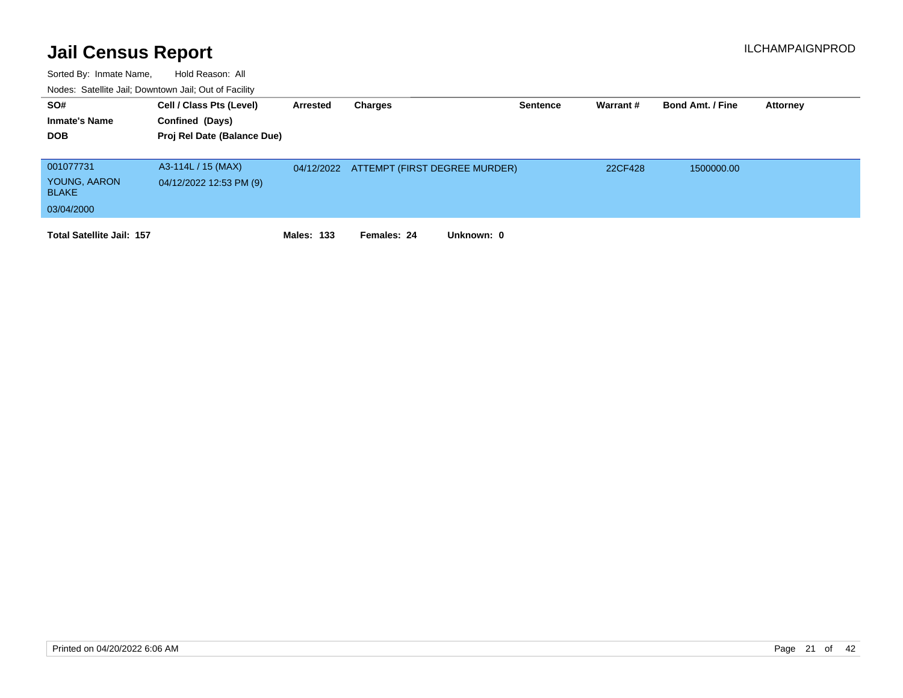# Jail Census Report

ILCHAMPAIGNPROD

Sorted By: Inmate Name, Hold Reason: All

Nodes: Satellite Jail; Downtown Jail; Out of Facility

| SO# / Inmate's Name / DOB | Cell / Class Pts (Level) / Confined (Days) / Proj Rel Date (Balance Due) | Arrested | Charges | Sentence | Warrant # | Bond Amt. / Fine | Attorney |
|---|---|---|---|---|---|---|---|
| 001077731<br>YOUNG, AARON BLAKE<br>03/04/2000 | A3-114L / 15 (MAX)<br>04/12/2022 12:53 PM (9) | 04/12/2022 | ATTEMPT (FIRST DEGREE MURDER) | | 22CF428 | 1500000.00 | |

**Total Satellite Jail: 157** **Males: 133** **Females: 24** **Unknown: 0**

Printed on 04/20/2022 6:06 AM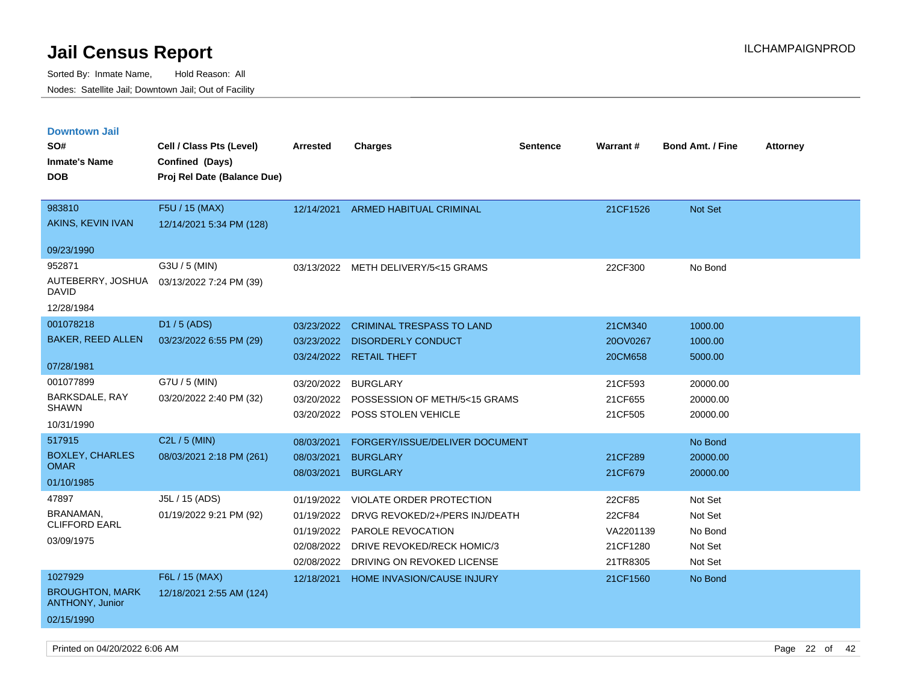# Jail Census Report

Sorted By: Inmate Name, Hold Reason: All

Nodes: Satellite Jail; Downtown Jail; Out of Facility

ILCHAMPAIGNPROD

### Downtown Jail

| SO# / Inmate's Name / DOB | Cell / Class Pts (Level) / Confined (Days) / Proj Rel Date (Balance Due) | Arrested | Charges | Sentence | Warrant # | Bond Amt. / Fine | Attorney |
|---|---|---|---|---|---|---|---|
| 983810<br>AKINS, KEVIN IVAN<br>09/23/1990 | F5U / 15 (MAX)<br>12/14/2021 5:34 PM (128) | 12/14/2021 | ARMED HABITUAL CRIMINAL | | 21CF1526 | Not Set | |
| 952871<br>AUTEBERRY, JOSHUA DAVID<br>12/28/1984 | G3U / 5 (MIN)<br>03/13/2022 7:24 PM (39) | 03/13/2022 | METH DELIVERY/5<15 GRAMS | | 22CF300 | No Bond | |
| 001078218<br>BAKER, REED ALLEN<br>07/28/1981 | D1 / 5 (ADS)<br>03/23/2022 6:55 PM (29) | 03/23/2022 | CRIMINAL TRESPASS TO LAND | | 21CM340 | 1000.00 | |
| | | 03/23/2022 | DISORDERLY CONDUCT | | 20OV0267 | 1000.00 | |
| | | 03/24/2022 | RETAIL THEFT | | 20CM658 | 5000.00 | |
| 001077899<br>BARKSDALE, RAY SHAWN<br>10/31/1990 | G7U / 5 (MIN)<br>03/20/2022 2:40 PM (32) | 03/20/2022 | BURGLARY | | 21CF593 | 20000.00 | |
| | | 03/20/2022 | POSSESSION OF METH/5<15 GRAMS | | 21CF655 | 20000.00 | |
| | | 03/20/2022 | POSS STOLEN VEHICLE | | 21CF505 | 20000.00 | |
| 517915<br>BOXLEY, CHARLES OMAR<br>01/10/1985 | C2L / 5 (MIN)<br>08/03/2021 2:18 PM (261) | 08/03/2021 | FORGERY/ISSUE/DELIVER DOCUMENT | | | No Bond | |
| | | 08/03/2021 | BURGLARY | | 21CF289 | 20000.00 | |
| | | 08/03/2021 | BURGLARY | | 21CF679 | 20000.00 | |
| 47897<br>BRANAMAN, CLIFFORD EARL<br>03/09/1975 | J5L / 15 (ADS)<br>01/19/2022 9:21 PM (92) | 01/19/2022 | VIOLATE ORDER PROTECTION | | 22CF85 | Not Set | |
| | | 01/19/2022 | DRVG REVOKED/2+/PERS INJ/DEATH | | 22CF84 | Not Set | |
| | | 01/19/2022 | PAROLE REVOCATION | | VA2201139 | No Bond | |
| | | 02/08/2022 | DRIVE REVOKED/RECK HOMIC/3 | | 21CF1280 | Not Set | |
| | | 02/08/2022 | DRIVING ON REVOKED LICENSE | | 21TR8305 | Not Set | |
| 1027929<br>BROUGHTON, MARK ANTHONY, Junior<br>02/15/1990 | F6L / 15 (MAX)<br>12/18/2021 2:55 AM (124) | 12/18/2021 | HOME INVASION/CAUSE INJURY | | 21CF1560 | No Bond | |

Printed on 04/20/2022 6:06 AM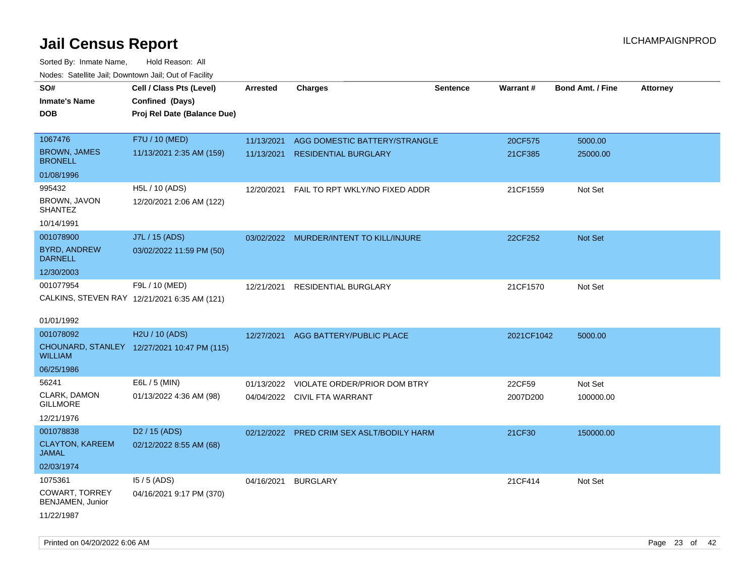# Jail Census Report

Sorted By: Inmate Name, Hold Reason: All

Nodes: Satellite Jail; Downtown Jail; Out of Facility

| SO# / Inmate's Name / DOB | Cell / Class Pts (Level) / Confined (Days) / Proj Rel Date (Balance Due) | Arrested | Charges | Sentence | Warrant # | Bond Amt. / Fine | Attorney |
|---|---|---|---|---|---|---|---|
| 1067476<br>BROWN, JAMES BRONELL<br>01/08/1996 | F7U / 10 (MED)<br>11/13/2021 2:35 AM (159) | 11/13/2021<br>11/13/2021 | AGG DOMESTIC BATTERY/STRANGLE<br>RESIDENTIAL BURGLARY | | 20CF575<br>21CF385 | 5000.00<br>25000.00 | |
| 995432<br>BROWN, JAVON SHANTEZ<br>10/14/1991 | H5L / 10 (ADS)<br>12/20/2021 2:06 AM (122) | 12/20/2021 | FAIL TO RPT WKLY/NO FIXED ADDR | | 21CF1559 | Not Set | |
| 001078900<br>BYRD, ANDREW DARNELL<br>12/30/2003 | J7L / 15 (ADS)<br>03/02/2022 11:59 PM (50) | 03/02/2022 | MURDER/INTENT TO KILL/INJURE | | 22CF252 | Not Set | |
| 001077954<br>CALKINS, STEVEN RAY<br>01/01/1992 | F9L / 10 (MED)<br>12/21/2021 6:35 AM (121) | 12/21/2021 | RESIDENTIAL BURGLARY | | 21CF1570 | Not Set | |
| 001078092<br>CHOUNARD, STANLEY WILLIAM<br>06/25/1986 | H2U / 10 (ADS)<br>12/27/2021 10:47 PM (115) | 12/27/2021 | AGG BATTERY/PUBLIC PLACE | | 2021CF1042 | 5000.00 | |
| 56241<br>CLARK, DAMON GILLMORE<br>12/21/1976 | E6L / 5 (MIN)<br>01/13/2022 4:36 AM (98) | 01/13/2022<br>04/04/2022 | VIOLATE ORDER/PRIOR DOM BTRY<br>CIVIL FTA WARRANT | | 22CF59<br>2007D200 | Not Set<br>100000.00 | |
| 001078838<br>CLAYTON, KAREEM JAMAL<br>02/03/1974 | D2 / 15 (ADS)<br>02/12/2022 8:55 AM (68) | 02/12/2022 | PRED CRIM SEX ASLT/BODILY HARM | | 21CF30 | 150000.00 | |
| 1075361<br>COWART, TORREY BENJAMEN, Junior<br>11/22/1987 | I5 / 5 (ADS)<br>04/16/2021 9:17 PM (370) | 04/16/2021 | BURGLARY | | 21CF414 | Not Set | |

Printed on 04/20/2022 6:06 AM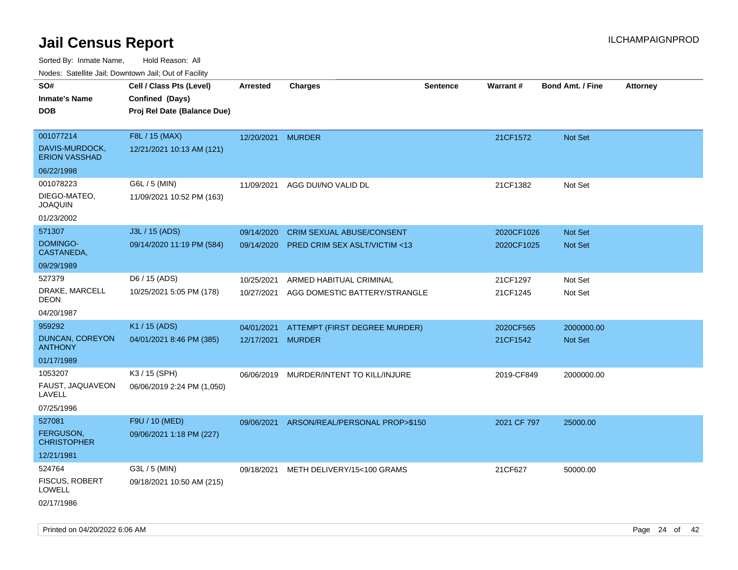# Jail Census Report

ILCHAMPAIGNPROD

Sorted By: Inmate Name, Hold Reason: All

Nodes: Satellite Jail; Downtown Jail; Out of Facility

| SO# / Inmate's Name / DOB | Cell / Class Pts (Level) / Confined (Days) / Proj Rel Date (Balance Due) | Arrested | Charges | Sentence | Warrant # | Bond Amt. / Fine | Attorney |
|---|---|---|---|---|---|---|---|
| 001077214 DAVIS-MURDOCK, ERION VASSHAD 06/22/1998 | F8L / 15 (MAX) 12/21/2021 10:13 AM (121) | 12/20/2021 | MURDER | | 21CF1572 | Not Set | |
| 001078223 DIEGO-MATEO, JOAQUIN 01/23/2002 | G6L / 5 (MIN) 11/09/2021 10:52 PM (163) | 11/09/2021 | AGG DUI/NO VALID DL | | 21CF1382 | Not Set | |
| 571307 DOMINGO-CASTANEDA, 09/29/1989 | J3L / 15 (ADS) 09/14/2020 11:19 PM (584) | 09/14/2020 | CRIM SEXUAL ABUSE/CONSENT | | 2020CF1026 | Not Set | |
| | | 09/14/2020 | PRED CRIM SEX ASLT/VICTIM <13 | | 2020CF1025 | Not Set | |
| 527379 DRAKE, MARCELL DEON 04/20/1987 | D6 / 15 (ADS) 10/25/2021 5:05 PM (178) | 10/25/2021 | ARMED HABITUAL CRIMINAL | | 21CF1297 | Not Set | |
| | | 10/27/2021 | AGG DOMESTIC BATTERY/STRANGLE | | 21CF1245 | Not Set | |
| 959292 DUNCAN, COREYON ANTHONY 01/17/1989 | K1 / 15 (ADS) 04/01/2021 8:46 PM (385) | 04/01/2021 | ATTEMPT (FIRST DEGREE MURDER) | | 2020CF565 | 2000000.00 | |
| | | 12/17/2021 | MURDER | | 21CF1542 | Not Set | |
| 1053207 FAUST, JAQUAVEON LAVELL 07/25/1996 | K3 / 15 (SPH) 06/06/2019 2:24 PM (1,050) | 06/06/2019 | MURDER/INTENT TO KILL/INJURE | | 2019-CF849 | 2000000.00 | |
| 527081 FERGUSON, CHRISTOPHER 12/21/1981 | F9U / 10 (MED) 09/06/2021 1:18 PM (227) | 09/06/2021 | ARSON/REAL/PERSONAL PROP>$150 | | 2021 CF 797 | 25000.00 | |
| 524764 FISCUS, ROBERT LOWELL 02/17/1986 | G3L / 5 (MIN) 09/18/2021 10:50 AM (215) | 09/18/2021 | METH DELIVERY/15<100 GRAMS | | 21CF627 | 50000.00 | |

Printed on 04/20/2022 6:06 AM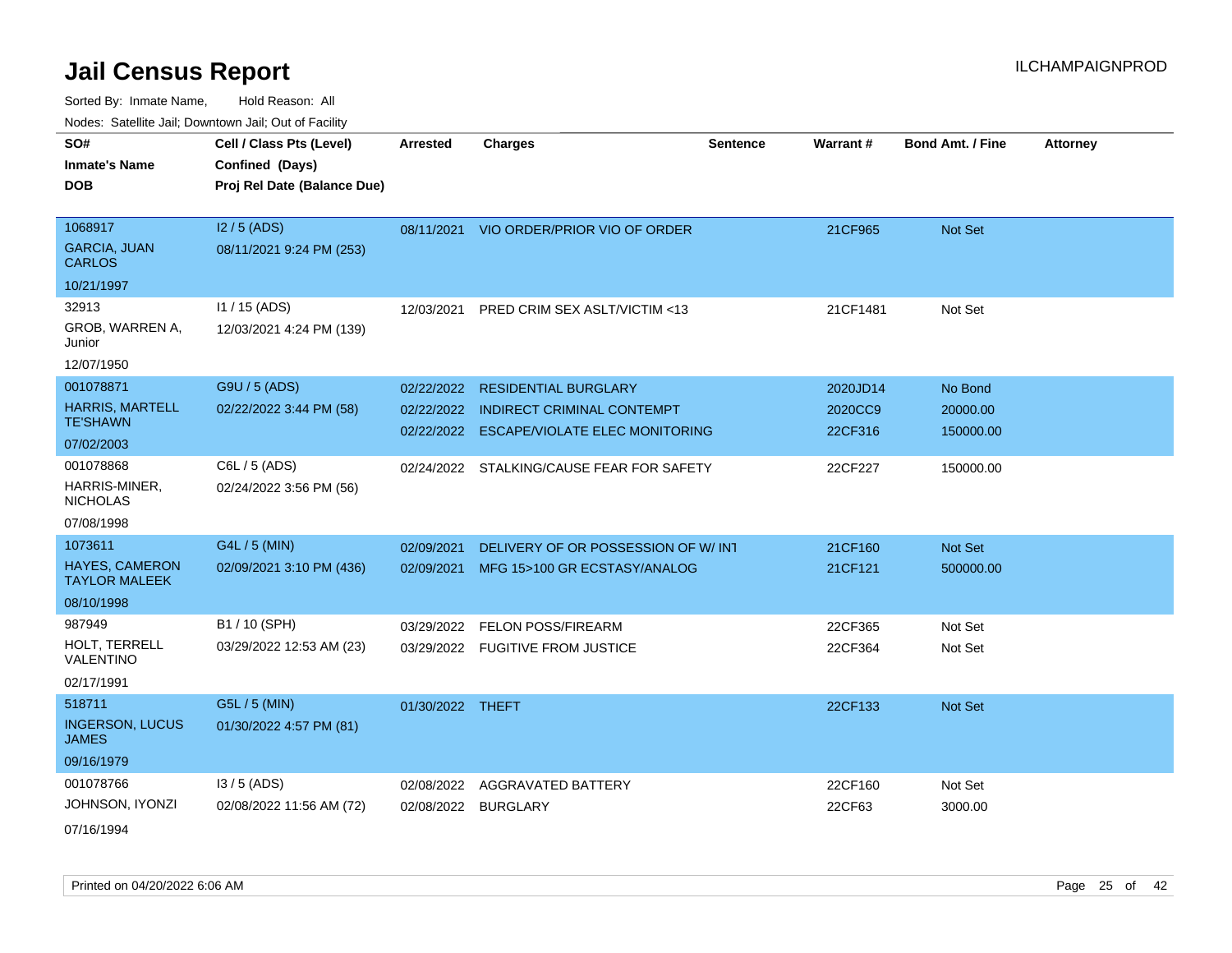# Jail Census Report

ILCHAMPAIGNPROD

Sorted By: Inmate Name, Hold Reason: All

Nodes: Satellite Jail; Downtown Jail; Out of Facility

| SO# / Inmate's Name / DOB | Cell / Class Pts (Level) / Confined (Days) / Proj Rel Date (Balance Due) | Arrested | Charges | Sentence | Warrant # | Bond Amt. / Fine | Attorney |
|---|---|---|---|---|---|---|---|
| 1068917<br>GARCIA, JUAN CARLOS<br>10/21/1997 | I2 / 5 (ADS)<br>08/11/2021 9:24 PM (253) | 08/11/2021 | VIO ORDER/PRIOR VIO OF ORDER | | 21CF965 | Not Set | |
| 32913<br>GROB, WARREN A, Junior<br>12/07/1950 | I1 / 15 (ADS)<br>12/03/2021 4:24 PM (139) | 12/03/2021 | PRED CRIM SEX ASLT/VICTIM <13 | | 21CF1481 | Not Set | |
| 001078871<br>HARRIS, MARTELL TE'SHAWN<br>07/02/2003 | G9U / 5 (ADS)<br>02/22/2022 3:44 PM (58) | 02/22/2022 | RESIDENTIAL BURGLARY | | 2020JD14 | No Bond | |
| | | 02/22/2022 | INDIRECT CRIMINAL CONTEMPT | | 2020CC9 | 20000.00 | |
| | | 02/22/2022 | ESCAPE/VIOLATE ELEC MONITORING | | 22CF316 | 150000.00 | |
| 001078868<br>HARRIS-MINER, NICHOLAS<br>07/08/1998 | C6L / 5 (ADS)<br>02/24/2022 3:56 PM (56) | 02/24/2022 | STALKING/CAUSE FEAR FOR SAFETY | | 22CF227 | 150000.00 | |
| 1073611<br>HAYES, CAMERON TAYLOR MALEEK<br>08/10/1998 | G4L / 5 (MIN)<br>02/09/2021 3:10 PM (436) | 02/09/2021 | DELIVERY OF OR POSSESSION OF W/ INT | | 21CF160 | Not Set | |
| | | 02/09/2021 | MFG 15>100 GR ECSTASY/ANALOG | | 21CF121 | 500000.00 | |
| 987949<br>HOLT, TERRELL VALENTINO<br>02/17/1991 | B1 / 10 (SPH)<br>03/29/2022 12:53 AM (23) | 03/29/2022 | FELON POSS/FIREARM | | 22CF365 | Not Set | |
| | | 03/29/2022 | FUGITIVE FROM JUSTICE | | 22CF364 | Not Set | |
| 518711<br>INGERSON, LUCUS JAMES<br>09/16/1979 | G5L / 5 (MIN)<br>01/30/2022 4:57 PM (81) | 01/30/2022 | THEFT | | 22CF133 | Not Set | |
| 001078766<br>JOHNSON, IYONZI<br>07/16/1994 | I3 / 5 (ADS)<br>02/08/2022 11:56 AM (72) | 02/08/2022 | AGGRAVATED BATTERY | | 22CF160 | Not Set | |
| | | 02/08/2022 | BURGLARY | | 22CF63 | 3000.00 | |

Printed on 04/20/2022 6:06 AM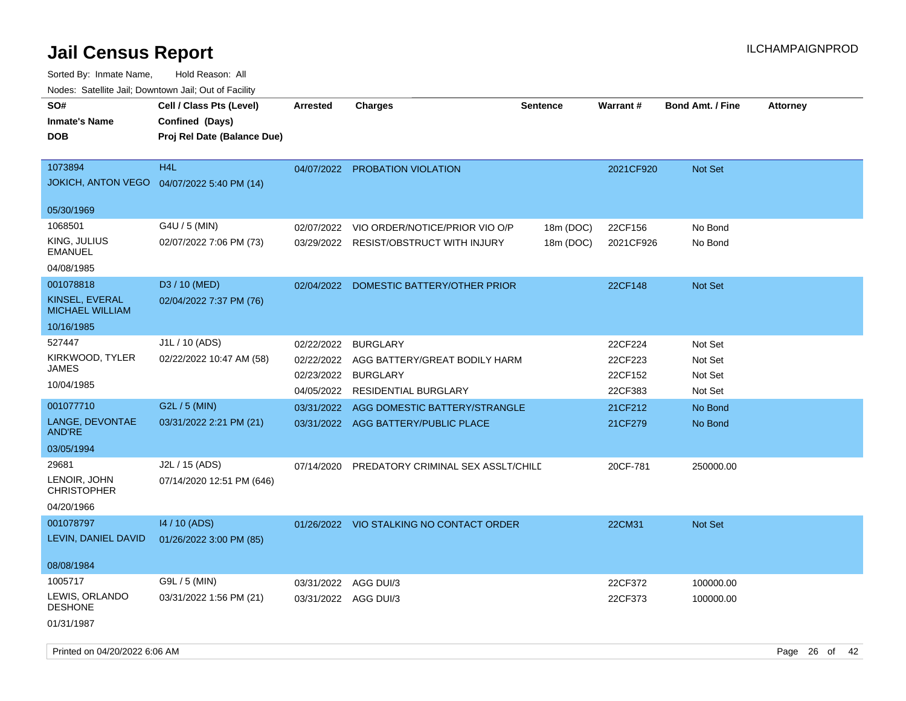# Jail Census Report

ILCHAMPAIGNPROD

Sorted By: Inmate Name, Hold Reason: All

Nodes: Satellite Jail; Downtown Jail; Out of Facility

| SO# / Inmate's Name / DOB | Cell / Class Pts (Level) / Confined (Days) / Proj Rel Date (Balance Due) | Arrested | Charges | Sentence | Warrant # | Bond Amt. / Fine | Attorney |
|---|---|---|---|---|---|---|---|
| 1073894<br>JOKICH, ANTON VEGO<br>05/30/1969 | H4L<br>04/07/2022 5:40 PM (14) | 04/07/2022 | PROBATION VIOLATION | | 2021CF920 | Not Set | |
| 1068501<br>KING, JULIUS EMANUEL<br>04/08/1985 | G4U / 5 (MIN)<br>02/07/2022 7:06 PM (73) | 02/07/2022 | VIO ORDER/NOTICE/PRIOR VIO O/P | 18m (DOC) | 22CF156 | No Bond | |
| | | 03/29/2022 | RESIST/OBSTRUCT WITH INJURY | 18m (DOC) | 2021CF926 | No Bond | |
| 001078818<br>KINSEL, EVERAL MICHAEL WILLIAM<br>10/16/1985 | D3 / 10 (MED)<br>02/04/2022 7:37 PM (76) | 02/04/2022 | DOMESTIC BATTERY/OTHER PRIOR | | 22CF148 | Not Set | |
| 527447<br>KIRKWOOD, TYLER JAMES<br>10/04/1985 | J1L / 10 (ADS)<br>02/22/2022 10:47 AM (58) | 02/22/2022 | BURGLARY | | 22CF224 | Not Set | |
| | | 02/22/2022 | AGG BATTERY/GREAT BODILY HARM | | 22CF223 | Not Set | |
| | | 02/23/2022 | BURGLARY | | 22CF152 | Not Set | |
| | | 04/05/2022 | RESIDENTIAL BURGLARY | | 22CF383 | Not Set | |
| 001077710<br>LANGE, DEVONTAE AND'RE<br>03/05/1994 | G2L / 5 (MIN)<br>03/31/2022 2:21 PM (21) | 03/31/2022 | AGG DOMESTIC BATTERY/STRANGLE | | 21CF212 | No Bond | |
| | | 03/31/2022 | AGG BATTERY/PUBLIC PLACE | | 21CF279 | No Bond | |
| 29681<br>LENOIR, JOHN CHRISTOPHER<br>04/20/1966 | J2L / 15 (ADS)<br>07/14/2020 12:51 PM (646) | 07/14/2020 | PREDATORY CRIMINAL SEX ASSLT/CHILD | | 20CF-781 | 250000.00 | |
| 001078797<br>LEVIN, DANIEL DAVID<br>08/08/1984 | I4 / 10 (ADS)<br>01/26/2022 3:00 PM (85) | 01/26/2022 | VIO STALKING NO CONTACT ORDER | | 22CM31 | Not Set | |
| 1005717<br>LEWIS, ORLANDO DESHONE<br>01/31/1987 | G9L / 5 (MIN)<br>03/31/2022 1:56 PM (21) | 03/31/2022 | AGG DUI/3 | | 22CF372 | 100000.00 | |
| | | 03/31/2022 | AGG DUI/3 | | 22CF373 | 100000.00 | |

Printed on 04/20/2022 6:06 AM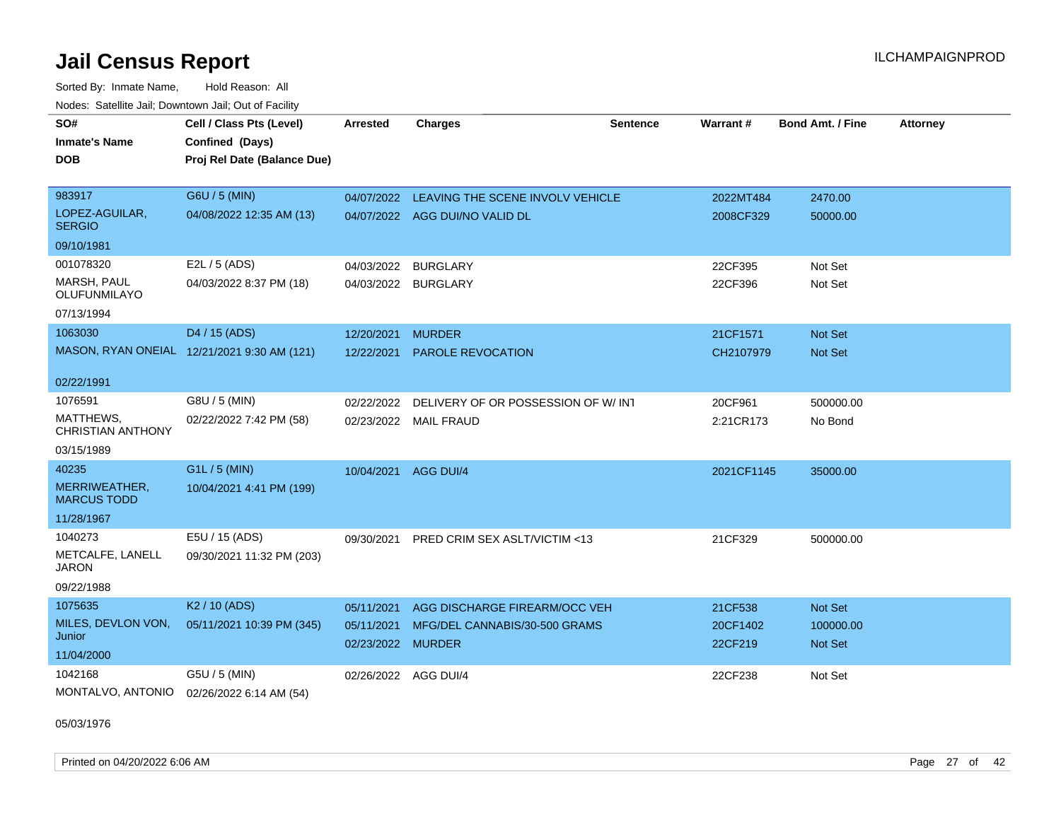# Jail Census Report

ILCHAMPAIGNPROD

Sorted By: Inmate Name, Hold Reason: All

Nodes: Satellite Jail; Downtown Jail; Out of Facility

| SO# / Inmate's Name / DOB | Cell / Class Pts (Level) / Confined (Days) / Proj Rel Date (Balance Due) | Arrested | Charges | Sentence | Warrant # | Bond Amt. / Fine | Attorney |
|---|---|---|---|---|---|---|---|
| 983917<br>LOPEZ-AGUILAR, SERGIO<br>09/10/1981 | G6U / 5 (MIN)<br>04/08/2022 12:35 AM (13) | 04/07/2022<br>04/07/2022 | LEAVING THE SCENE INVOLV VEHICLE<br>AGG DUI/NO VALID DL | | 2022MT484<br>2008CF329 | 2470.00<br>50000.00 | |
| 001078320<br>MARSH, PAUL OLUFUNMILAYO<br>07/13/1994 | E2L / 5 (ADS)<br>04/03/2022 8:37 PM (18) | 04/03/2022<br>04/03/2022 | BURGLARY<br>BURGLARY | | 22CF395<br>22CF396 | Not Set<br>Not Set | |
| 1063030<br>MASON, RYAN ONEIAL<br>02/22/1991 | D4 / 15 (ADS)<br>12/21/2021 9:30 AM (121) | 12/20/2021<br>12/22/2021 | MURDER<br>PAROLE REVOCATION | | 21CF1571<br>CH2107979 | Not Set<br>Not Set | |
| 1076591<br>MATTHEWS, CHRISTIAN ANTHONY<br>03/15/1989 | G8U / 5 (MIN)<br>02/22/2022 7:42 PM (58) | 02/22/2022<br>02/23/2022 | DELIVERY OF OR POSSESSION OF W/ INT<br>MAIL FRAUD | | 20CF961<br>2:21CR173 | 500000.00<br>No Bond | |
| 40235<br>MERRIWEATHER, MARCUS TODD<br>11/28/1967 | G1L / 5 (MIN)<br>10/04/2021 4:41 PM (199) | 10/04/2021 | AGG DUI/4 | | 2021CF1145 | 35000.00 | |
| 1040273<br>METCALFE, LANELL JARON<br>09/22/1988 | E5U / 15 (ADS)<br>09/30/2021 11:32 PM (203) | 09/30/2021 | PRED CRIM SEX ASLT/VICTIM <13 | | 21CF329 | 500000.00 | |
| 1075635<br>MILES, DEVLON VON, Junior<br>11/04/2000 | K2 / 10 (ADS)<br>05/11/2021 10:39 PM (345) | 05/11/2021<br>05/11/2021<br>02/23/2022 | AGG DISCHARGE FIREARM/OCC VEH<br>MFG/DEL CANNABIS/30-500 GRAMS<br>MURDER | | 21CF538<br>20CF1402<br>22CF219 | Not Set<br>100000.00<br>Not Set | |
| 1042168<br>MONTALVO, ANTONIO<br>05/03/1976 | G5U / 5 (MIN)<br>02/26/2022 6:14 AM (54) | 02/26/2022 | AGG DUI/4 | | 22CF238 | Not Set | |

Printed on 04/20/2022 6:06 AM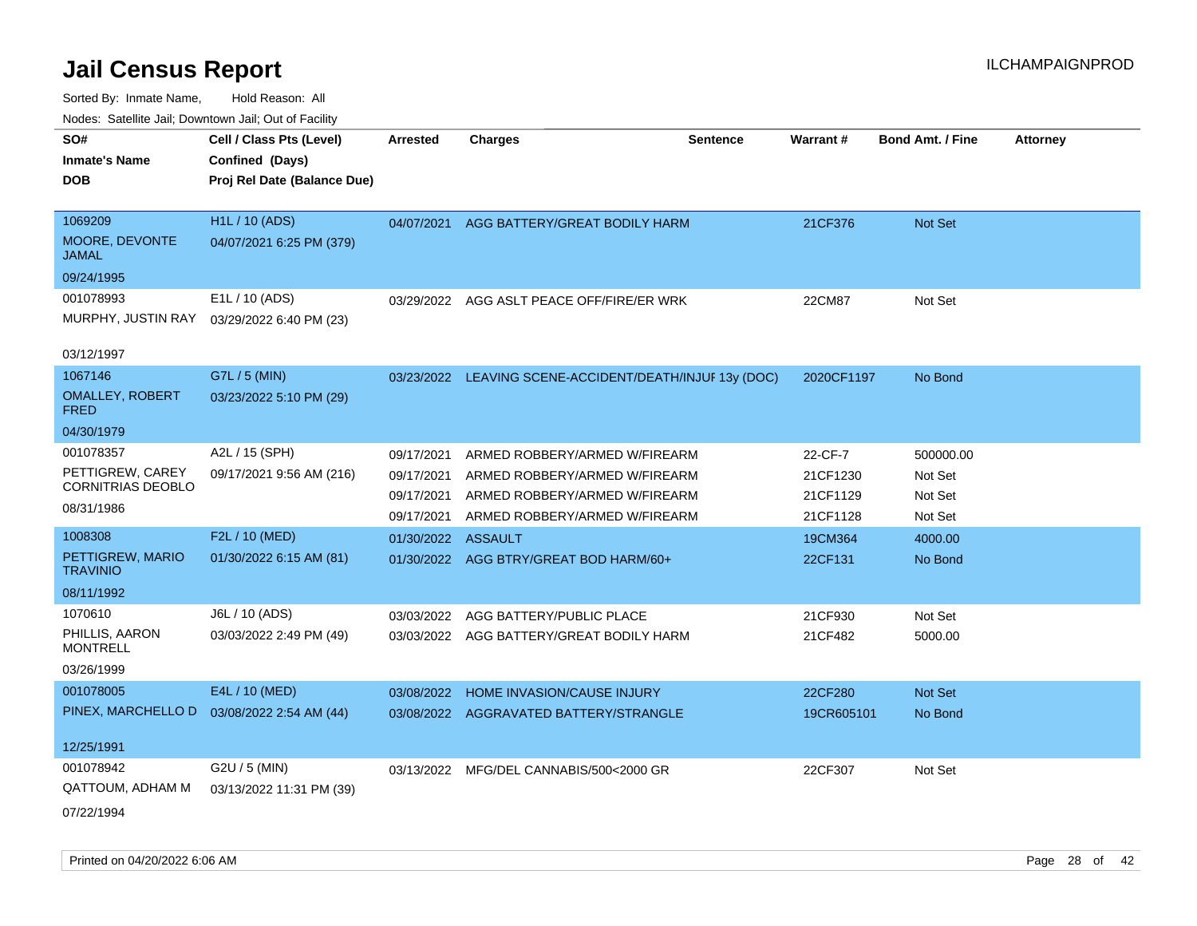# Jail Census Report

ILCHAMPAIGNPROD

Sorted By: Inmate Name, Hold Reason: All

Nodes: Satellite Jail; Downtown Jail; Out of Facility

| SO# / Inmate's Name / DOB | Cell / Class Pts (Level) / Confined (Days) / Proj Rel Date (Balance Due) | Arrested | Charges | Sentence | Warrant # | Bond Amt. / Fine | Attorney |
|---|---|---|---|---|---|---|---|
| 1069209 MOORE, DEVONTE JAMAL 09/24/1995 | H1L / 10 (ADS) 04/07/2021 6:25 PM (379) | 04/07/2021 | AGG BATTERY/GREAT BODILY HARM | | 21CF376 | Not Set | |
| 001078993 MURPHY, JUSTIN RAY 03/12/1997 | E1L / 10 (ADS) 03/29/2022 6:40 PM (23) | 03/29/2022 | AGG ASLT PEACE OFF/FIRE/ER WRK | | 22CM87 | Not Set | |
| 1067146 OMALLEY, ROBERT FRED 04/30/1979 | G7L / 5 (MIN) 03/23/2022 5:10 PM (29) | 03/23/2022 | LEAVING SCENE-ACCIDENT/DEATH/INJUF | 13y (DOC) | 2020CF1197 | No Bond | |
| 001078357 PETTIGREW, CAREY CORNITRIAS DEOBLO 08/31/1986 | A2L / 15 (SPH) 09/17/2021 9:56 AM (216) | 09/17/2021 | ARMED ROBBERY/ARMED W/FIREARM | | 22-CF-7 | 500000.00 | |
| | | 09/17/2021 | ARMED ROBBERY/ARMED W/FIREARM | | 21CF1230 | Not Set | |
| | | 09/17/2021 | ARMED ROBBERY/ARMED W/FIREARM | | 21CF1129 | Not Set | |
| | | 09/17/2021 | ARMED ROBBERY/ARMED W/FIREARM | | 21CF1128 | Not Set | |
| 1008308 PETTIGREW, MARIO TRAVINIO 08/11/1992 | F2L / 10 (MED) 01/30/2022 6:15 AM (81) | 01/30/2022 | ASSAULT | | 19CM364 | 4000.00 | |
| | | 01/30/2022 | AGG BTRY/GREAT BOD HARM/60+ | | 22CF131 | No Bond | |
| 1070610 PHILLIS, AARON MONTRELL 03/26/1999 | J6L / 10 (ADS) 03/03/2022 2:49 PM (49) | 03/03/2022 | AGG BATTERY/PUBLIC PLACE | | 21CF930 | Not Set | |
| | | 03/03/2022 | AGG BATTERY/GREAT BODILY HARM | | 21CF482 | 5000.00 | |
| 001078005 PINEX, MARCHELLO D 12/25/1991 | E4L / 10 (MED) 03/08/2022 2:54 AM (44) | 03/08/2022 | HOME INVASION/CAUSE INJURY | | 22CF280 | Not Set | |
| | | 03/08/2022 | AGGRAVATED BATTERY/STRANGLE | | 19CR605101 | No Bond | |
| 001078942 QATTOUM, ADHAM M 07/22/1994 | G2U / 5 (MIN) 03/13/2022 11:31 PM (39) | 03/13/2022 | MFG/DEL CANNABIS/500<2000 GR | | 22CF307 | Not Set | |

Printed on 04/20/2022 6:06 AM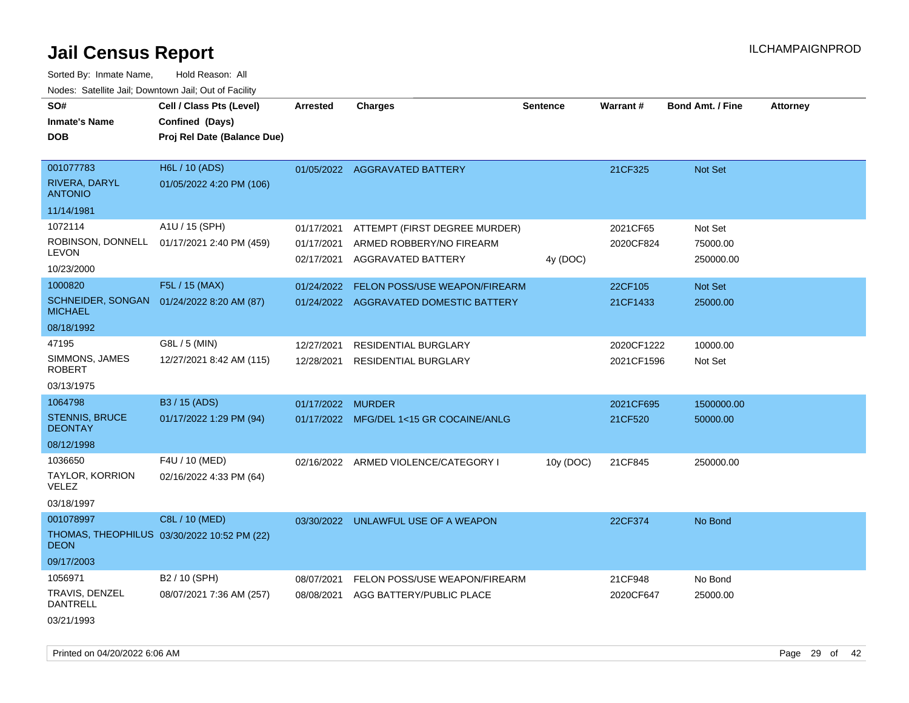# Jail Census Report

ILCHAMPAIGNPROD

Sorted By: Inmate Name, Hold Reason: All

Nodes: Satellite Jail; Downtown Jail; Out of Facility

| SO# / Inmate's Name / DOB | Cell / Class Pts (Level) / Confined (Days) / Proj Rel Date (Balance Due) | Arrested | Charges | Sentence | Warrant # | Bond Amt. / Fine | Attorney |
|---|---|---|---|---|---|---|---|
| 001077783<br>RIVERA, DARYL ANTONIO<br>11/14/1981 | H6L / 10 (ADS)<br>01/05/2022 4:20 PM (106) | 01/05/2022 | AGGRAVATED BATTERY | | 21CF325 | Not Set | |
| 1072114<br>ROBINSON, DONNELL LEVON<br>10/23/2000 | A1U / 15 (SPH)<br>01/17/2021 2:40 PM (459) | 01/17/2021 | ATTEMPT (FIRST DEGREE MURDER) | | 2021CF65 | Not Set | |
| | | 01/17/2021 | ARMED ROBBERY/NO FIREARM | | 2020CF824 | 75000.00 | |
| | | 02/17/2021 | AGGRAVATED BATTERY | 4y (DOC) | | 250000.00 | |
| 1000820<br>SCHNEIDER, SONGAN MICHAEL<br>08/18/1992 | F5L / 15 (MAX)<br>01/24/2022 8:20 AM (87) | 01/24/2022 | FELON POSS/USE WEAPON/FIREARM | | 22CF105 | Not Set | |
| | | 01/24/2022 | AGGRAVATED DOMESTIC BATTERY | | 21CF1433 | 25000.00 | |
| 47195<br>SIMMONS, JAMES ROBERT<br>03/13/1975 | G8L / 5 (MIN)<br>12/27/2021 8:42 AM (115) | 12/27/2021 | RESIDENTIAL BURGLARY | | 2020CF1222 | 10000.00 | |
| | | 12/28/2021 | RESIDENTIAL BURGLARY | | 2021CF1596 | Not Set | |
| 1064798<br>STENNIS, BRUCE DEONTAY<br>08/12/1998 | B3 / 15 (ADS)<br>01/17/2022 1:29 PM (94) | 01/17/2022 | MURDER | | 2021CF695 | 1500000.00 | |
| | | 01/17/2022 | MFG/DEL 1<15 GR COCAINE/ANLG | | 21CF520 | 50000.00 | |
| 1036650<br>TAYLOR, KORRION VELEZ<br>03/18/1997 | F4U / 10 (MED)<br>02/16/2022 4:33 PM (64) | 02/16/2022 | ARMED VIOLENCE/CATEGORY I | 10y (DOC) | 21CF845 | 250000.00 | |
| 001078997<br>THOMAS, THEOPHILUS DEON<br>09/17/2003 | C8L / 10 (MED)<br>03/30/2022 10:52 PM (22) | 03/30/2022 | UNLAWFUL USE OF A WEAPON | | 22CF374 | No Bond | |
| 1056971<br>TRAVIS, DENZEL DANTRELL<br>03/21/1993 | B2 / 10 (SPH)<br>08/07/2021 7:36 AM (257) | 08/07/2021 | FELON POSS/USE WEAPON/FIREARM | | 21CF948 | No Bond | |
| | | 08/08/2021 | AGG BATTERY/PUBLIC PLACE | | 2020CF647 | 25000.00 | |

Printed on 04/20/2022 6:06 AM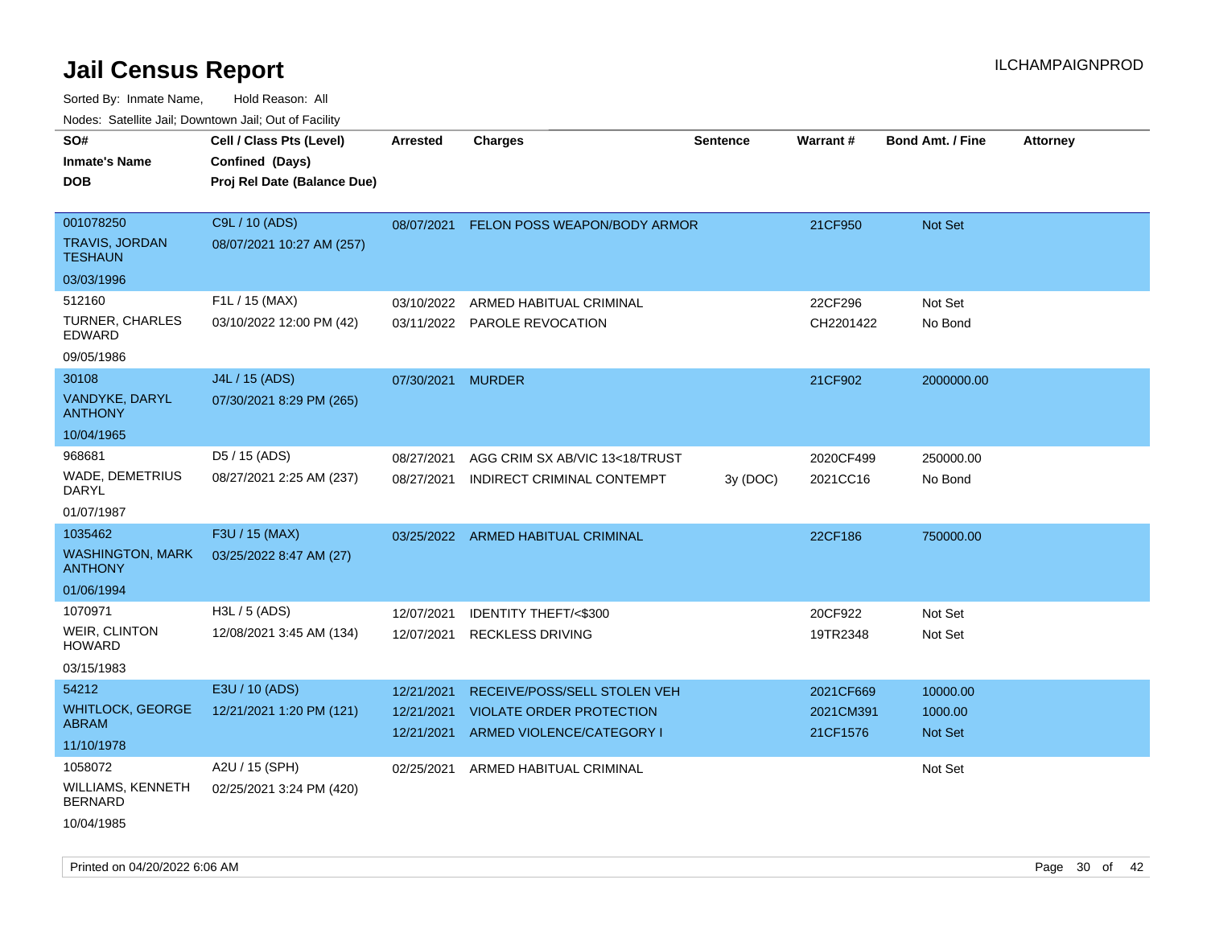# Jail Census Report

ILCHAMPAIGNPROD

Sorted By: Inmate Name, Hold Reason: All

Nodes: Satellite Jail; Downtown Jail; Out of Facility

| SO# / Inmate's Name / DOB | Cell / Class Pts (Level) / Confined (Days) / Proj Rel Date (Balance Due) | Arrested | Charges | Sentence | Warrant # | Bond Amt. / Fine | Attorney |
|---|---|---|---|---|---|---|---|
| 001078250<br>TRAVIS, JORDAN TESHAUN<br>03/03/1996 | C9L / 10 (ADS)<br>08/07/2021 10:27 AM (257) | 08/07/2021 | FELON POSS WEAPON/BODY ARMOR | | 21CF950 | Not Set | |
| 512160<br>TURNER, CHARLES EDWARD<br>09/05/1986 | F1L / 15 (MAX)<br>03/10/2022 12:00 PM (42) | 03/10/2022 | ARMED HABITUAL CRIMINAL | | 22CF296 | Not Set | |
| | | 03/11/2022 | PAROLE REVOCATION | | CH2201422 | No Bond | |
| 30108<br>VANDYKE, DARYL ANTHONY<br>10/04/1965 | J4L / 15 (ADS)<br>07/30/2021 8:29 PM (265) | 07/30/2021 | MURDER | | 21CF902 | 2000000.00 | |
| 968681<br>WADE, DEMETRIUS DARYL<br>01/07/1987 | D5 / 15 (ADS)<br>08/27/2021 2:25 AM (237) | 08/27/2021 | AGG CRIM SX AB/VIC 13<18/TRUST | | 2020CF499 | 250000.00 | |
| | | 08/27/2021 | INDIRECT CRIMINAL CONTEMPT | 3y (DOC) | 2021CC16 | No Bond | |
| 1035462<br>WASHINGTON, MARK ANTHONY<br>01/06/1994 | F3U / 15 (MAX)<br>03/25/2022 8:47 AM (27) | 03/25/2022 | ARMED HABITUAL CRIMINAL | | 22CF186 | 750000.00 | |
| 1070971<br>WEIR, CLINTON HOWARD<br>03/15/1983 | H3L / 5 (ADS)<br>12/08/2021 3:45 AM (134) | 12/07/2021 | IDENTITY THEFT/<$300 | | 20CF922 | Not Set | |
| | | 12/07/2021 | RECKLESS DRIVING | | 19TR2348 | Not Set | |
| 54212<br>WHITLOCK, GEORGE ABRAM<br>11/10/1978 | E3U / 10 (ADS)<br>12/21/2021 1:20 PM (121) | 12/21/2021 | RECEIVE/POSS/SELL STOLEN VEH | | 2021CF669 | 10000.00 | |
| | | 12/21/2021 | VIOLATE ORDER PROTECTION | | 2021CM391 | 1000.00 | |
| | | 12/21/2021 | ARMED VIOLENCE/CATEGORY I | | 21CF1576 | Not Set | |
| 1058072<br>WILLIAMS, KENNETH BERNARD<br>10/04/1985 | A2U / 15 (SPH)<br>02/25/2021 3:24 PM (420) | 02/25/2021 | ARMED HABITUAL CRIMINAL | | | Not Set | |

Printed on 04/20/2022 6:06 AM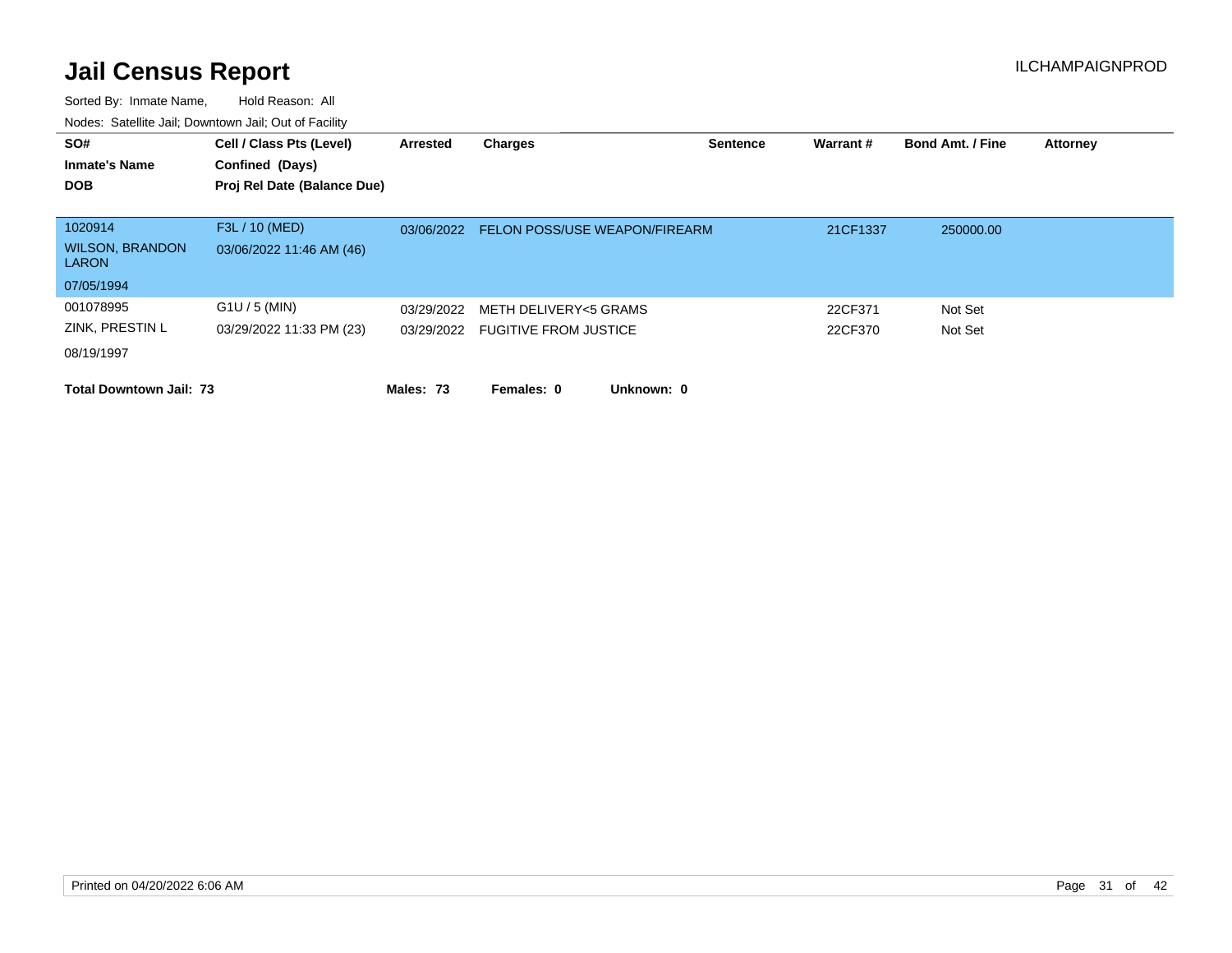# Jail Census Report

ILCHAMPAIGNPROD

Sorted By: Inmate Name, Hold Reason: All

Nodes: Satellite Jail; Downtown Jail; Out of Facility

| SO# / Inmate's Name / DOB | Cell / Class Pts (Level) / Confined (Days) / Proj Rel Date (Balance Due) | Arrested | Charges | Sentence | Warrant # | Bond Amt. / Fine | Attorney |
|---|---|---|---|---|---|---|---|
| 1020914 | F3L / 10 (MED) | 03/06/2022 | FELON POSS/USE WEAPON/FIREARM | | 21CF1337 | 250000.00 | |
| WILSON, BRANDON LARON | 03/06/2022 11:46 AM (46) | | | | | | |
| 07/05/1994 | | | | | | | |
| 001078995 | G1U / 5 (MIN) | 03/29/2022 | METH DELIVERY<5 GRAMS | | 22CF371 | Not Set | |
| ZINK, PRESTIN L | 03/29/2022 11:33 PM (23) | 03/29/2022 | FUGITIVE FROM JUSTICE | | 22CF370 | Not Set | |
| 08/19/1997 | | | | | | | |

**Total Downtown Jail: 73** **Males: 73** **Females: 0** **Unknown: 0**

Printed on 04/20/2022 6:06 AM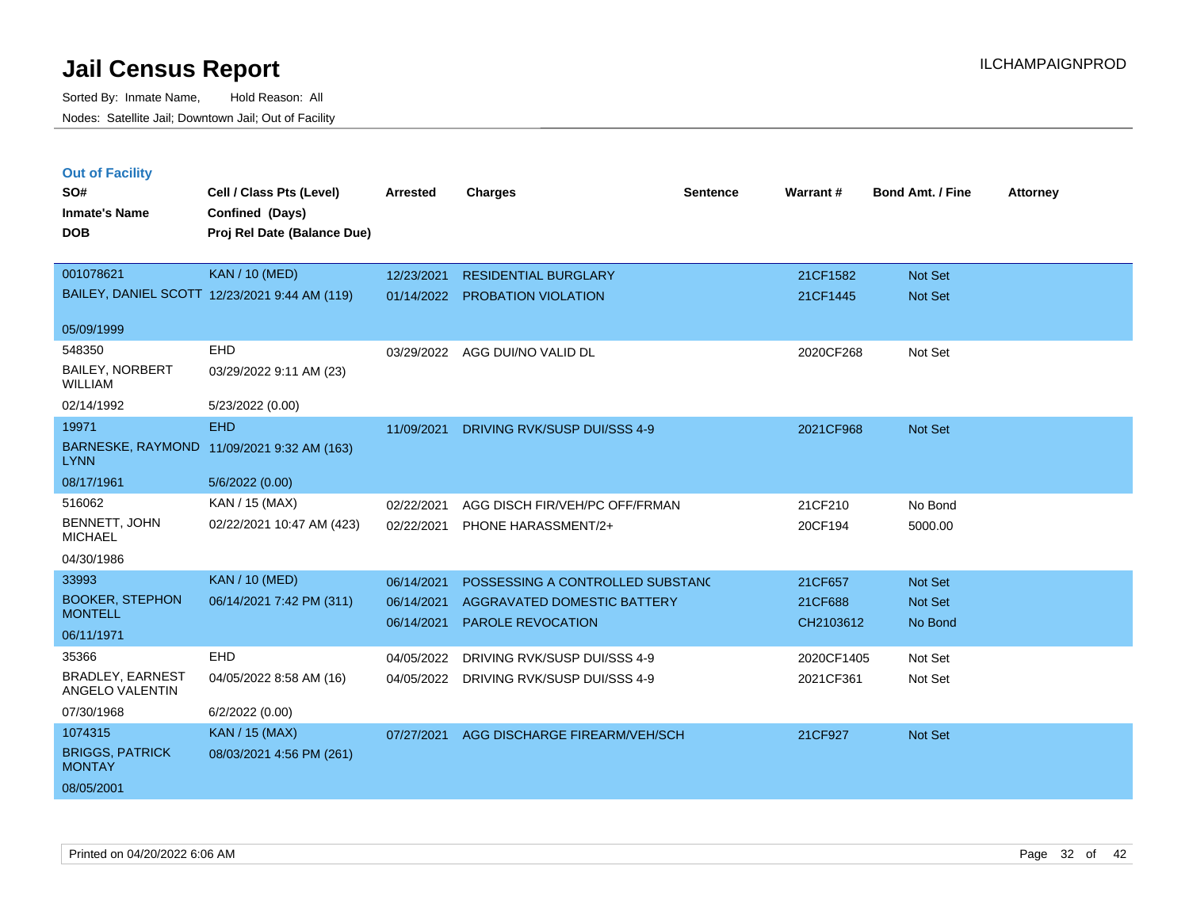# Jail Census Report

Sorted By: Inmate Name, Hold Reason: All

Nodes: Satellite Jail; Downtown Jail; Out of Facility

ILCHAMPAIGNPROD

## Out of Facility

| SO# / Inmate's Name / DOB | Cell / Class Pts (Level) / Confined (Days) / Proj Rel Date (Balance Due) | Arrested | Charges | Sentence | Warrant # | Bond Amt. / Fine | Attorney |
|---|---|---|---|---|---|---|---|
| 001078621<br>BAILEY, DANIEL SCOTT<br>05/09/1999 | KAN / 10 (MED)<br>12/23/2021 9:44 AM (119) | 12/23/2021<br>01/14/2022 | RESIDENTIAL BURGLARY<br>PROBATION VIOLATION | | 21CF1582<br>21CF1445 | Not Set<br>Not Set | |
| 548350<br>BAILEY, NORBERT WILLIAM<br>02/14/1992 | EHD<br>03/29/2022 9:11 AM (23)<br>5/23/2022 (0.00) | 03/29/2022 | AGG DUI/NO VALID DL | | 2020CF268 | Not Set | |
| 19971<br>BARNESKE, RAYMOND LYNN<br>08/17/1961 | EHD<br>11/09/2021 9:32 AM (163)<br>5/6/2022 (0.00) | 11/09/2021 | DRIVING RVK/SUSP DUI/SSS 4-9 | | 2021CF968 | Not Set | |
| 516062<br>BENNETT, JOHN MICHAEL<br>04/30/1986 | KAN / 15 (MAX)<br>02/22/2021 10:47 AM (423) | 02/22/2021<br>02/22/2021 | AGG DISCH FIR/VEH/PC OFF/FRMAN<br>PHONE HARASSMENT/2+ | | 21CF210<br>20CF194 | No Bond<br>5000.00 | |
| 33993<br>BOOKER, STEPHON MONTELL<br>06/11/1971 | KAN / 10 (MED)<br>06/14/2021 7:42 PM (311) | 06/14/2021<br>06/14/2021<br>06/14/2021 | POSSESSING A CONTROLLED SUBSTANC<br>AGGRAVATED DOMESTIC BATTERY<br>PAROLE REVOCATION | | 21CF657<br>21CF688<br>CH2103612 | Not Set<br>Not Set<br>No Bond | |
| 35366<br>BRADLEY, EARNEST ANGELO VALENTIN<br>07/30/1968 | EHD<br>04/05/2022 8:58 AM (16)<br>6/2/2022 (0.00) | 04/05/2022<br>04/05/2022 | DRIVING RVK/SUSP DUI/SSS 4-9<br>DRIVING RVK/SUSP DUI/SSS 4-9 | | 2020CF1405<br>2021CF361 | Not Set<br>Not Set | |
| 1074315<br>BRIGGS, PATRICK MONTAY<br>08/05/2001 | KAN / 15 (MAX)<br>08/03/2021 4:56 PM (261) | 07/27/2021 | AGG DISCHARGE FIREARM/VEH/SCH | | 21CF927 | Not Set | |

Printed on 04/20/2022 6:06 AM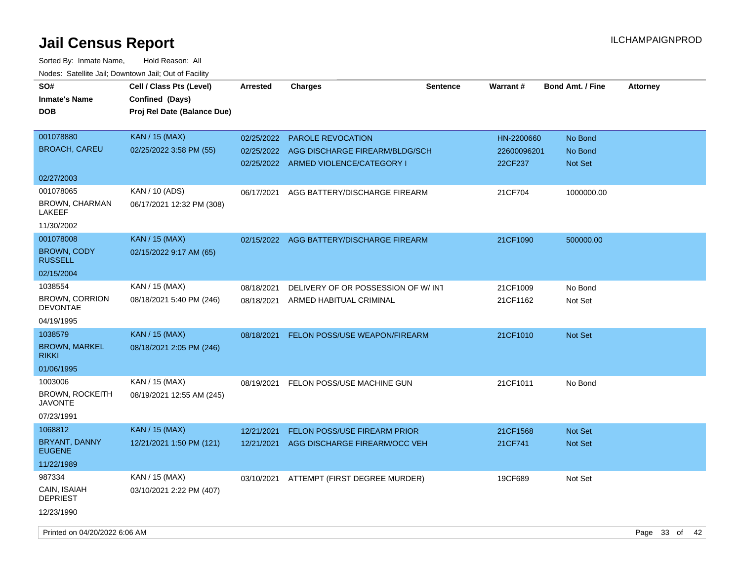# Jail Census Report

ILCHAMPAIGNPROD

Sorted By: Inmate Name, Hold Reason: All

Nodes: Satellite Jail; Downtown Jail; Out of Facility

| SO# / Inmate's Name / DOB | Cell / Class Pts (Level) / Confined (Days) / Proj Rel Date (Balance Due) | Arrested | Charges | Sentence | Warrant # | Bond Amt. / Fine | Attorney |
|---|---|---|---|---|---|---|---|
| 001078880<br>BROACH, CAREU<br>02/27/2003 | KAN / 15 (MAX)<br>02/25/2022 3:58 PM (55) | 02/25/2022<br>02/25/2022<br>02/25/2022 | PAROLE REVOCATION<br>AGG DISCHARGE FIREARM/BLDG/SCH<br>ARMED VIOLENCE/CATEGORY I | | HN-2200660<br>22600096201<br>22CF237 | No Bond<br>No Bond<br>Not Set | |
| 001078065<br>BROWN, CHARMAN LAKEEF<br>11/30/2002 | KAN / 10 (ADS)<br>06/17/2021 12:32 PM (308) | 06/17/2021 | AGG BATTERY/DISCHARGE FIREARM | | 21CF704 | 1000000.00 | |
| 001078008<br>BROWN, CODY RUSSELL<br>02/15/2004 | KAN / 15 (MAX)<br>02/15/2022 9:17 AM (65) | 02/15/2022 | AGG BATTERY/DISCHARGE FIREARM | | 21CF1090 | 500000.00 | |
| 1038554<br>BROWN, CORRION DEVONTAE<br>04/19/1995 | KAN / 15 (MAX)<br>08/18/2021 5:40 PM (246) | 08/18/2021<br>08/18/2021 | DELIVERY OF OR POSSESSION OF W/ INT<br>ARMED HABITUAL CRIMINAL | | 21CF1009<br>21CF1162 | No Bond<br>Not Set | |
| 1038579<br>BROWN, MARKEL RIKKI<br>01/06/1995 | KAN / 15 (MAX)<br>08/18/2021 2:05 PM (246) | 08/18/2021 | FELON POSS/USE WEAPON/FIREARM | | 21CF1010 | Not Set | |
| 1003006<br>BROWN, ROCKEITH JAVONTE<br>07/23/1991 | KAN / 15 (MAX)<br>08/19/2021 12:55 AM (245) | 08/19/2021 | FELON POSS/USE MACHINE GUN | | 21CF1011 | No Bond | |
| 1068812<br>BRYANT, DANNY EUGENE<br>11/22/1989 | KAN / 15 (MAX)<br>12/21/2021 1:50 PM (121) | 12/21/2021<br>12/21/2021 | FELON POSS/USE FIREARM PRIOR<br>AGG DISCHARGE FIREARM/OCC VEH | | 21CF1568<br>21CF741 | Not Set<br>Not Set | |
| 987334<br>CAIN, ISAIAH DEPRIEST<br>12/23/1990 | KAN / 15 (MAX)<br>03/10/2021 2:22 PM (407) | 03/10/2021 | ATTEMPT (FIRST DEGREE MURDER) | | 19CF689 | Not Set | |

Printed on 04/20/2022 6:06 AM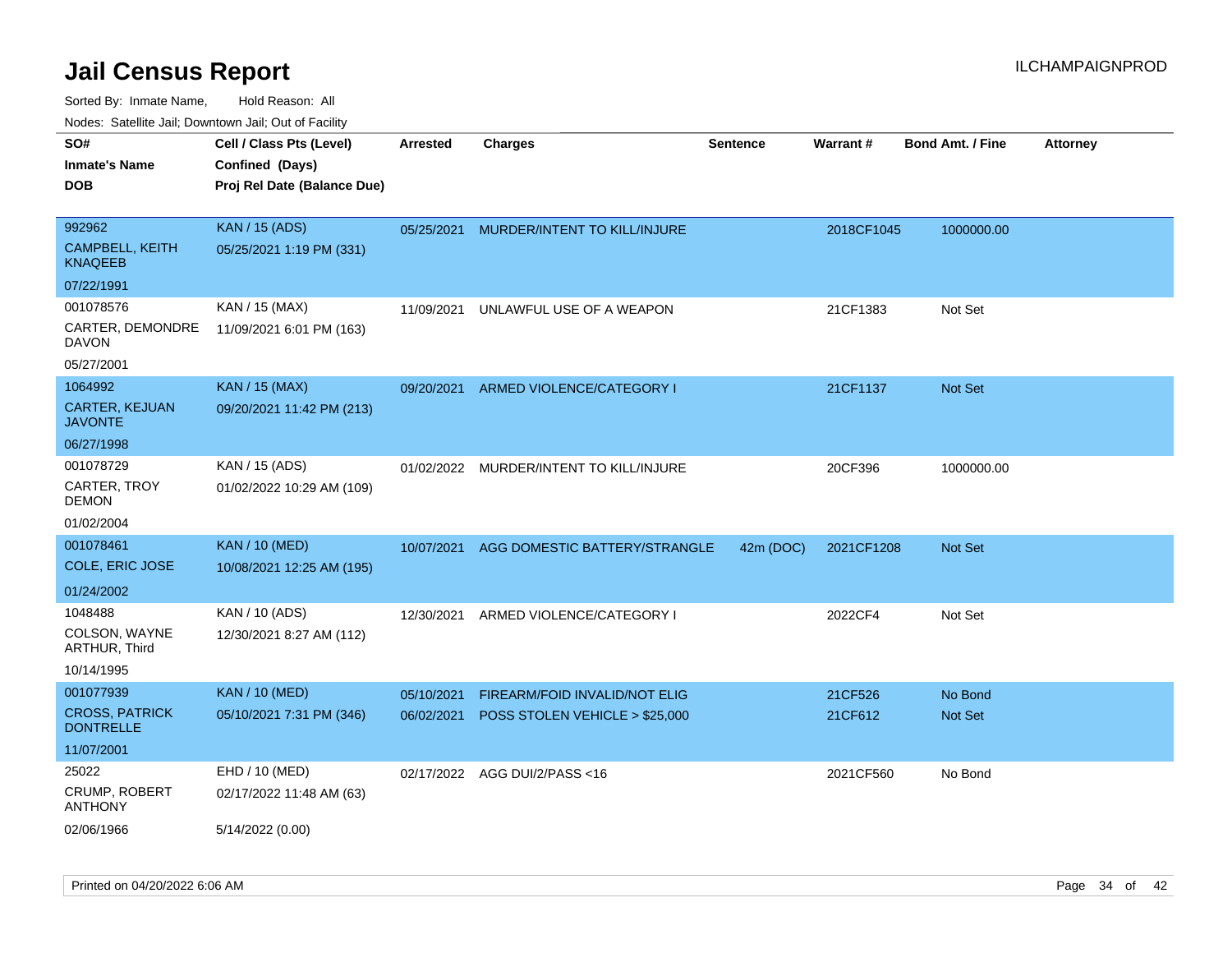# Jail Census Report

ILCHAMPAIGNPROD

Sorted By: Inmate Name, Hold Reason: All

Nodes: Satellite Jail; Downtown Jail; Out of Facility

| SO#<br>Inmate's Name<br>DOB | Cell / Class Pts (Level)<br>Confined (Days)<br>Proj Rel Date (Balance Due) | Arrested | Charges | Sentence | Warrant # | Bond Amt. / Fine | Attorney |
|---|---|---|---|---|---|---|---|
| 992962<br>CAMPBELL, KEITH KNAQEEB<br>07/22/1991 | KAN / 15 (ADS)<br>05/25/2021 1:19 PM (331) | 05/25/2021 | MURDER/INTENT TO KILL/INJURE | | 2018CF1045 | 1000000.00 | |
| 001078576<br>CARTER, DEMONDRE DAVON<br>05/27/2001 | KAN / 15 (MAX)<br>11/09/2021 6:01 PM (163) | 11/09/2021 | UNLAWFUL USE OF A WEAPON | | 21CF1383 | Not Set | |
| 1064992<br>CARTER, KEJUAN JAVONTE<br>06/27/1998 | KAN / 15 (MAX)<br>09/20/2021 11:42 PM (213) | 09/20/2021 | ARMED VIOLENCE/CATEGORY I | | 21CF1137 | Not Set | |
| 001078729<br>CARTER, TROY DEMON<br>01/02/2004 | KAN / 15 (ADS)<br>01/02/2022 10:29 AM (109) | 01/02/2022 | MURDER/INTENT TO KILL/INJURE | | 20CF396 | 1000000.00 | |
| 001078461<br>COLE, ERIC JOSE<br>01/24/2002 | KAN / 10 (MED)<br>10/08/2021 12:25 AM (195) | 10/07/2021 | AGG DOMESTIC BATTERY/STRANGLE | 42m (DOC) | 2021CF1208 | Not Set | |
| 1048488<br>COLSON, WAYNE ARTHUR, Third<br>10/14/1995 | KAN / 10 (ADS)<br>12/30/2021 8:27 AM (112) | 12/30/2021 | ARMED VIOLENCE/CATEGORY I | | 2022CF4 | Not Set | |
| 001077939<br>CROSS, PATRICK DONTRELLE<br>11/07/2001 | KAN / 10 (MED)<br>05/10/2021 7:31 PM (346) | 05/10/2021<br>06/02/2021 | FIREARM/FOID INVALID/NOT ELIG<br>POSS STOLEN VEHICLE > $25,000 | | 21CF526<br>21CF612 | No Bond<br>Not Set | |
| 25022<br>CRUMP, ROBERT ANTHONY<br>02/06/1966 | EHD / 10 (MED)<br>02/17/2022 11:48 AM (63)<br>5/14/2022 (0.00) | 02/17/2022 | AGG DUI/2/PASS <16 | | 2021CF560 | No Bond | |

Printed on 04/20/2022 6:06 AM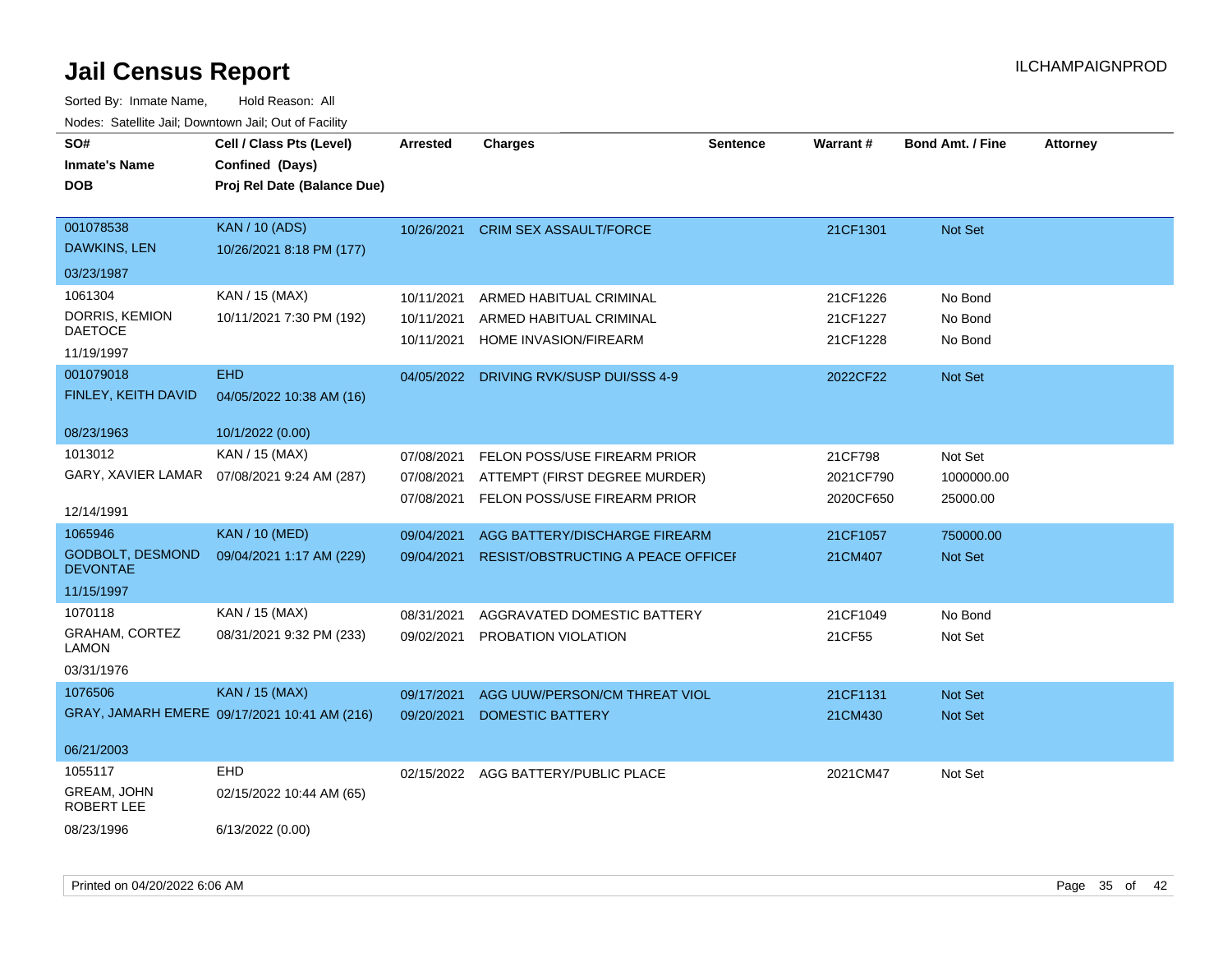# Jail Census Report

ILCHAMPAIGNPROD

Sorted By: Inmate Name, Hold Reason: All

Nodes: Satellite Jail; Downtown Jail; Out of Facility

| SO# / Inmate's Name / DOB | Cell / Class Pts (Level) / Confined (Days) / Proj Rel Date (Balance Due) | Arrested | Charges | Sentence | Warrant # | Bond Amt. / Fine | Attorney |
|---|---|---|---|---|---|---|---|
| 001078538 DAWKINS, LEN 03/23/1987 | KAN / 10 (ADS) 10/26/2021 8:18 PM (177) | 10/26/2021 | CRIM SEX ASSAULT/FORCE | | 21CF1301 | Not Set | |
| 1061304 DORRIS, KEMION DAETOCE 11/19/1997 | KAN / 15 (MAX) 10/11/2021 7:30 PM (192) | 10/11/2021 | ARMED HABITUAL CRIMINAL | | 21CF1226 | No Bond | |
| | | 10/11/2021 | ARMED HABITUAL CRIMINAL | | 21CF1227 | No Bond | |
| | | 10/11/2021 | HOME INVASION/FIREARM | | 21CF1228 | No Bond | |
| 001079018 FINLEY, KEITH DAVID 08/23/1963 | EHD 04/05/2022 10:38 AM (16) 10/1/2022 (0.00) | 04/05/2022 | DRIVING RVK/SUSP DUI/SSS 4-9 | | 2022CF22 | Not Set | |
| 1013012 GARY, XAVIER LAMAR 12/14/1991 | KAN / 15 (MAX) 07/08/2021 9:24 AM (287) | 07/08/2021 | FELON POSS/USE FIREARM PRIOR | | 21CF798 | Not Set | |
| | | 07/08/2021 | ATTEMPT (FIRST DEGREE MURDER) | | 2021CF790 | 1000000.00 | |
| | | 07/08/2021 | FELON POSS/USE FIREARM PRIOR | | 2020CF650 | 25000.00 | |
| 1065946 GODBOLT, DESMOND DEVONTAE 11/15/1997 | KAN / 10 (MED) 09/04/2021 1:17 AM (229) | 09/04/2021 | AGG BATTERY/DISCHARGE FIREARM | | 21CF1057 | 750000.00 | |
| | | 09/04/2021 | RESIST/OBSTRUCTING A PEACE OFFICEI | | 21CM407 | Not Set | |
| 1070118 GRAHAM, CORTEZ LAMON 03/31/1976 | KAN / 15 (MAX) 08/31/2021 9:32 PM (233) | 08/31/2021 | AGGRAVATED DOMESTIC BATTERY | | 21CF1049 | No Bond | |
| | | 09/02/2021 | PROBATION VIOLATION | | 21CF55 | Not Set | |
| 1076506 GRAY, JAMARH EMERE 06/21/2003 | KAN / 15 (MAX) 09/17/2021 10:41 AM (216) | 09/17/2021 | AGG UUW/PERSON/CM THREAT VIOL | | 21CF1131 | Not Set | |
| | | 09/20/2021 | DOMESTIC BATTERY | | 21CM430 | Not Set | |
| 1055117 GREAM, JOHN ROBERT LEE 08/23/1996 | EHD 02/15/2022 10:44 AM (65) 6/13/2022 (0.00) | 02/15/2022 | AGG BATTERY/PUBLIC PLACE | | 2021CM47 | Not Set | |

Printed on 04/20/2022 6:06 AM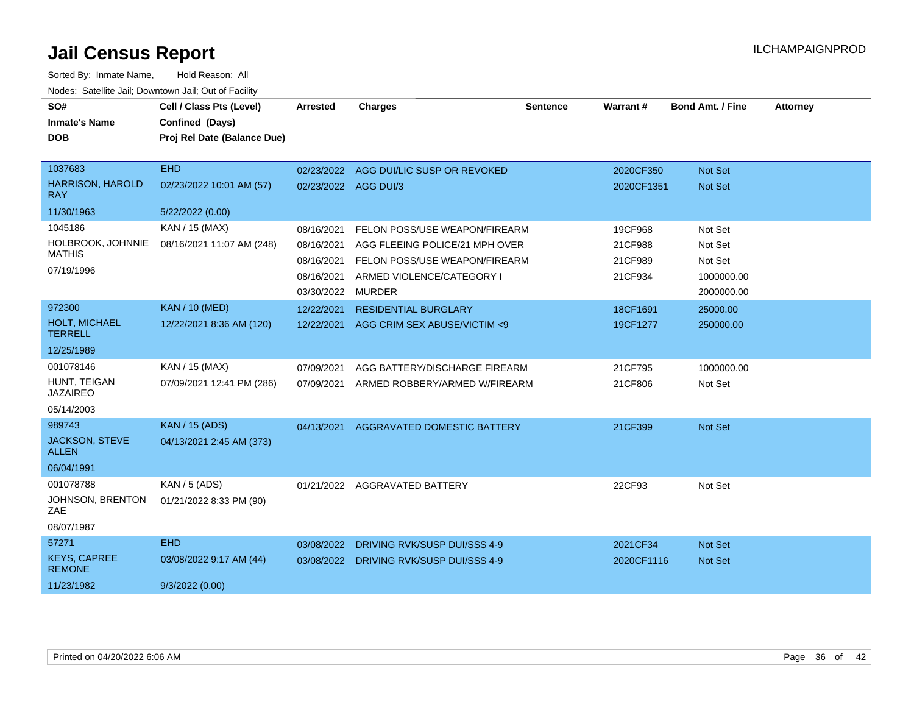# Jail Census Report

ILCHAMPAIGNPROD

Sorted By: Inmate Name, Hold Reason: All

Nodes: Satellite Jail; Downtown Jail; Out of Facility

| SO# / Inmate's Name / DOB | Cell / Class Pts (Level) / Confined (Days) / Proj Rel Date (Balance Due) | Arrested | Charges | Sentence | Warrant # | Bond Amt. / Fine | Attorney |
|---|---|---|---|---|---|---|---|
| 1037683<br>HARRISON, HAROLD RAY<br>11/30/1963 | EHD<br>02/23/2022 10:01 AM (57)<br>5/22/2022 (0.00) | 02/23/2022 | AGG DUI/LIC SUSP OR REVOKED | | 2020CF350 | Not Set | |
| | | 02/23/2022 | AGG DUI/3 | | 2020CF1351 | Not Set | |
| 1045186<br>HOLBROOK, JOHNNIE MATHIS<br>07/19/1996 | KAN / 15 (MAX)<br>08/16/2021 11:07 AM (248) | 08/16/2021 | FELON POSS/USE WEAPON/FIREARM | | 19CF968 | Not Set | |
| | | 08/16/2021 | AGG FLEEING POLICE/21 MPH OVER | | 21CF988 | Not Set | |
| | | 08/16/2021 | FELON POSS/USE WEAPON/FIREARM | | 21CF989 | Not Set | |
| | | 08/16/2021 | ARMED VIOLENCE/CATEGORY I | | 21CF934 | 1000000.00 | |
| | | 03/30/2022 | MURDER | | | 2000000.00 | |
| 972300<br>HOLT, MICHAEL TERRELL<br>12/25/1989 | KAN / 10 (MED)<br>12/22/2021 8:36 AM (120) | 12/22/2021 | RESIDENTIAL BURGLARY | | 18CF1691 | 25000.00 | |
| | | 12/22/2021 | AGG CRIM SEX ABUSE/VICTIM <9 | | 19CF1277 | 250000.00 | |
| 001078146<br>HUNT, TEIGAN JAZAIREO<br>05/14/2003 | KAN / 15 (MAX)<br>07/09/2021 12:41 PM (286) | 07/09/2021 | AGG BATTERY/DISCHARGE FIREARM | | 21CF795 | 1000000.00 | |
| | | 07/09/2021 | ARMED ROBBERY/ARMED W/FIREARM | | 21CF806 | Not Set | |
| 989743<br>JACKSON, STEVE ALLEN<br>06/04/1991 | KAN / 15 (ADS)<br>04/13/2021 2:45 AM (373) | 04/13/2021 | AGGRAVATED DOMESTIC BATTERY | | 21CF399 | Not Set | |
| 001078788<br>JOHNSON, BRENTON ZAE<br>08/07/1987 | KAN / 5 (ADS)<br>01/21/2022 8:33 PM (90) | 01/21/2022 | AGGRAVATED BATTERY | | 22CF93 | Not Set | |
| 57271<br>KEYS, CAPREE REMONE<br>11/23/1982 | EHD<br>03/08/2022 9:17 AM (44)<br>9/3/2022 (0.00) | 03/08/2022 | DRIVING RVK/SUSP DUI/SSS 4-9 | | 2021CF34 | Not Set | |
| | | 03/08/2022 | DRIVING RVK/SUSP DUI/SSS 4-9 | | 2020CF1116 | Not Set | |

Printed on 04/20/2022 6:06 AM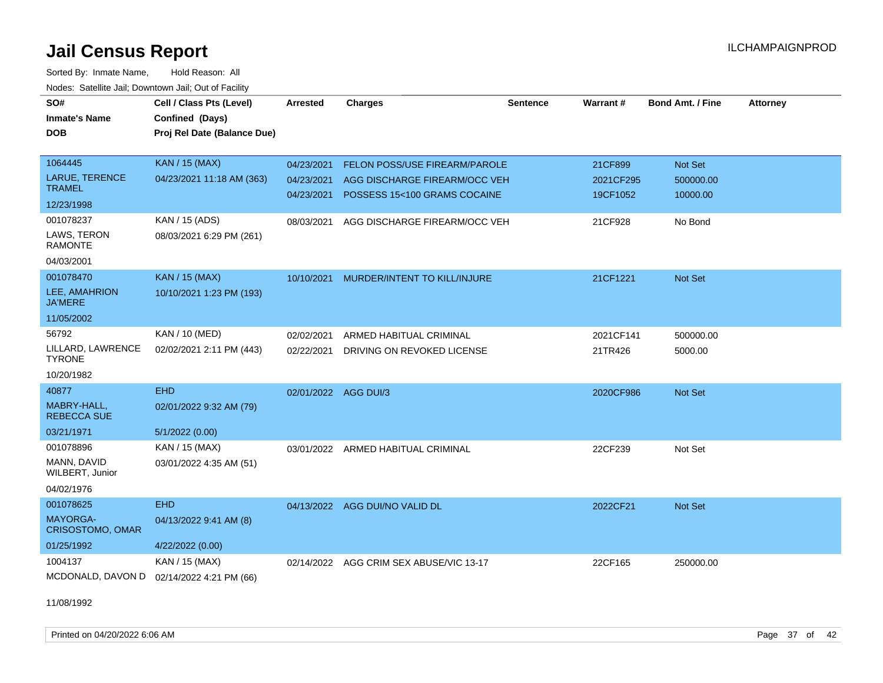# Jail Census Report

ILCHAMPAIGNPROD

Sorted By: Inmate Name, Hold Reason: All

Nodes: Satellite Jail; Downtown Jail; Out of Facility

| SO# / Inmate's Name / DOB | Cell / Class Pts (Level) / Confined (Days) / Proj Rel Date (Balance Due) | Arrested | Charges | Sentence | Warrant # | Bond Amt. / Fine | Attorney |
|---|---|---|---|---|---|---|---|
| 1064445 | KAN / 15 (MAX) | 04/23/2021 | FELON POSS/USE FIREARM/PAROLE | | 21CF899 | Not Set | |
| LARUE, TERENCE TRAMEL | 04/23/2021 11:18 AM (363) | 04/23/2021 | AGG DISCHARGE FIREARM/OCC VEH | | 2021CF295 | 500000.00 | |
| 12/23/1998 | | 04/23/2021 | POSSESS 15<100 GRAMS COCAINE | | 19CF1052 | 10000.00 | |
| 001078237 | KAN / 15 (ADS) | 08/03/2021 | AGG DISCHARGE FIREARM/OCC VEH | | 21CF928 | No Bond | |
| LAWS, TERON RAMONTE | 08/03/2021 6:29 PM (261) | | | | | | |
| 04/03/2001 | | | | | | | |
| 001078470 | KAN / 15 (MAX) | 10/10/2021 | MURDER/INTENT TO KILL/INJURE | | 21CF1221 | Not Set | |
| LEE, AMAHRION JA'MERE | 10/10/2021 1:23 PM (193) | | | | | | |
| 11/05/2002 | | | | | | | |
| 56792 | KAN / 10 (MED) | 02/02/2021 | ARMED HABITUAL CRIMINAL | | 2021CF141 | 500000.00 | |
| LILLARD, LAWRENCE TYRONE | 02/02/2021 2:11 PM (443) | 02/22/2021 | DRIVING ON REVOKED LICENSE | | 21TR426 | 5000.00 | |
| 10/20/1982 | | | | | | | |
| 40877 | EHD | 02/01/2022 | AGG DUI/3 | | 2020CF986 | Not Set | |
| MABRY-HALL, REBECCA SUE | 02/01/2022 9:32 AM (79) | | | | | | |
| 03/21/1971 | 5/1/2022 (0.00) | | | | | | |
| 001078896 | KAN / 15 (MAX) | 03/01/2022 | ARMED HABITUAL CRIMINAL | | 22CF239 | Not Set | |
| MANN, DAVID WILBERT, Junior | 03/01/2022 4:35 AM (51) | | | | | | |
| 04/02/1976 | | | | | | | |
| 001078625 | EHD | 04/13/2022 | AGG DUI/NO VALID DL | | 2022CF21 | Not Set | |
| MAYORGA-CRISOSTOMO, OMAR | 04/13/2022 9:41 AM (8) | | | | | | |
| 01/25/1992 | 4/22/2022 (0.00) | | | | | | |
| 1004137 | KAN / 15 (MAX) | 02/14/2022 | AGG CRIM SEX ABUSE/VIC 13-17 | | 22CF165 | 250000.00 | |
| MCDONALD, DAVON D | 02/14/2022 4:21 PM (66) | | | | | | |
| 11/08/1992 | | | | | | | |

Printed on 04/20/2022 6:06 AM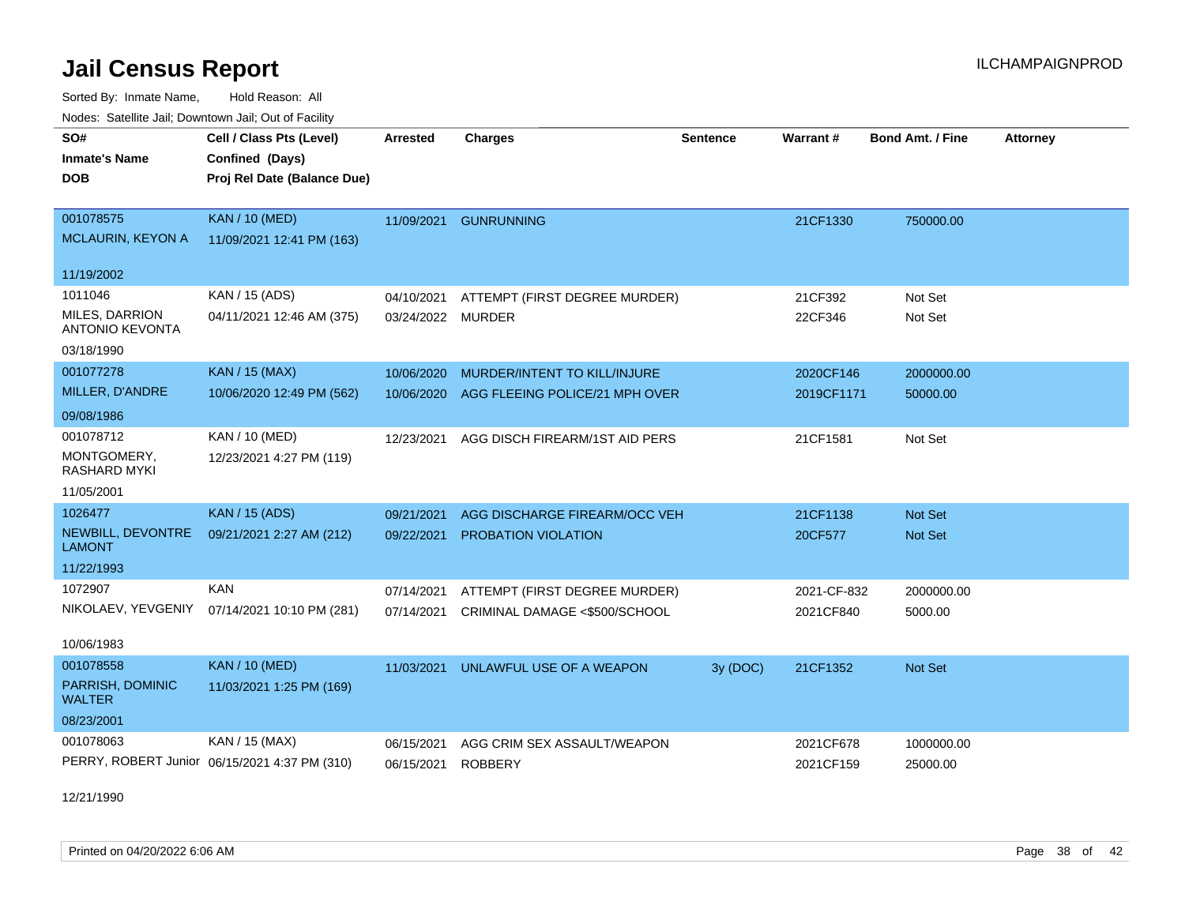# Jail Census Report

Sorted By: Inmate Name, Hold Reason: All

Nodes: Satellite Jail; Downtown Jail; Out of Facility

| SO# / Inmate's Name / DOB | Cell / Class Pts (Level) / Confined (Days) / Proj Rel Date (Balance Due) | Arrested | Charges | Sentence | Warrant # | Bond Amt. / Fine | Attorney |
|---|---|---|---|---|---|---|---|
| 001078575<br>MCLAURIN, KEYON A<br>11/19/2002 | KAN / 10 (MED)<br>11/09/2021 12:41 PM (163) | 11/09/2021 | GUNRUNNING | | 21CF1330 | 750000.00 | |
| 1011046<br>MILES, DARRION ANTONIO KEVONTA<br>03/18/1990 | KAN / 15 (ADS)<br>04/11/2021 12:46 AM (375) | 04/10/2021<br>03/24/2022 | ATTEMPT (FIRST DEGREE MURDER)<br>MURDER | | 21CF392<br>22CF346 | Not Set<br>Not Set | |
| 001077278<br>MILLER, D'ANDRE<br>09/08/1986 | KAN / 15 (MAX)<br>10/06/2020 12:49 PM (562) | 10/06/2020<br>10/06/2020 | MURDER/INTENT TO KILL/INJURE<br>AGG FLEEING POLICE/21 MPH OVER | | 2020CF146<br>2019CF1171 | 2000000.00<br>50000.00 | |
| 001078712<br>MONTGOMERY, RASHARD MYKI<br>11/05/2001 | KAN / 10 (MED)<br>12/23/2021 4:27 PM (119) | 12/23/2021 | AGG DISCH FIREARM/1ST AID PERS | | 21CF1581 | Not Set | |
| 1026477<br>NEWBILL, DEVONTRE LAMONT<br>11/22/1993 | KAN / 15 (ADS)<br>09/21/2021 2:27 AM (212) | 09/21/2021<br>09/22/2021 | AGG DISCHARGE FIREARM/OCC VEH<br>PROBATION VIOLATION | | 21CF1138<br>20CF577 | Not Set<br>Not Set | |
| 1072907<br>NIKOLAEV, YEVGENIY<br>10/06/1983 | KAN<br>07/14/2021 10:10 PM (281) | 07/14/2021<br>07/14/2021 | ATTEMPT (FIRST DEGREE MURDER)<br>CRIMINAL DAMAGE <$500/SCHOOL | | 2021-CF-832<br>2021CF840 | 2000000.00<br>5000.00 | |
| 001078558<br>PARRISH, DOMINIC WALTER<br>08/23/2001 | KAN / 10 (MED)<br>11/03/2021 1:25 PM (169) | 11/03/2021 | UNLAWFUL USE OF A WEAPON | 3y (DOC) | 21CF1352 | Not Set | |
| 001078063<br>PERRY, ROBERT Junior<br>12/21/1990 | KAN / 15 (MAX)<br>06/15/2021 4:37 PM (310) | 06/15/2021<br>06/15/2021 | AGG CRIM SEX ASSAULT/WEAPON<br>ROBBERY | | 2021CF678<br>2021CF159 | 1000000.00<br>25000.00 | |

Printed on 04/20/2022 6:06 AM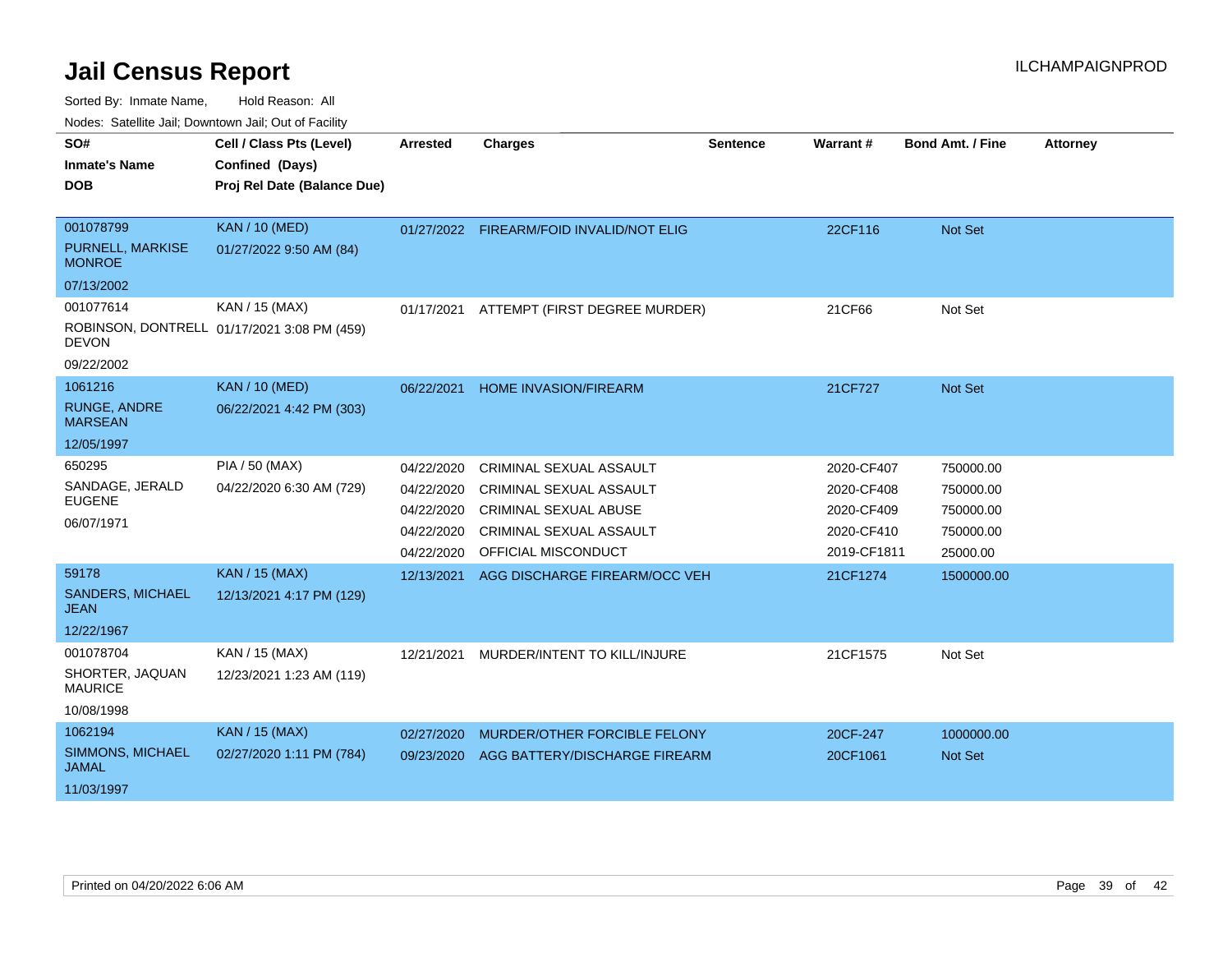# Jail Census Report

ILCHAMPAIGNPROD

Sorted By: Inmate Name, Hold Reason: All

Nodes: Satellite Jail; Downtown Jail; Out of Facility

| SO# / Inmate's Name / DOB | Cell / Class Pts (Level) / Confined (Days) / Proj Rel Date (Balance Due) | Arrested | Charges | Sentence | Warrant # | Bond Amt. / Fine | Attorney |
|---|---|---|---|---|---|---|---|
| 001078799 PURNELL, MARKISE MONROE 07/13/2002 | KAN / 10 (MED) 01/27/2022 9:50 AM (84) | 01/27/2022 | FIREARM/FOID INVALID/NOT ELIG | | 22CF116 | Not Set | |
| 001077614 ROBINSON, DONTRELL DEVON 09/22/2002 | KAN / 15 (MAX) 01/17/2021 3:08 PM (459) | 01/17/2021 | ATTEMPT (FIRST DEGREE MURDER) | | 21CF66 | Not Set | |
| 1061216 RUNGE, ANDRE MARSEAN 12/05/1997 | KAN / 10 (MED) 06/22/2021 4:42 PM (303) | 06/22/2021 | HOME INVASION/FIREARM | | 21CF727 | Not Set | |
| 650295 SANDAGE, JERALD EUGENE 06/07/1971 | PIA / 50 (MAX) 04/22/2020 6:30 AM (729) | 04/22/2020 | CRIMINAL SEXUAL ASSAULT | | 2020-CF407 | 750000.00 | |
| | | 04/22/2020 | CRIMINAL SEXUAL ASSAULT | | 2020-CF408 | 750000.00 | |
| | | 04/22/2020 | CRIMINAL SEXUAL ABUSE | | 2020-CF409 | 750000.00 | |
| | | 04/22/2020 | CRIMINAL SEXUAL ASSAULT | | 2020-CF410 | 750000.00 | |
| | | 04/22/2020 | OFFICIAL MISCONDUCT | | 2019-CF1811 | 25000.00 | |
| 59178 SANDERS, MICHAEL JEAN 12/22/1967 | KAN / 15 (MAX) 12/13/2021 4:17 PM (129) | 12/13/2021 | AGG DISCHARGE FIREARM/OCC VEH | | 21CF1274 | 1500000.00 | |
| 001078704 SHORTER, JAQUAN MAURICE 10/08/1998 | KAN / 15 (MAX) 12/23/2021 1:23 AM (119) | 12/21/2021 | MURDER/INTENT TO KILL/INJURE | | 21CF1575 | Not Set | |
| 1062194 SIMMONS, MICHAEL JAMAL 11/03/1997 | KAN / 15 (MAX) 02/27/2020 1:11 PM (784) | 02/27/2020 | MURDER/OTHER FORCIBLE FELONY | | 20CF-247 | 1000000.00 | |
| | | 09/23/2020 | AGG BATTERY/DISCHARGE FIREARM | | 20CF1061 | Not Set | |

Printed on 04/20/2022 6:06 AM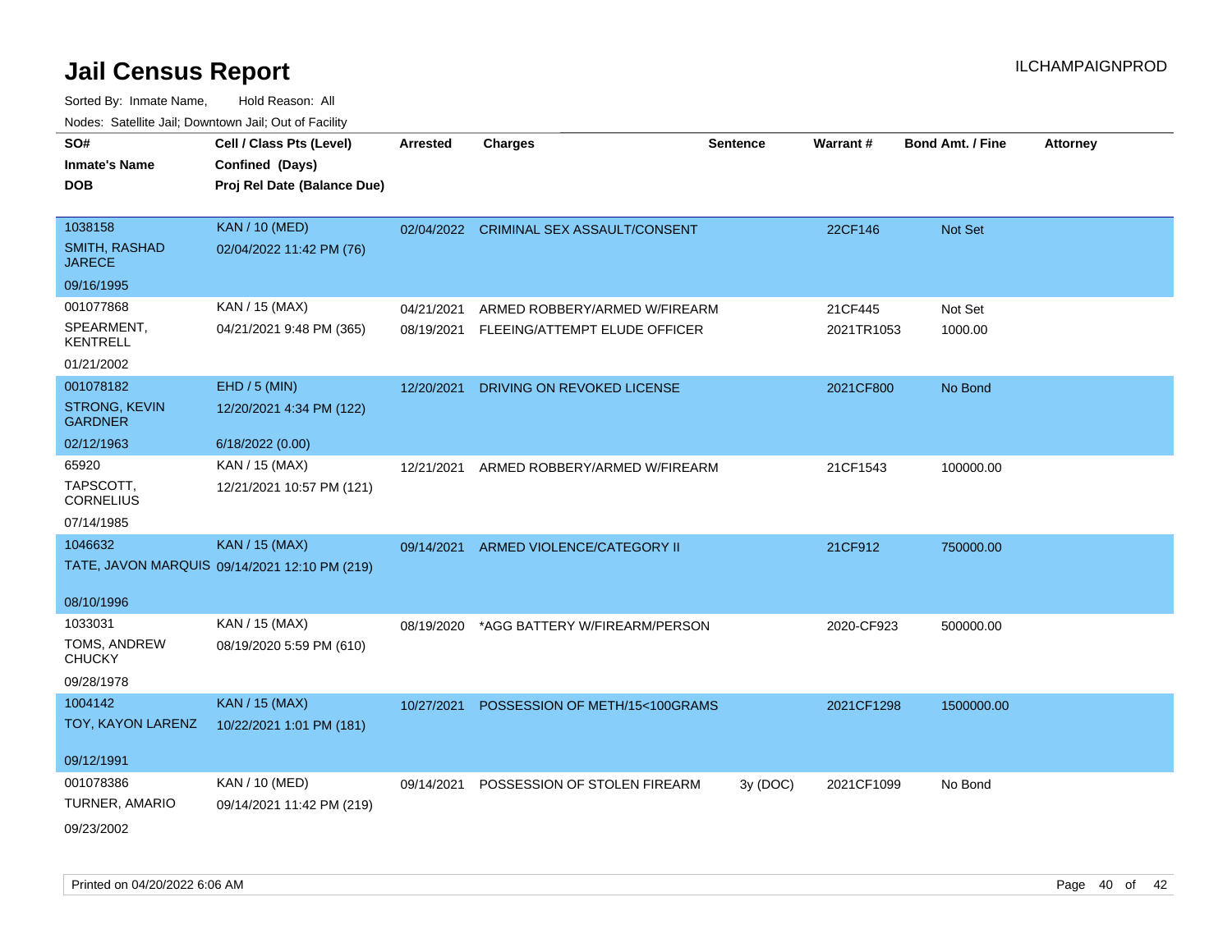# Jail Census Report

ILCHAMPAIGNPROD

Sorted By: Inmate Name, Hold Reason: All

Nodes: Satellite Jail; Downtown Jail; Out of Facility

| SO# / Inmate's Name / DOB | Cell / Class Pts (Level) / Confined (Days) / Proj Rel Date (Balance Due) | Arrested | Charges | Sentence | Warrant # | Bond Amt. / Fine | Attorney |
|---|---|---|---|---|---|---|---|
| 1038158<br>SMITH, RASHAD JARECE<br>09/16/1995 | KAN / 10 (MED)<br>02/04/2022 11:42 PM (76) | 02/04/2022 | CRIMINAL SEX ASSAULT/CONSENT | | 22CF146 | Not Set | |
| 001077868<br>SPEARMENT, KENTRELL<br>01/21/2002 | KAN / 15 (MAX)<br>04/21/2021 9:48 PM (365) | 04/21/2021<br>08/19/2021 | ARMED ROBBERY/ARMED W/FIREARM<br>FLEEING/ATTEMPT ELUDE OFFICER | | 21CF445<br>2021TR1053 | Not Set<br>1000.00 | |
| 001078182<br>STRONG, KEVIN GARDNER<br>02/12/1963 | EHD / 5 (MIN)<br>12/20/2021 4:34 PM (122)<br>6/18/2022 (0.00) | 12/20/2021 | DRIVING ON REVOKED LICENSE | | 2021CF800 | No Bond | |
| 65920<br>TAPSCOTT, CORNELIUS<br>07/14/1985 | KAN / 15 (MAX)<br>12/21/2021 10:57 PM (121) | 12/21/2021 | ARMED ROBBERY/ARMED W/FIREARM | | 21CF1543 | 100000.00 | |
| 1046632<br>TATE, JAVON MARQUIS<br>08/10/1996 | KAN / 15 (MAX)<br>09/14/2021 12:10 PM (219) | 09/14/2021 | ARMED VIOLENCE/CATEGORY II | | 21CF912 | 750000.00 | |
| 1033031<br>TOMS, ANDREW CHUCKY<br>09/28/1978 | KAN / 15 (MAX)<br>08/19/2020 5:59 PM (610) | 08/19/2020 | *AGG BATTERY W/FIREARM/PERSON | | 2020-CF923 | 500000.00 | |
| 1004142<br>TOY, KAYON LARENZ<br>09/12/1991 | KAN / 15 (MAX)<br>10/22/2021 1:01 PM (181) | 10/27/2021 | POSSESSION OF METH/15<100GRAMS | | 2021CF1298 | 1500000.00 | |
| 001078386<br>TURNER, AMARIO<br>09/23/2002 | KAN / 10 (MED)<br>09/14/2021 11:42 PM (219) | 09/14/2021 | POSSESSION OF STOLEN FIREARM | 3y (DOC) | 2021CF1099 | No Bond | |

Printed on 04/20/2022 6:06 AM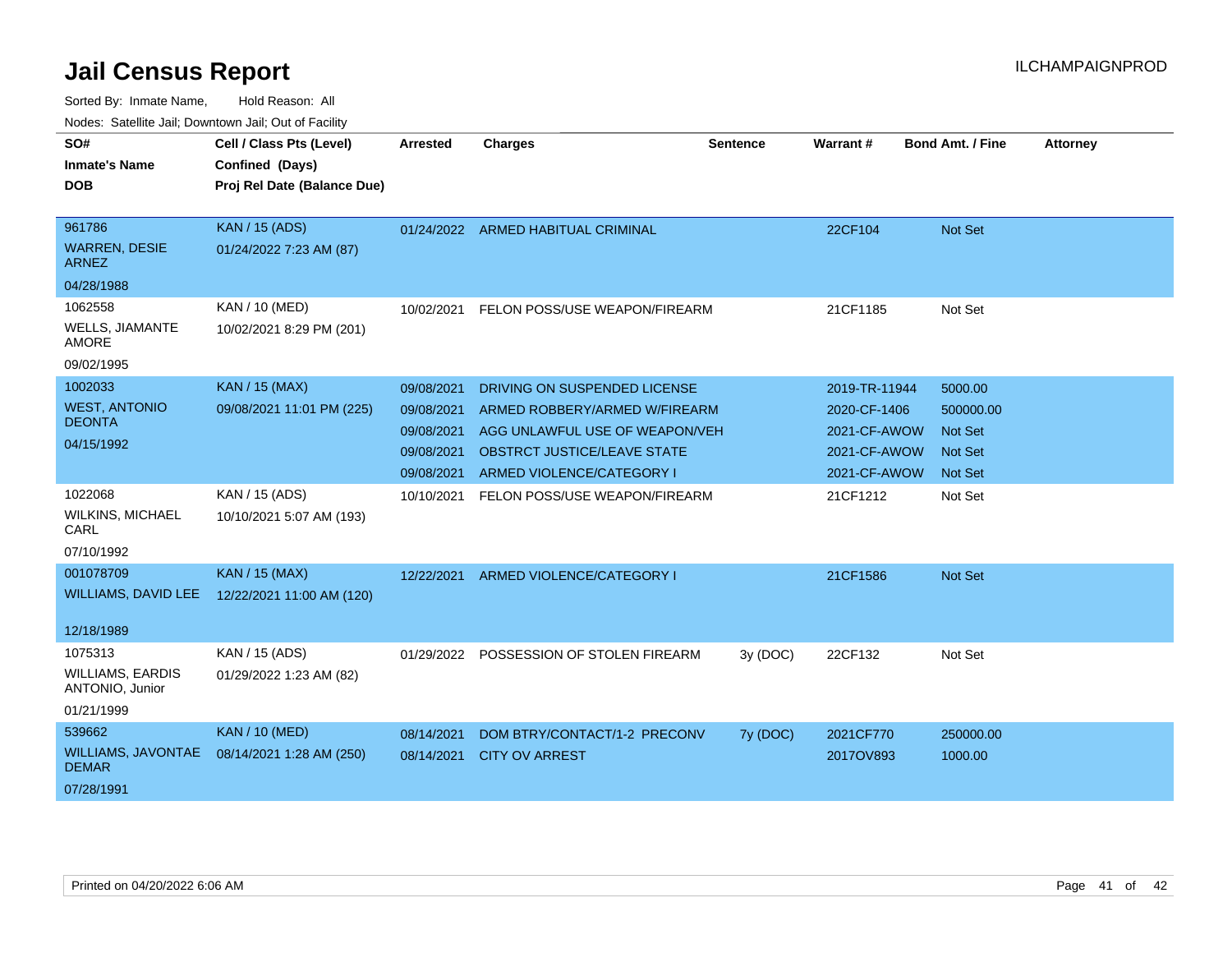# Jail Census Report

ILCHAMPAIGNPROD

Sorted By: Inmate Name, Hold Reason: All

Nodes: Satellite Jail; Downtown Jail; Out of Facility

| SO# / Inmate's Name / DOB | Cell / Class Pts (Level) / Confined (Days) / Proj Rel Date (Balance Due) | Arrested | Charges | Sentence | Warrant # | Bond Amt. / Fine | Attorney |
|---|---|---|---|---|---|---|---|
| 961786<br>WARREN, DESIE ARNEZ<br>04/28/1988 | KAN / 15 (ADS)<br>01/24/2022 7:23 AM (87) | 01/24/2022 | ARMED HABITUAL CRIMINAL | | 22CF104 | Not Set | |
| 1062558<br>WELLS, JIAMANTE AMORE<br>09/02/1995 | KAN / 10 (MED)<br>10/02/2021 8:29 PM (201) | 10/02/2021 | FELON POSS/USE WEAPON/FIREARM | | 21CF1185 | Not Set | |
| 1002033<br>WEST, ANTONIO DEONTA<br>04/15/1992 | KAN / 15 (MAX)<br>09/08/2021 11:01 PM (225) | 09/08/2021 | DRIVING ON SUSPENDED LICENSE | | 2019-TR-11944 | 5000.00 | |
| | | 09/08/2021 | ARMED ROBBERY/ARMED W/FIREARM | | 2020-CF-1406 | 500000.00 | |
| | | 09/08/2021 | AGG UNLAWFUL USE OF WEAPON/VEH | | 2021-CF-AWOW | Not Set | |
| | | 09/08/2021 | OBSTRCT JUSTICE/LEAVE STATE | | 2021-CF-AWOW | Not Set | |
| | | 09/08/2021 | ARMED VIOLENCE/CATEGORY I | | 2021-CF-AWOW | Not Set | |
| 1022068<br>WILKINS, MICHAEL CARL<br>07/10/1992 | KAN / 15 (ADS)<br>10/10/2021 5:07 AM (193) | 10/10/2021 | FELON POSS/USE WEAPON/FIREARM | | 21CF1212 | Not Set | |
| 001078709<br>WILLIAMS, DAVID LEE<br>12/18/1989 | KAN / 15 (MAX)<br>12/22/2021 11:00 AM (120) | 12/22/2021 | ARMED VIOLENCE/CATEGORY I | | 21CF1586 | Not Set | |
| 1075313<br>WILLIAMS, EARDIS ANTONIO, Junior<br>01/21/1999 | KAN / 15 (ADS)<br>01/29/2022 1:23 AM (82) | 01/29/2022 | POSSESSION OF STOLEN FIREARM | 3y (DOC) | 22CF132 | Not Set | |
| 539662<br>WILLIAMS, JAVONTAE DEMAR<br>07/28/1991 | KAN / 10 (MED)<br>08/14/2021 1:28 AM (250) | 08/14/2021 | DOM BTRY/CONTACT/1-2 PRECONV | 7y (DOC) | 2021CF770 | 250000.00 | |
| | | 08/14/2021 | CITY OV ARREST | | 2017OV893 | 1000.00 | |

Printed on 04/20/2022 6:06 AM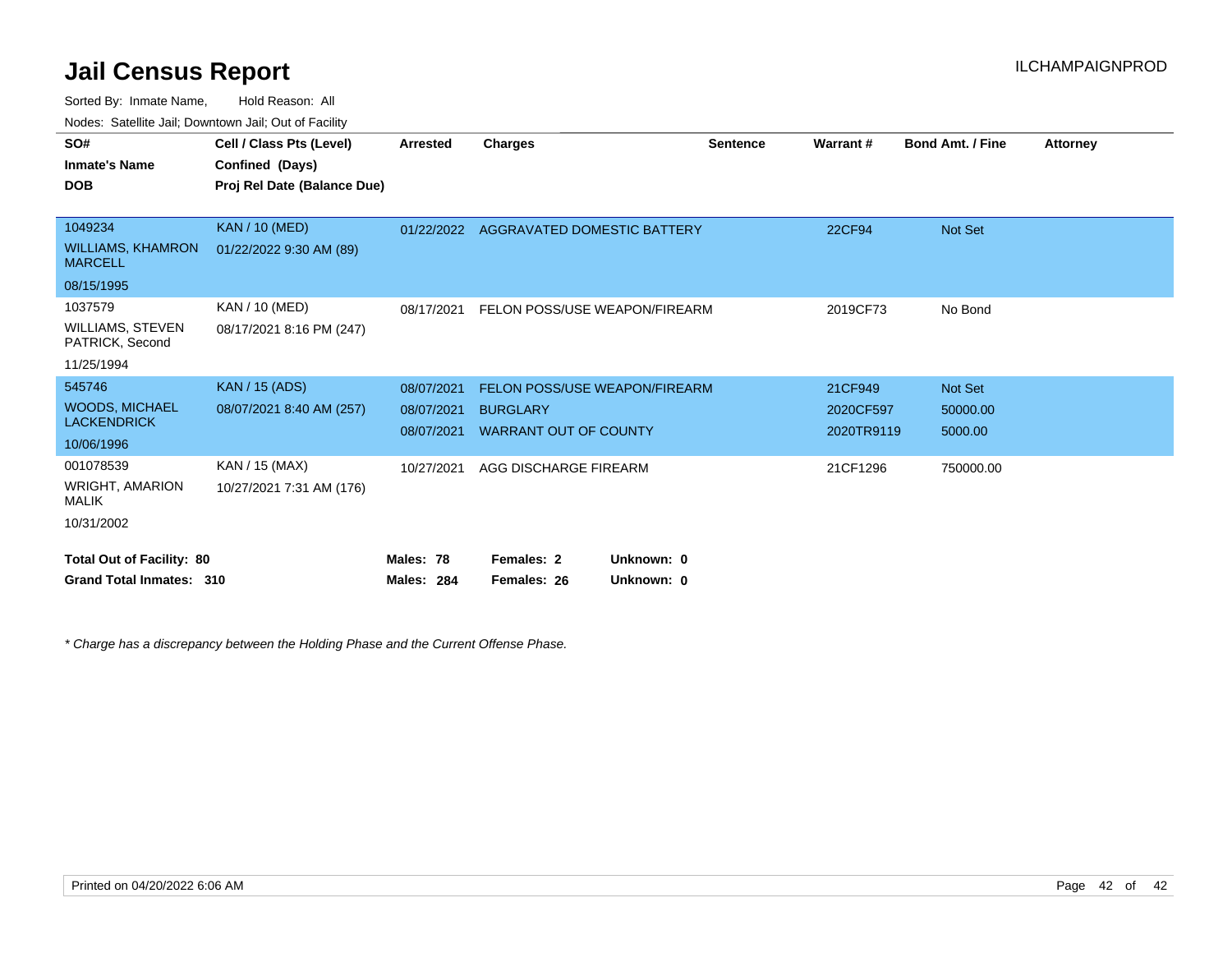# Jail Census Report

ILCHAMPAIGNPROD

Sorted By: Inmate Name, Hold Reason: All

Nodes: Satellite Jail; Downtown Jail; Out of Facility

| SO# / Inmate's Name / DOB | Cell / Class Pts (Level) / Confined (Days) / Proj Rel Date (Balance Due) | Arrested | Charges | Sentence | Warrant # | Bond Amt. / Fine | Attorney |
|---|---|---|---|---|---|---|---|
| 1049234<br>WILLIAMS, KHAMRON MARCELL<br>08/15/1995 | KAN / 10 (MED)<br>01/22/2022 9:30 AM (89) | 01/22/2022 | AGGRAVATED DOMESTIC BATTERY | | 22CF94 | Not Set | |
| 1037579<br>WILLIAMS, STEVEN PATRICK, Second<br>11/25/1994 | KAN / 10 (MED)<br>08/17/2021 8:16 PM (247) | 08/17/2021 | FELON POSS/USE WEAPON/FIREARM | | 2019CF73 | No Bond | |
| 545746<br>WOODS, MICHAEL LACKENDRICK<br>10/06/1996 | KAN / 15 (ADS)<br>08/07/2021 8:40 AM (257) | 08/07/2021 | FELON POSS/USE WEAPON/FIREARM | | 21CF949 | Not Set | |
| | | 08/07/2021 | BURGLARY | | 2020CF597 | 50000.00 | |
| | | 08/07/2021 | WARRANT OUT OF COUNTY | | 2020TR9119 | 5000.00 | |
| 001078539<br>WRIGHT, AMARION MALIK<br>10/31/2002 | KAN / 15 (MAX)<br>10/27/2021 7:31 AM (176) | 10/27/2021 | AGG DISCHARGE FIREARM | | 21CF1296 | 750000.00 | |

**Total Out of Facility: 80** — **Males: 78** — **Females: 2** — **Unknown: 0**

**Grand Total Inmates: 310** — **Males: 284** — **Females: 26** — **Unknown: 0**

*\* Charge has a discrepancy between the Holding Phase and the Current Offense Phase.*

Printed on 04/20/2022 6:06 AM